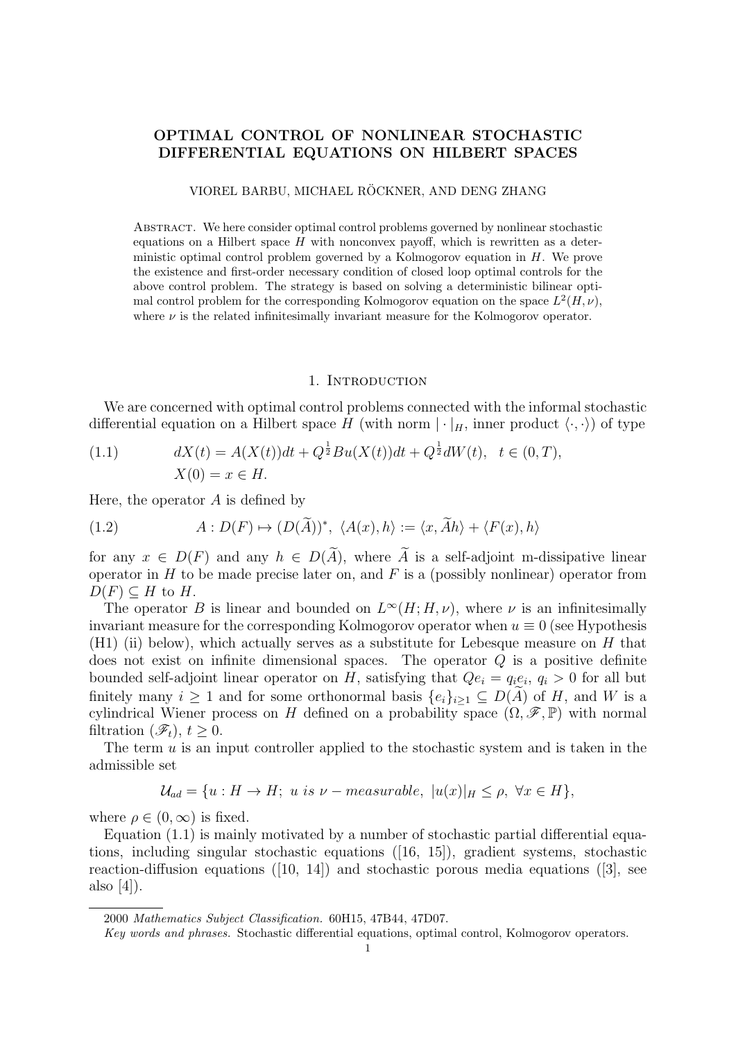# OPTIMAL CONTROL OF NONLINEAR STOCHASTIC DIFFERENTIAL EQUATIONS ON HILBERT SPACES

VIOREL BARBU, MICHAEL RÖCKNER, AND DENG ZHANG

Abstract. We here consider optimal control problems governed by nonlinear stochastic equations on a Hilbert space $H$ with nonconvex payoff, which is rewritten as a deterministic optimal control problem governed by a Kolmogorov equation in $H$. We prove the existence and first-order necessary condition of closed loop optimal controls for the above control problem. The strategy is based on solving a deterministic bilinear optimal control problem for the corresponding Kolmogorov equation on the space $L^2(H,\nu)$, where $\nu$ is the related infinitesimally invariant measure for the Kolmogorov operator.

## 1. Introduction

We are concerned with optimal control problems connected with the informal stochastic differential equation on a Hilbert space $H$ (with norm $|\cdot|_H$, inner product $\langle\cdot,\cdot\rangle$) of type

$$
\begin{aligned}
(1.1)\qquad & dX(t) = A(X(t))dt + Q^{\frac{1}{2}}Bu(X(t))dt + Q^{\frac{1}{2}}dW(t), \quad t\in(0,T),\\
& X(0) = x \in H.
\end{aligned}
$$

Here, the operator $A$ is defined by

$$
(1.2)\qquad A : D(F) \mapsto (D(\widetilde{A}))^*,\ \langle A(x), h\rangle := \langle x, \widetilde{A}h\rangle + \langle F(x), h\rangle
$$

for any $x\in D(F)$ and any $h\in D(\widetilde{A})$, where $\widetilde{A}$ is a self-adjoint m-dissipative linear operator in $H$ to be made precise later on, and $F$ is a (possibly nonlinear) operator from $D(F)\subseteq H$ to $H$.

The operator $B$ is linear and bounded on $L^\infty(H;H,\nu)$, where $\nu$ is an infinitesimally invariant measure for the corresponding Kolmogorov operator when $u\equiv 0$ (see Hypothesis (H1) (ii) below), which actually serves as a substitute for Lebesque measure on $H$ that does not exist on infinite dimensional spaces. The operator $Q$ is a positive definite bounded self-adjoint linear operator on $H$, satisfying that $Qe_i = q_ie_i$, $q_i>0$ for all but finitely many $i\geq 1$ and for some orthonormal basis $\{e_i\}_{i\geq 1}\subseteq D(\widetilde{A})$ of $H$, and $W$ is a cylindrical Wiener process on $H$ defined on a probability space $(\Omega,\mathscr{F},\mathbb{P})$ with normal filtration $(\mathscr{F}_t)$, $t\geq 0$.

The term $u$ is an input controller applied to the stochastic system and is taken in the admissible set

$$
\mathcal{U}_{ad} = \{u : H\to H;\ u \ is\ \nu-measurable,\ |u(x)|_H \leq \rho,\ \forall x\in H\},
$$

where $\rho\in(0,\infty)$ is fixed.

Equation (1.1) is mainly motivated by a number of stochastic partial differential equations, including singular stochastic equations ([16, 15]), gradient systems, stochastic reaction-diffusion equations ([10, 14]) and stochastic porous media equations ([3], see also [4]).

---

2000 *Mathematics Subject Classification.* 60H15, 47B44, 47D07.

*Key words and phrases.* Stochastic differential equations, optimal control, Kolmogorov operators.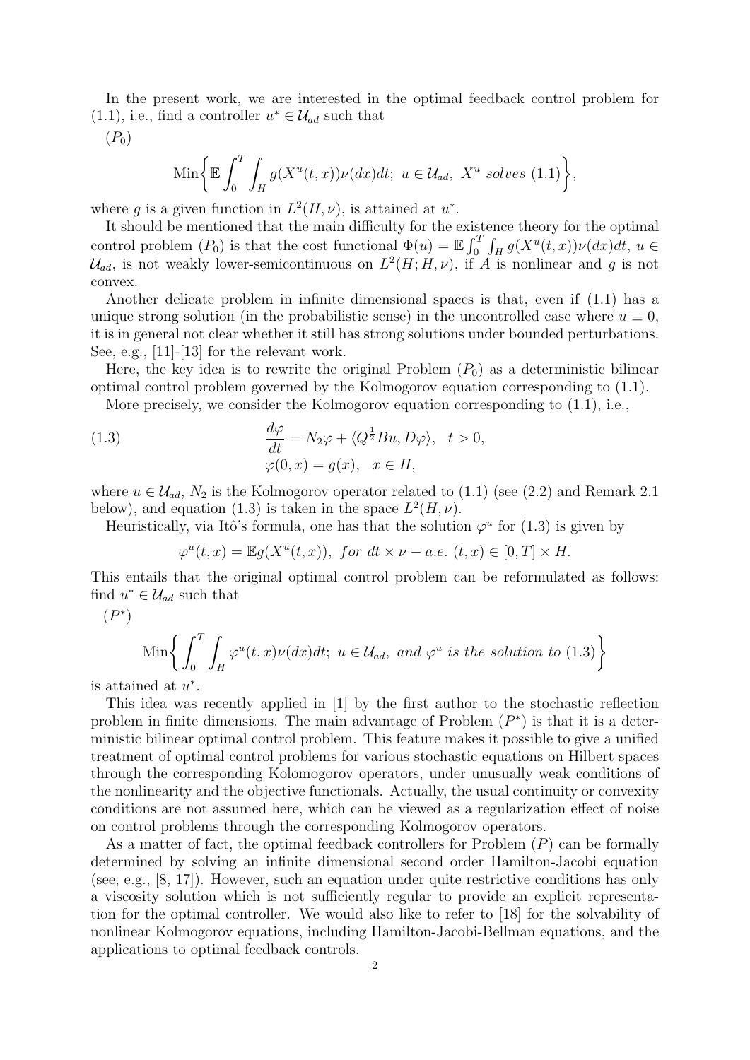In the present work, we are interested in the optimal feedback control problem for (1.1), i.e., find a controller $u^* \in \mathcal{U}_{ad}$ such that

$(P_0)$

$$\text{Min}\bigg\{ \mathbb{E}\int_0^T \int_H g(X^u(t,x))\nu(dx)dt;\ u \in \mathcal{U}_{ad},\ X^u \ solves\ (1.1)\bigg\},$$

where $g$ is a given function in $L^2(H,\nu)$, is attained at $u^*$.

It should be mentioned that the main difficulty for the existence theory for the optimal control problem $(P_0)$ is that the cost functional $\Phi(u) = \mathbb{E}\int_0^T \int_H g(X^u(t,x))\nu(dx)dt$, $u \in \mathcal{U}_{ad}$, is not weakly lower-semicontinuous on $L^2(H;H,\nu)$, if $A$ is nonlinear and $g$ is not convex.

Another delicate problem in infinite dimensional spaces is that, even if (1.1) has a unique strong solution (in the probabilistic sense) in the uncontrolled case where $u \equiv 0$, it is in general not clear whether it still has strong solutions under bounded perturbations. See, e.g., [11]-[13] for the relevant work.

Here, the key idea is to rewrite the original Problem $(P_0)$ as a deterministic bilinear optimal control problem governed by the Kolmogorov equation corresponding to (1.1).

More precisely, we consider the Kolmogorov equation corresponding to (1.1), i.e.,

$$\begin{aligned} &\frac{d\varphi}{dt} = N_2\varphi + \langle Q^{\frac{1}{2}}Bu, D\varphi\rangle, \quad t>0, \\ &\varphi(0,x) = g(x), \quad x \in H, \end{aligned} \tag{1.3}$$

where $u \in \mathcal{U}_{ad}$, $N_2$ is the Kolmogorov operator related to (1.1) (see (2.2) and Remark 2.1 below), and equation (1.3) is taken in the space $L^2(H,\nu)$.

Heuristically, via Itô's formula, one has that the solution $\varphi^u$ for (1.3) is given by

$$\varphi^u(t,x) = \mathbb{E}g(X^u(t,x)),\ for\ dt \times \nu - a.e.\ (t,x) \in [0,T]\times H.$$

This entails that the original optimal control problem can be reformulated as follows: find $u^* \in \mathcal{U}_{ad}$ such that

$(P^*)$

$$\text{Min}\bigg\{ \int_0^T \int_H \varphi^u(t,x)\nu(dx)dt;\ u \in \mathcal{U}_{ad},\ and\ \varphi^u\ is\ the\ solution\ to\ (1.3)\bigg\}$$

is attained at $u^*$.

This idea was recently applied in [1] by the first author to the stochastic reflection problem in finite dimensions. The main advantage of Problem $(P^*)$ is that it is a deterministic bilinear optimal control problem. This feature makes it possible to give a unified treatment of optimal control problems for various stochastic equations on Hilbert spaces through the corresponding Kolomogorov operators, under unusually weak conditions of the nonlinearity and the objective functionals. Actually, the usual continuity or convexity conditions are not assumed here, which can be viewed as a regularization effect of noise on control problems through the corresponding Kolmogorov operators.

As a matter of fact, the optimal feedback controllers for Problem $(P)$ can be formally determined by solving an infinite dimensional second order Hamilton-Jacobi equation (see, e.g., [8, 17]). However, such an equation under quite restrictive conditions has only a viscosity solution which is not sufficiently regular to provide an explicit representation for the optimal controller. We would also like to refer to [18] for the solvability of nonlinear Kolmogorov equations, including Hamilton-Jacobi-Bellman equations, and the applications to optimal feedback controls.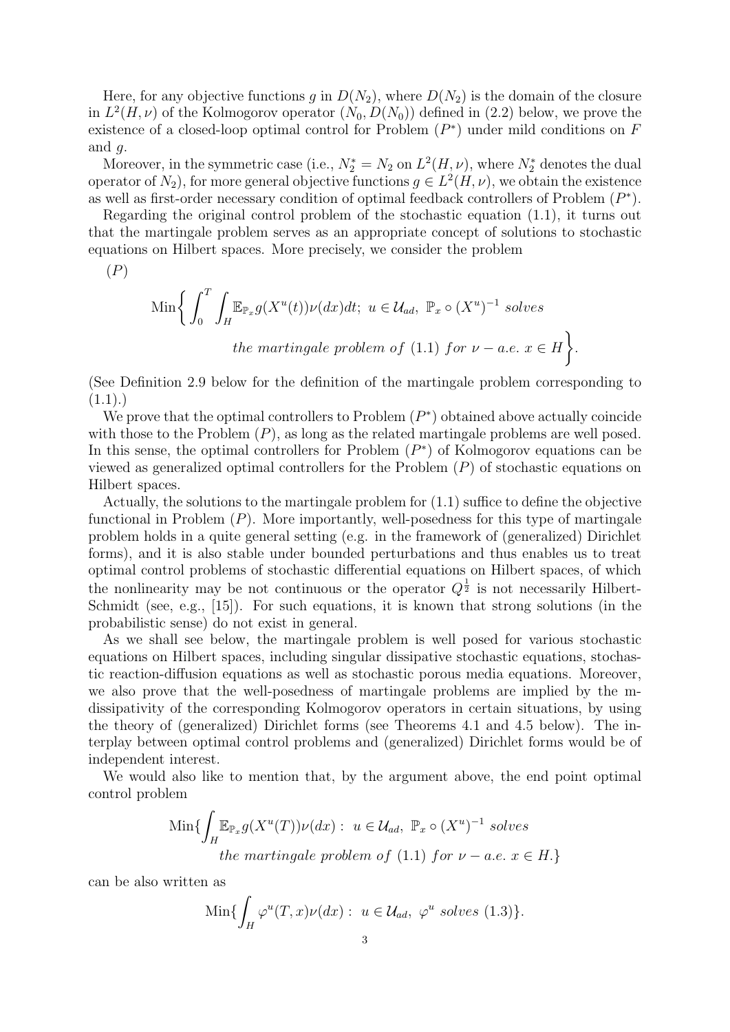Here, for any objective functions $g$ in $D(N_2)$, where $D(N_2)$ is the domain of the closure in $L^2(H,\nu)$ of the Kolmogorov operator $(N_0, D(N_0))$ defined in (2.2) below, we prove the existence of a closed-loop optimal control for Problem $(P^*)$ under mild conditions on $F$ and $g$.

Moreover, in the symmetric case (i.e., $N_2^* = N_2$ on $L^2(H,\nu)$, where $N_2^*$ denotes the dual operator of $N_2$), for more general objective functions $g \in L^2(H,\nu)$, we obtain the existence as well as first-order necessary condition of optimal feedback controllers of Problem $(P^*)$.

Regarding the original control problem of the stochastic equation (1.1), it turns out that the martingale problem serves as an appropriate concept of solutions to stochastic equations on Hilbert spaces. More precisely, we consider the problem

$(P)$

$$\mathrm{Min}\bigg\{ \int_0^T \int_H \mathbb{E}_{\mathbb{P}_x} g(X^u(t))\nu(dx)dt;\ u \in \mathcal{U}_{ad},\ \mathbb{P}_x \circ (X^u)^{-1}\ \textit{solves}$$
$$\textit{the martingale problem of}\ (1.1)\ \textit{for}\ \nu - a.e.\ x \in H \bigg\}.$$

(See Definition 2.9 below for the definition of the martingale problem corresponding to (1.1).)

We prove that the optimal controllers to Problem $(P^*)$ obtained above actually coincide with those to the Problem $(P)$, as long as the related martingale problems are well posed. In this sense, the optimal controllers for Problem $(P^*)$ of Kolmogorov equations can be viewed as generalized optimal controllers for the Problem $(P)$ of stochastic equations on Hilbert spaces.

Actually, the solutions to the martingale problem for (1.1) suffice to define the objective functional in Problem $(P)$. More importantly, well-posedness for this type of martingale problem holds in a quite general setting (e.g. in the framework of (generalized) Dirichlet forms), and it is also stable under bounded perturbations and thus enables us to treat optimal control problems of stochastic differential equations on Hilbert spaces, of which the nonlinearity may be not continuous or the operator $Q^{\frac{1}{2}}$ is not necessarily Hilbert-Schmidt (see, e.g., [15]). For such equations, it is known that strong solutions (in the probabilistic sense) do not exist in general.

As we shall see below, the martingale problem is well posed for various stochastic equations on Hilbert spaces, including singular dissipative stochastic equations, stochastic reaction-diffusion equations as well as stochastic porous media equations. Moreover, we also prove that the well-posedness of martingale problems are implied by the m-dissipativity of the corresponding Kolmogorov operators in certain situations, by using the theory of (generalized) Dirichlet forms (see Theorems 4.1 and 4.5 below). The interplay between optimal control problems and (generalized) Dirichlet forms would be of independent interest.

We would also like to mention that, by the argument above, the end point optimal control problem

$$\mathrm{Min}\{ \int_H \mathbb{E}_{\mathbb{P}_x} g(X^u(T))\nu(dx) :\ u \in \mathcal{U}_{ad},\ \mathbb{P}_x \circ (X^u)^{-1}\ \textit{solves}$$
$$\textit{the martingale problem of}\ (1.1)\ \textit{for}\ \nu - a.e.\ x \in H.\}$$

can be also written as

$$\mathrm{Min}\{ \int_H \varphi^u(T,x)\nu(dx) :\ u \in \mathcal{U}_{ad},\ \varphi^u\ \textit{solves}\ (1.3)\}.$$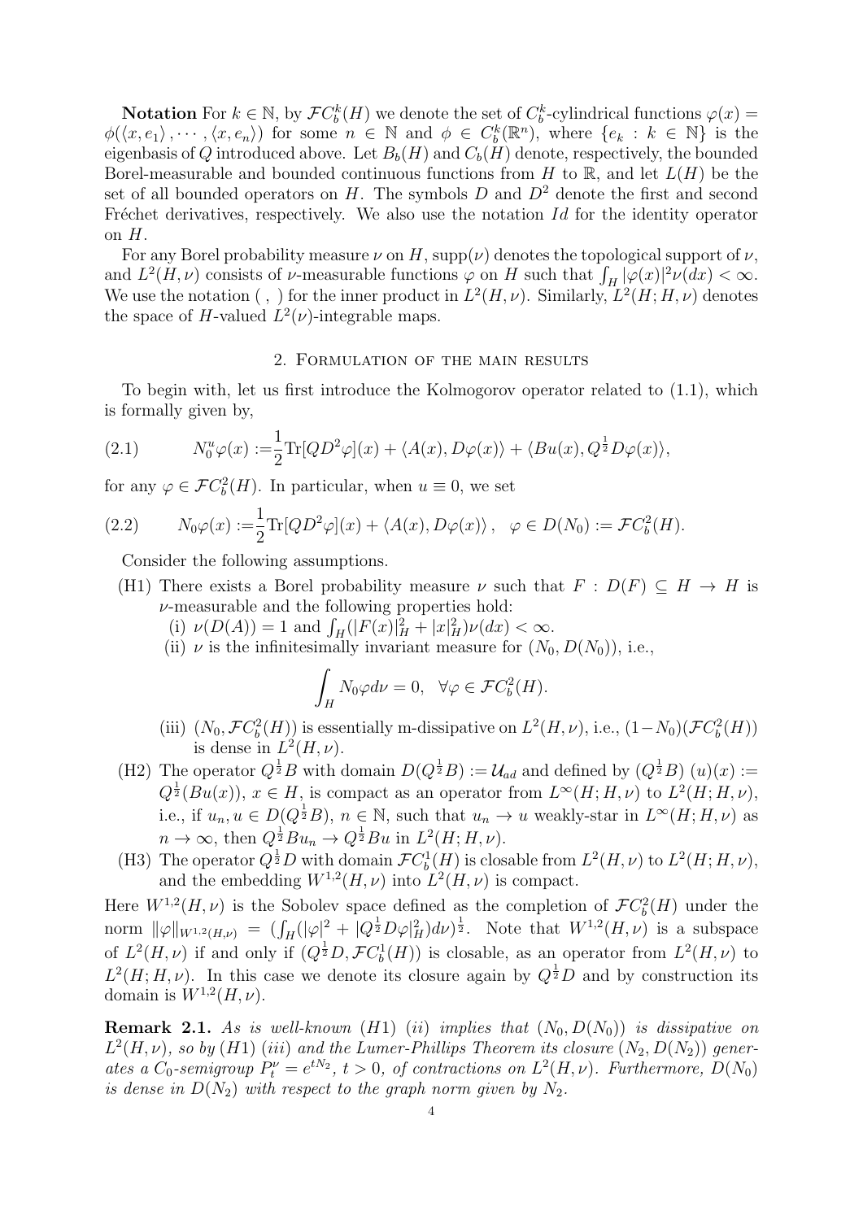**Notation** For $k \in \mathbb{N}$, by $\mathcal{F}C_b^k(H)$ we denote the set of $C_b^k$-cylindrical functions $\varphi(x) = \phi(\langle x, e_1\rangle, \cdots, \langle x, e_n\rangle)$ for some $n \in \mathbb{N}$ and $\phi \in C_b^k(\mathbb{R}^n)$, where $\{e_k : k \in \mathbb{N}\}$ is the eigenbasis of $Q$ introduced above. Let $B_b(H)$ and $C_b(H)$ denote, respectively, the bounded Borel-measurable and bounded continuous functions from $H$ to $\mathbb{R}$, and let $L(H)$ be the set of all bounded operators on $H$. The symbols $D$ and $D^2$ denote the first and second Fréchet derivatives, respectively. We also use the notation $Id$ for the identity operator on $H$.

For any Borel probability measure $\nu$ on $H$, $\text{supp}(\nu)$ denotes the topological support of $\nu$, and $L^2(H, \nu)$ consists of $\nu$-measurable functions $\varphi$ on $H$ such that $\int_H |\varphi(x)|^2 \nu(dx) < \infty$. We use the notation $( \, , \, )$ for the inner product in $L^2(H, \nu)$. Similarly, $L^2(H; H, \nu)$ denotes the space of $H$-valued $L^2(\nu)$-integrable maps.

## 2. Formulation of the main results

To begin with, let us first introduce the Kolmogorov operator related to (1.1), which is formally given by,

$$N_0^u \varphi(x) := \frac{1}{2}\text{Tr}[QD^2\varphi](x) + \langle A(x), D\varphi(x)\rangle + \langle Bu(x), Q^{\frac{1}{2}}D\varphi(x)\rangle, \tag{2.1}$$

for any $\varphi \in \mathcal{F}C_b^2(H)$. In particular, when $u \equiv 0$, we set

$$N_0\varphi(x) := \frac{1}{2}\text{Tr}[QD^2\varphi](x) + \langle A(x), D\varphi(x)\rangle\,, \quad \varphi \in D(N_0) := \mathcal{F}C_b^2(H). \tag{2.2}$$

Consider the following assumptions.

- (H1) There exists a Borel probability measure $\nu$ such that $F : D(F) \subseteq H \to H$ is $\nu$-measurable and the following properties hold:
  - (i) $\nu(D(A)) = 1$ and $\int_H (|F(x)|_H^2 + |x|_H^2)\nu(dx) < \infty$.
  - (ii) $\nu$ is the infinitesimally invariant measure for $(N_0, D(N_0))$, i.e.,
  $$\int_H N_0\varphi d\nu = 0, \quad \forall \varphi \in \mathcal{F}C_b^2(H).$$
  - (iii) $(N_0, \mathcal{F}C_b^2(H))$ is essentially m-dissipative on $L^2(H, \nu)$, i.e., $(1-N_0)(\mathcal{F}C_b^2(H))$ is dense in $L^2(H, \nu)$.
- (H2) The operator $Q^{\frac{1}{2}}B$ with domain $D(Q^{\frac{1}{2}}B) := \mathcal{U}_{ad}$ and defined by $(Q^{\frac{1}{2}}B)\,(u)(x) := Q^{\frac{1}{2}}(Bu(x))$, $x \in H$, is compact as an operator from $L^\infty(H; H, \nu)$ to $L^2(H; H, \nu)$, i.e., if $u_n, u \in D(Q^{\frac{1}{2}}B)$, $n \in \mathbb{N}$, such that $u_n \to u$ weakly-star in $L^\infty(H; H, \nu)$ as $n \to \infty$, then $Q^{\frac{1}{2}}Bu_n \to Q^{\frac{1}{2}}Bu$ in $L^2(H; H, \nu)$.
- (H3) The operator $Q^{\frac{1}{2}}D$ with domain $\mathcal{F}C_b^1(H)$ is closable from $L^2(H, \nu)$ to $L^2(H; H, \nu)$, and the embedding $W^{1,2}(H, \nu)$ into $L^2(H, \nu)$ is compact.

Here $W^{1,2}(H, \nu)$ is the Sobolev space defined as the completion of $\mathcal{F}C_b^2(H)$ under the norm $\|\varphi\|_{W^{1,2}(H,\nu)} = (\int_H (|\varphi|^2 + |Q^{\frac{1}{2}}D\varphi|_H^2)d\nu)^{\frac{1}{2}}$. Note that $W^{1,2}(H, \nu)$ is a subspace of $L^2(H, \nu)$ if and only if $(Q^{\frac{1}{2}}D, \mathcal{F}C_b^1(H))$ is closable, as an operator from $L^2(H, \nu)$ to $L^2(H; H, \nu)$. In this case we denote its closure again by $Q^{\frac{1}{2}}D$ and by construction its domain is $W^{1,2}(H, \nu)$.

**Remark 2.1.** *As is well-known $(H1)$ $(ii)$ implies that $(N_0, D(N_0))$ is dissipative on $L^2(H, \nu)$, so by $(H1)$ $(iii)$ and the Lumer-Phillips Theorem its closure $(N_2, D(N_2))$ generates a $C_0$-semigroup $P_t^\nu = e^{tN_2}$, $t > 0$, of contractions on $L^2(H, \nu)$. Furthermore, $D(N_0)$ is dense in $D(N_2)$ with respect to the graph norm given by $N_2$.*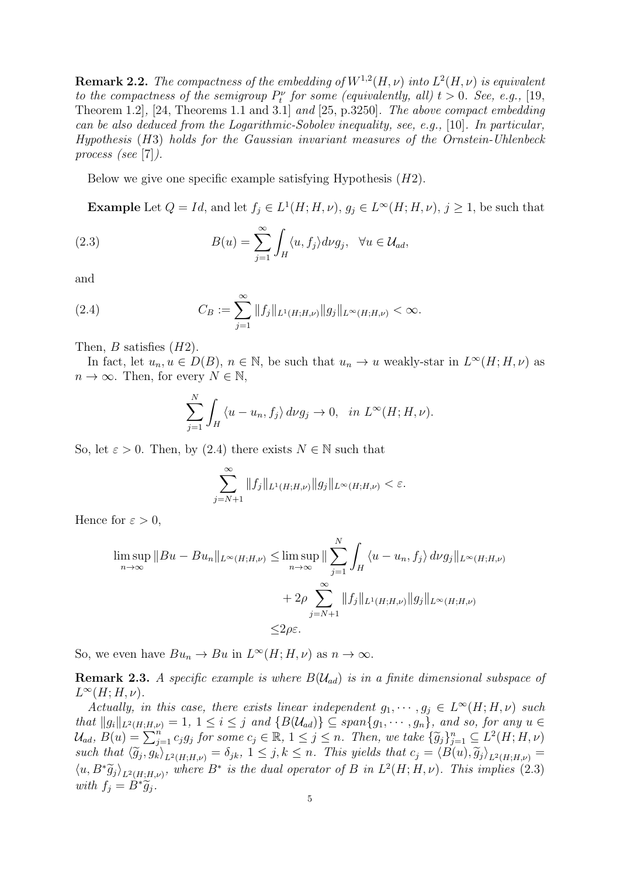**Remark 2.2.** *The compactness of the embedding of $W^{1,2}(H,\nu)$ into $L^2(H,\nu)$ is equivalent to the compactness of the semigroup $P_t^\nu$ for some (equivalently, all) $t>0$. See, e.g.,* [19, Theorem 1.2], [24, Theorems 1.1 and 3.1] *and* [25, p.3250]*. The above compact embedding can be also deduced from the Logarithmic-Sobolev inequality, see, e.g.,* [10]*. In particular, Hypothesis* $(H3)$ *holds for the Gaussian invariant measures of the Ornstein-Uhlenbeck process (see* [7]*).*

Below we give one specific example satisfying Hypothesis $(H2)$.

**Example** Let $Q = Id$, and let $f_j \in L^1(H;H,\nu)$, $g_j \in L^\infty(H;H,\nu)$, $j \geq 1$, be such that

$$B(u) = \sum_{j=1}^{\infty} \int_H \langle u, f_j \rangle d\nu g_j, \quad \forall u \in \mathcal{U}_{ad}, \tag{2.3}$$

and

$$C_B := \sum_{j=1}^{\infty} \|f_j\|_{L^1(H;H,\nu)} \|g_j\|_{L^\infty(H;H,\nu)} < \infty. \tag{2.4}$$

Then, $B$ satisfies $(H2)$.

In fact, let $u_n, u \in D(B)$, $n \in \mathbb{N}$, be such that $u_n \to u$ weakly-star in $L^\infty(H;H,\nu)$ as $n \to \infty$. Then, for every $N \in \mathbb{N}$,

$$\sum_{j=1}^{N} \int_H \langle u - u_n, f_j \rangle \, d\nu g_j \to 0, \quad in \ L^\infty(H;H,\nu).$$

So, let $\varepsilon > 0$. Then, by (2.4) there exists $N \in \mathbb{N}$ such that

$$\sum_{j=N+1}^{\infty} \|f_j\|_{L^1(H;H,\nu)} \|g_j\|_{L^\infty(H;H,\nu)} < \varepsilon.$$

Hence for $\varepsilon > 0$,

$$\begin{aligned}
\limsup_{n\to\infty} \|Bu - Bu_n\|_{L^\infty(H;H,\nu)} \leq & \limsup_{n\to\infty} \Big\| \sum_{j=1}^{N} \int_H \langle u - u_n, f_j \rangle \, d\nu g_j \Big\|_{L^\infty(H;H,\nu)} \\
& + 2\rho \sum_{j=N+1}^{\infty} \|f_j\|_{L^1(H;H,\nu)} \|g_j\|_{L^\infty(H;H,\nu)} \\
\leq & 2\rho\varepsilon.
\end{aligned}$$

So, we even have $Bu_n \to Bu$ in $L^\infty(H;H,\nu)$ as $n \to \infty$.

**Remark 2.3.** *A specific example is where $B(\mathcal{U}_{ad})$ is in a finite dimensional subspace of $L^\infty(H;H,\nu)$.*

*Actually, in this case, there exists linear independent $g_1, \cdots, g_j \in L^\infty(H;H,\nu)$ such that $\|g_i\|_{L^2(H;H,\nu)} = 1$, $1 \leq i \leq j$ and $\{B(\mathcal{U}_{ad})\} \subseteq span\{g_1, \cdots, g_n\}$, and so, for any $u \in \mathcal{U}_{ad}$, $B(u) = \sum_{j=1}^{n} c_j g_j$ for some $c_j \in \mathbb{R}$, $1 \leq j \leq n$. Then, we take $\{\widetilde{g}_j\}_{j=1}^n \subseteq L^2(H;H,\nu)$ such that $\langle \widetilde{g}_j, g_k \rangle_{L^2(H;H,\nu)} = \delta_{jk}$, $1 \leq j,k \leq n$. This yields that $c_j = \langle B(u), \widetilde{g}_j \rangle_{L^2(H;H,\nu)} = \langle u, B^* \widetilde{g}_j \rangle_{L^2(H;H,\nu)}$, where $B^*$ is the dual operator of $B$ in $L^2(H;H,\nu)$. This implies* (2.3) *with $f_j = B^* \widetilde{g}_j$.*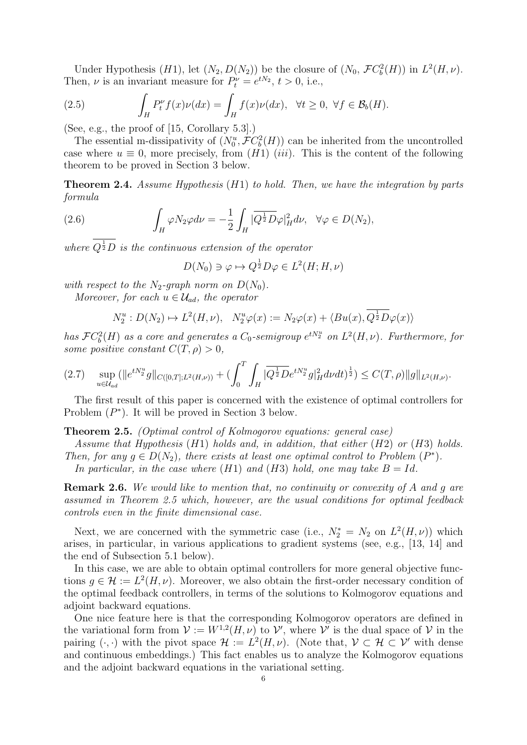Under Hypothesis $(H1)$, let $(N_2, D(N_2))$ be the closure of $(N_0, \mathcal{F}C_b^2(H))$ in $L^2(H,\nu)$. Then, $\nu$ is an invariant measure for $P_t^\nu = e^{tN_2}$, $t>0$, i.e.,

$$\int_H P_t^\nu f(x)\nu(dx) = \int_H f(x)\nu(dx), \quad \forall t \geq 0, \ \forall f \in \mathcal{B}_b(H). \tag{2.5}$$

(See, e.g., the proof of [15, Corollary 5.3].)

The essential m-dissipativity of $(N_0^u, \mathcal{F}C_b^2(H))$ can be inherited from the uncontrolled case where $u \equiv 0$, more precisely, from $(H1)$ $(iii)$. This is the content of the following theorem to be proved in Section 3 below.

**Theorem 2.4.** *Assume Hypothesis $(H1)$ to hold. Then, we have the integration by parts formula*

$$\int_H \varphi N_2 \varphi d\nu = -\frac{1}{2}\int_H |\overline{Q^{\frac{1}{2}}D}\varphi|_H^2 d\nu, \quad \forall \varphi \in D(N_2), \tag{2.6}$$

*where $\overline{Q^{\frac{1}{2}}D}$ is the continuous extension of the operator*

$$D(N_0) \ni \varphi \mapsto Q^{\frac{1}{2}}D\varphi \in L^2(H;H,\nu)$$

*with respect to the $N_2$-graph norm on $D(N_0)$.*

*Moreover, for each $u \in \mathcal{U}_{ad}$, the operator*

$$N_2^u : D(N_2) \mapsto L^2(H,\nu), \quad N_2^u\varphi(x) := N_2\varphi(x) + \langle Bu(x), \overline{Q^{\frac{1}{2}}D}\varphi(x)\rangle$$

*has $\mathcal{F}C_b^2(H)$ as a core and generates a $C_0$-semigroup $e^{tN_2^u}$ on $L^2(H,\nu)$. Furthermore, for some positive constant $C(T,\rho) > 0$,*

$$\sup_{u\in\mathcal{U}_{ad}} (\|e^{tN_2^u}g\|_{C([0,T];L^2(H,\nu))} + (\int_0^T\int_H |\overline{Q^{\frac{1}{2}}D}e^{tN_2^u}g|_H^2 d\nu dt)^{\frac{1}{2}}) \leq C(T,\rho)\|g\|_{L^2(H,\nu)}. \tag{2.7}$$

The first result of this paper is concerned with the existence of optimal controllers for Problem $(P^*)$. It will be proved in Section 3 below.

**Theorem 2.5.** *(Optimal control of Kolmogorov equations: general case)*

*Assume that Hypothesis $(H1)$ holds and, in addition, that either $(H2)$ or $(H3)$ holds. Then, for any $g \in D(N_2)$, there exists at least one optimal control to Problem $(P^*)$.*

*In particular, in the case where $(H1)$ and $(H3)$ hold, one may take $B = Id$.*

**Remark 2.6.** *We would like to mention that, no continuity or convexity of $A$ and $g$ are assumed in Theorem 2.5 which, however, are the usual conditions for optimal feedback controls even in the finite dimensional case.*

Next, we are concerned with the symmetric case (i.e., $N_2^* = N_2$ on $L^2(H,\nu)$) which arises, in particular, in various applications to gradient systems (see, e.g., [13, 14] and the end of Subsection 5.1 below).

In this case, we are able to obtain optimal controllers for more general objective functions $g \in \mathcal{H} := L^2(H,\nu)$. Moreover, we also obtain the first-order necessary condition of the optimal feedback controllers, in terms of the solutions to Kolmogorov equations and adjoint backward equations.

One nice feature here is that the corresponding Kolmogorov operators are defined in the variational form from $\mathcal{V} := W^{1,2}(H,\nu)$ to $\mathcal{V}'$, where $\mathcal{V}'$ is the dual space of $\mathcal{V}$ in the pairing $(\cdot,\cdot)$ with the pivot space $\mathcal{H} := L^2(H,\nu)$. (Note that, $\mathcal{V} \subset \mathcal{H} \subset \mathcal{V}'$ with dense and continuous embeddings.) This fact enables us to analyze the Kolmogorov equations and the adjoint backward equations in the variational setting.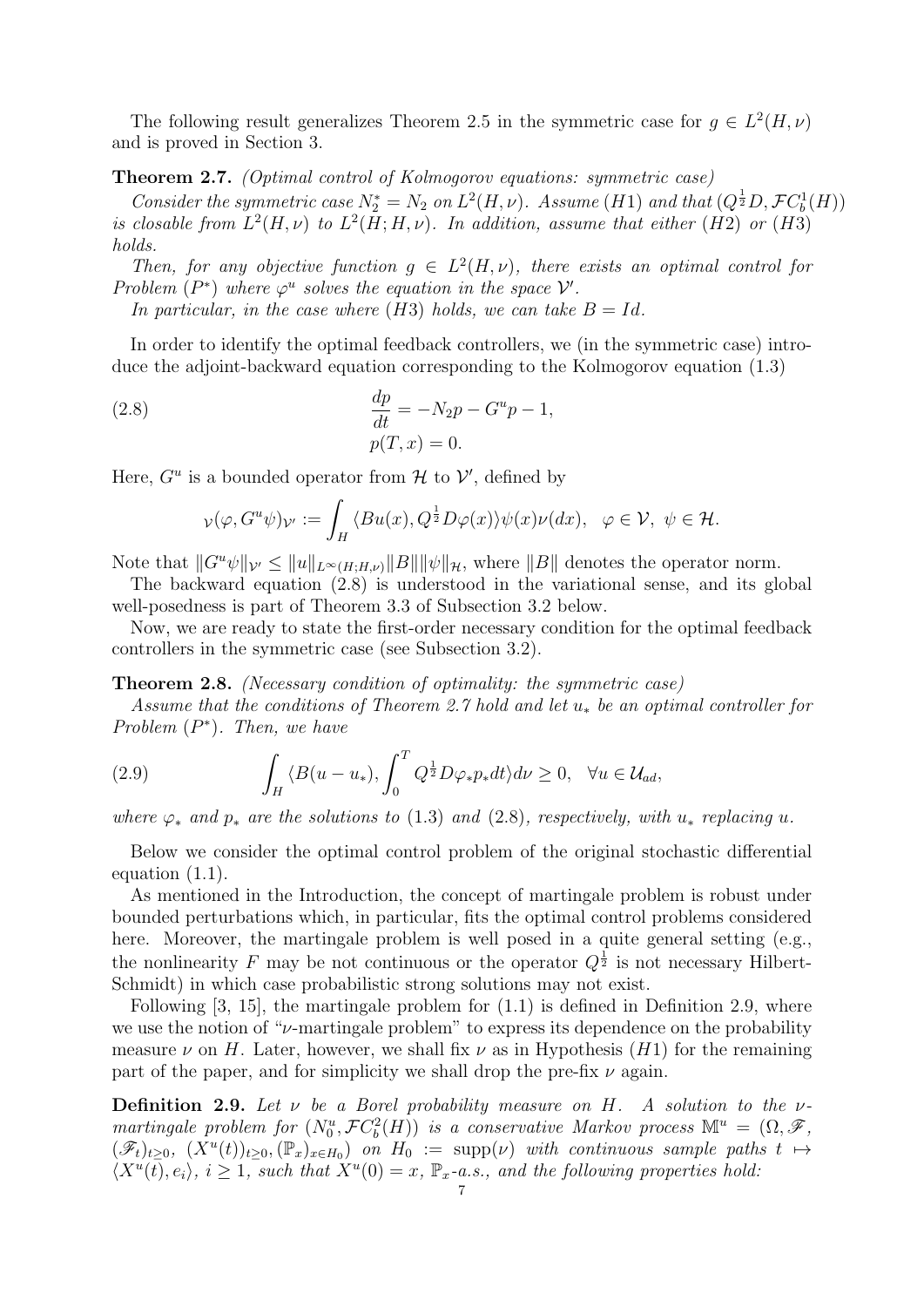The following result generalizes Theorem 2.5 in the symmetric case for $g \in L^2(H,\nu)$ and is proved in Section 3.

**Theorem 2.7.** *(Optimal control of Kolmogorov equations: symmetric case)*

*Consider the symmetric case $N_2^* = N_2$ on $L^2(H,\nu)$. Assume $(H1)$ and that $(Q^{\frac{1}{2}}D, \mathcal{F}C_b^1(H))$ is closable from $L^2(H,\nu)$ to $L^2(H;H,\nu)$. In addition, assume that either $(H2)$ or $(H3)$ holds.*

*Then, for any objective function $g \in L^2(H,\nu)$, there exists an optimal control for Problem $(P^*)$ where $\varphi^u$ solves the equation in the space $\mathcal{V}'$.*

*In particular, in the case where $(H3)$ holds, we can take $B = Id$.*

In order to identify the optimal feedback controllers, we (in the symmetric case) introduce the adjoint-backward equation corresponding to the Kolmogorov equation (1.3)

$$
\begin{aligned}
\frac{dp}{dt} &= -N_2 p - G^u p - 1, \\
p(T,x) &= 0.
\end{aligned}
\tag{2.8}
$$

Here, $G^u$ is a bounded operator from $\mathcal{H}$ to $\mathcal{V}'$, defined by

$$
{}_{\mathcal{V}}(\varphi, G^u\psi)_{\mathcal{V}'} := \int_H \langle Bu(x), Q^{\frac{1}{2}}D\varphi(x)\rangle \psi(x)\nu(dx), \quad \varphi \in \mathcal{V},\ \psi \in \mathcal{H}.
$$

Note that $\|G^u\psi\|_{\mathcal{V}'} \le \|u\|_{L^\infty(H;H,\nu)}\|B\|\|\psi\|_{\mathcal{H}}$, where $\|B\|$ denotes the operator norm.

The backward equation (2.8) is understood in the variational sense, and its global well-posedness is part of Theorem 3.3 of Subsection 3.2 below.

Now, we are ready to state the first-order necessary condition for the optimal feedback controllers in the symmetric case (see Subsection 3.2).

**Theorem 2.8.** *(Necessary condition of optimality: the symmetric case)*

*Assume that the conditions of Theorem 2.7 hold and let $u_*$ be an optimal controller for Problem $(P^*)$. Then, we have*

$$
\int_H \langle B(u-u_*), \int_0^T Q^{\frac{1}{2}}D\varphi_* p_* dt\rangle d\nu \ge 0, \quad \forall u \in \mathcal{U}_{ad},
\tag{2.9}
$$

*where $\varphi_*$ and $p_*$ are the solutions to (1.3) and (2.8), respectively, with $u_*$ replacing $u$.*

Below we consider the optimal control problem of the original stochastic differential equation (1.1).

As mentioned in the Introduction, the concept of martingale problem is robust under bounded perturbations which, in particular, fits the optimal control problems considered here. Moreover, the martingale problem is well posed in a quite general setting (e.g., the nonlinearity $F$ may be not continuous or the operator $Q^{\frac{1}{2}}$ is not necessary Hilbert-Schmidt) in which case probabilistic strong solutions may not exist.

Following [3, 15], the martingale problem for (1.1) is defined in Definition 2.9, where we use the notion of "$\nu$-martingale problem" to express its dependence on the probability measure $\nu$ on $H$. Later, however, we shall fix $\nu$ as in Hypothesis $(H1)$ for the remaining part of the paper, and for simplicity we shall drop the pre-fix $\nu$ again.

**Definition 2.9.** *Let $\nu$ be a Borel probability measure on $H$. A solution to the $\nu$-martingale problem for $(N_0^u, \mathcal{F}C_b^2(H))$ is a conservative Markov process $\mathbb{M}^u = (\Omega, \mathscr{F}, (\mathscr{F}_t)_{t\ge 0}, (X^u(t))_{t\ge 0}, (\mathbb{P}_x)_{x\in H_0})$ on $H_0 := \mathrm{supp}(\nu)$ with continuous sample paths $t \mapsto \langle X^u(t), e_i\rangle$, $i \ge 1$, such that $X^u(0) = x$, $\mathbb{P}_x$-a.s., and the following properties hold:*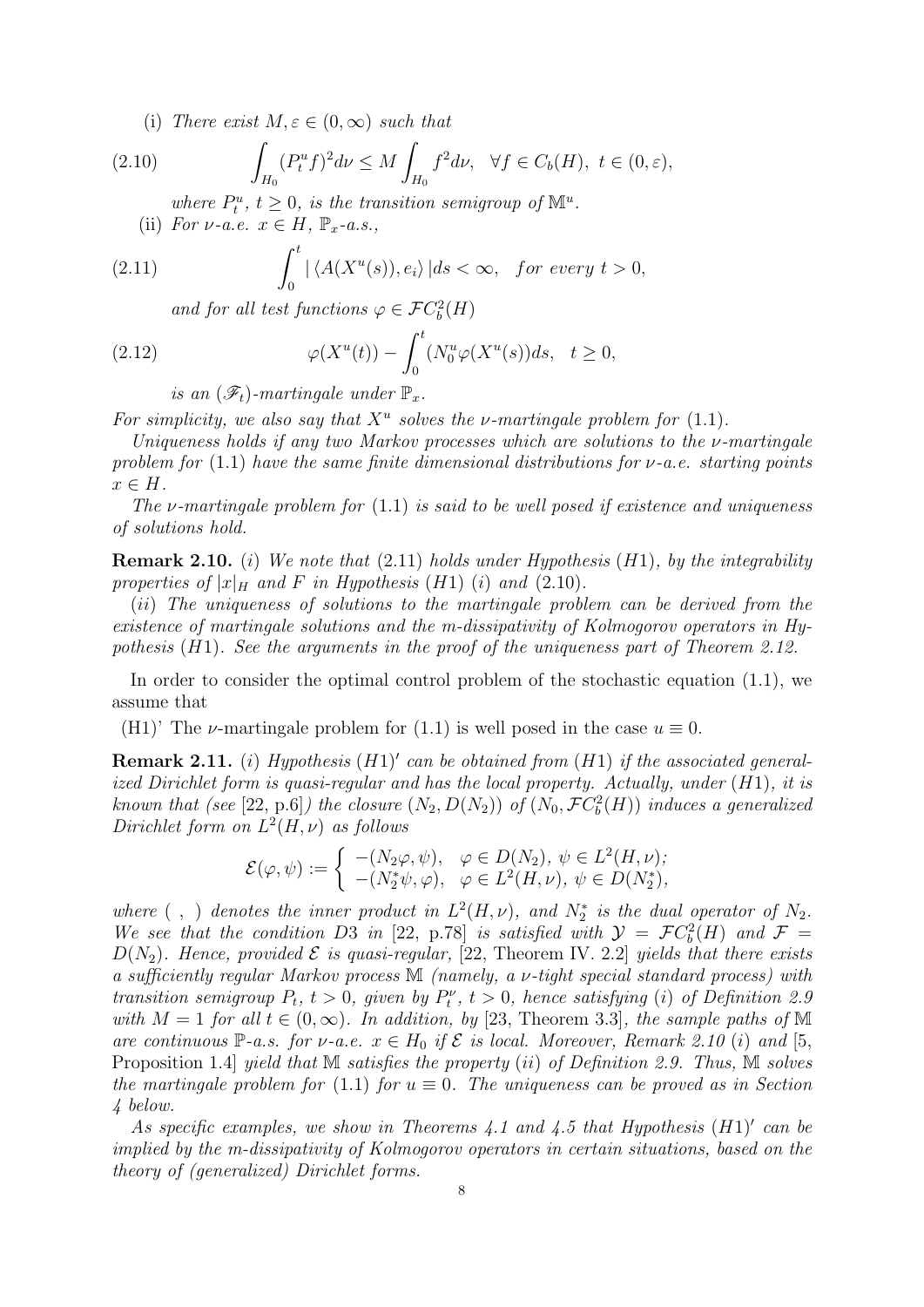(i) *There exist* $M, \varepsilon \in (0,\infty)$ *such that*

$$\int_{H_0} (P_t^u f)^2 d\nu \le M \int_{H_0} f^2 d\nu, \quad \forall f \in C_b(H),\ t \in (0,\varepsilon), \tag{2.10}$$

*where* $P_t^u$, $t \ge 0$, *is the transition semigroup of* $\mathbb{M}^u$.

(ii) *For* $\nu$*-a.e.* $x \in H$, $\mathbb{P}_x$*-a.s.,*

$$\int_0^t |\langle A(X^u(s)), e_i\rangle| ds < \infty, \quad \textit{for every } t > 0, \tag{2.11}$$

*and for all test functions* $\varphi \in \mathcal{F}C_b^2(H)$

$$\varphi(X^u(t)) - \int_0^t (N_0^u \varphi(X^u(s)) ds, \quad t \ge 0, \tag{2.12}$$

*is an* $(\mathscr{F}_t)$*-martingale under* $\mathbb{P}_x$.

*For simplicity, we also say that* $X^u$ *solves the* $\nu$*-martingale problem for* (1.1).

*Uniqueness holds if any two Markov processes which are solutions to the* $\nu$*-martingale problem for* (1.1) *have the same finite dimensional distributions for* $\nu$*-a.e. starting points* $x \in H$.

*The* $\nu$*-martingale problem for* (1.1) *is said to be well posed if existence and uniqueness of solutions hold.*

**Remark 2.10.** (*i*) *We note that* (2.11) *holds under Hypothesis* (*H*1)*, by the integrability properties of* $|x|_H$ *and* $F$ *in Hypothesis* (*H*1) (*i*) *and* (2.10).

(*ii*) *The uniqueness of solutions to the martingale problem can be derived from the existence of martingale solutions and the m-dissipativity of Kolmogorov operators in Hypothesis* (*H*1)*. See the arguments in the proof of the uniqueness part of Theorem 2.12.*

In order to consider the optimal control problem of the stochastic equation (1.1), we assume that

(H1)' The $\nu$-martingale problem for (1.1) is well posed in the case $u \equiv 0$.

**Remark 2.11.** (*i*) *Hypothesis* $(H1)'$ *can be obtained from* (*H*1) *if the associated generalized Dirichlet form is quasi-regular and has the local property. Actually, under* (*H*1)*, it is known that (see* [22, p.6]*) the closure* $(N_2, D(N_2))$ *of* $(N_0, \mathcal{F}C_b^2(H))$ *induces a generalized Dirichlet form on* $L^2(H,\nu)$ *as follows*

$$\mathcal{E}(\varphi,\psi) := \begin{cases} -(N_2\varphi,\psi), & \varphi \in D(N_2),\ \psi \in L^2(H,\nu); \\ -(N_2^*\psi,\varphi), & \varphi \in L^2(H,\nu),\ \psi \in D(N_2^*), \end{cases}$$

*where* ( , ) *denotes the inner product in* $L^2(H,\nu)$*, and* $N_2^*$ *is the dual operator of* $N_2$*. We see that the condition D3 in* [22, p.78] *is satisfied with* $\mathcal{Y} = \mathcal{F}C_b^2(H)$ *and* $\mathcal{F} = D(N_2)$*. Hence, provided* $\mathcal{E}$ *is quasi-regular,* [22, Theorem IV. 2.2] *yields that there exists a sufficiently regular Markov process* $\mathbb{M}$ *(namely, a* $\nu$*-tight special standard process) with transition semigroup* $P_t$, $t > 0$*, given by* $P_t^\nu$, $t > 0$*, hence satisfying* (*i*) *of Definition 2.9 with* $M = 1$ *for all* $t \in (0,\infty)$*. In addition, by* [23, Theorem 3.3]*, the sample paths of* $\mathbb{M}$ *are continuous* $\mathbb{P}$*-a.s. for* $\nu$*-a.e.* $x \in H_0$ *if* $\mathcal{E}$ *is local. Moreover, Remark 2.10* (*i*) *and* [5, Proposition 1.4] *yield that* $\mathbb{M}$ *satisfies the property* (*ii*) *of Definition 2.9. Thus,* $\mathbb{M}$ *solves the martingale problem for* (1.1) *for* $u \equiv 0$*. The uniqueness can be proved as in Section 4 below.*

*As specific examples, we show in Theorems 4.1 and 4.5 that Hypothesis* $(H1)'$ *can be implied by the m-dissipativity of Kolmogorov operators in certain situations, based on the theory of (generalized) Dirichlet forms.*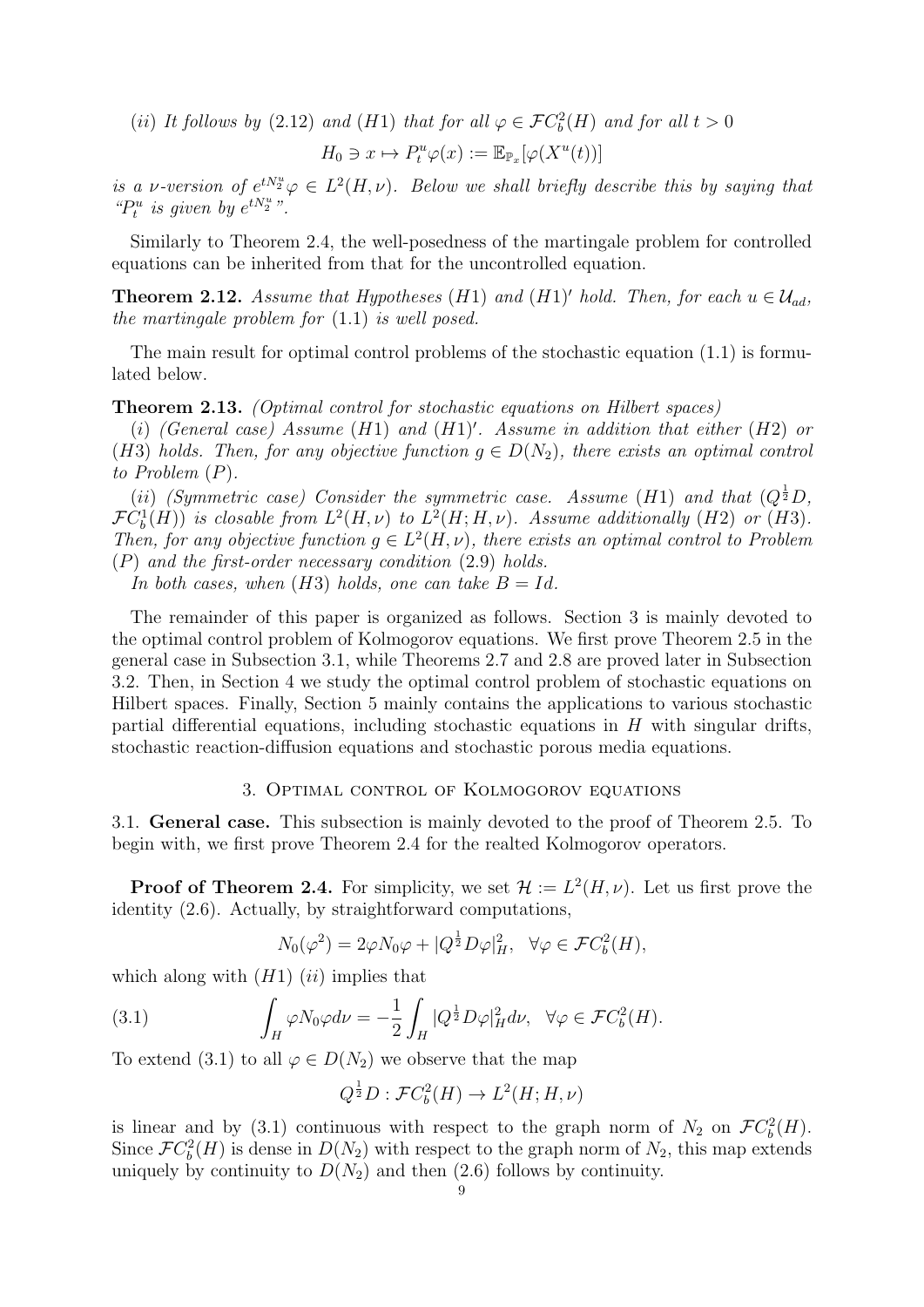($ii$) *It follows by* (2.12) *and* ($H1$) *that for all* $\varphi \in \mathcal{F}C_b^2(H)$ *and for all* $t > 0$

$$H_0 \ni x \mapsto P_t^u \varphi(x) := \mathbb{E}_{\mathbb{P}_x}[\varphi(X^u(t))]$$

*is a* $\nu$*-version of* $e^{tN_2^u}\varphi \in L^2(H,\nu)$*. Below we shall briefly describe this by saying that "*$P_t^u$ *is given by* $e^{tN_2^u}$*".*

Similarly to Theorem 2.4, the well-posedness of the martingale problem for controlled equations can be inherited from that for the uncontrolled equation.

**Theorem 2.12.** *Assume that Hypotheses* ($H1$) *and* ($H1$)$'$ *hold. Then, for each* $u \in \mathcal{U}_{ad}$*, the martingale problem for* (1.1) *is well posed.*

The main result for optimal control problems of the stochastic equation (1.1) is formulated below.

**Theorem 2.13.** *(Optimal control for stochastic equations on Hilbert spaces)*

($i$) *(General case) Assume* ($H1$) *and* ($H1$)$'$*. Assume in addition that either* ($H2$) *or* ($H3$) *holds. Then, for any objective function* $g \in D(N_2)$*, there exists an optimal control to Problem* ($P$)*.*

($ii$) *(Symmetric case) Consider the symmetric case. Assume* ($H1$) *and that* ($Q^{\frac{1}{2}}D$, $\mathcal{F}C_b^1(H)$) *is closable from* $L^2(H,\nu)$ *to* $L^2(H;H,\nu)$*. Assume additionally* ($H2$) *or* ($H3$)*. Then, for any objective function* $g \in L^2(H,\nu)$*, there exists an optimal control to Problem* ($P$) *and the first-order necessary condition* (2.9) *holds.*

*In both cases, when* ($H3$) *holds, one can take* $B = Id$*.*

The remainder of this paper is organized as follows. Section 3 is mainly devoted to the optimal control problem of Kolmogorov equations. We first prove Theorem 2.5 in the general case in Subsection 3.1, while Theorems 2.7 and 2.8 are proved later in Subsection 3.2. Then, in Section 4 we study the optimal control problem of stochastic equations on Hilbert spaces. Finally, Section 5 mainly contains the applications to various stochastic partial differential equations, including stochastic equations in $H$ with singular drifts, stochastic reaction-diffusion equations and stochastic porous media equations.

## 3. Optimal control of Kolmogorov equations

### 3.1. General case.

This subsection is mainly devoted to the proof of Theorem 2.5. To begin with, we first prove Theorem 2.4 for the realted Kolmogorov operators.

**Proof of Theorem 2.4.** For simplicity, we set $\mathcal{H} := L^2(H,\nu)$. Let us first prove the identity (2.6). Actually, by straightforward computations,

$$N_0(\varphi^2) = 2\varphi N_0\varphi + |Q^{\frac{1}{2}}D\varphi|_H^2, \quad \forall \varphi \in \mathcal{F}C_b^2(H),$$

which along with ($H1$) ($ii$) implies that

$$\int_H \varphi N_0 \varphi d\nu = -\frac{1}{2}\int_H |Q^{\frac{1}{2}}D\varphi|_H^2 d\nu, \quad \forall \varphi \in \mathcal{F}C_b^2(H). \tag{3.1}$$

To extend (3.1) to all $\varphi \in D(N_2)$ we observe that the map

$$Q^{\frac{1}{2}}D : \mathcal{F}C_b^2(H) \to L^2(H;H,\nu)$$

is linear and by (3.1) continuous with respect to the graph norm of $N_2$ on $\mathcal{F}C_b^2(H)$. Since $\mathcal{F}C_b^2(H)$ is dense in $D(N_2)$ with respect to the graph norm of $N_2$, this map extends uniquely by continuity to $D(N_2)$ and then (2.6) follows by continuity.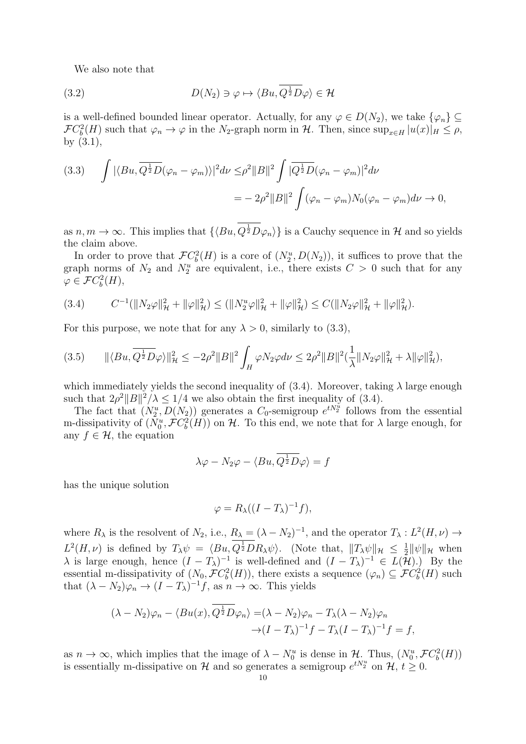We also note that

$$D(N_2) \ni \varphi \mapsto \langle Bu, \overline{Q^{\frac{1}{2}}D}\varphi \rangle \in \mathcal{H} \tag{3.2}$$

is a well-defined bounded linear operator. Actually, for any $\varphi \in D(N_2)$, we take $\{\varphi_n\} \subseteq \mathcal{F}C_b^2(H)$ such that $\varphi_n \to \varphi$ in the $N_2$-graph norm in $\mathcal{H}$. Then, since $\sup_{x\in H} |u(x)|_H \leq \rho$, by (3.1),

$$\begin{aligned}
\int |\langle Bu, \overline{Q^{\frac{1}{2}}D}(\varphi_n - \varphi_m)\rangle|^2 d\nu \leq & \rho^2 \|B\|^2 \int |\overline{Q^{\frac{1}{2}}D}(\varphi_n - \varphi_m)|^2 d\nu \\
= & -2\rho^2 \|B\|^2 \int (\varphi_n - \varphi_m) N_0(\varphi_n - \varphi_m) d\nu \to 0,
\end{aligned} \tag{3.3}$$

as $n, m \to \infty$. This implies that $\{\langle Bu, \overline{Q^{\frac{1}{2}}D}\varphi_n\rangle\}$ is a Cauchy sequence in $\mathcal{H}$ and so yields the claim above.

In order to prove that $\mathcal{F}C_b^2(H)$ is a core of $(N_2^u, D(N_2))$, it suffices to prove that the graph norms of $N_2$ and $N_2^u$ are equivalent, i.e., there exists $C > 0$ such that for any $\varphi \in \mathcal{F}C_b^2(H)$,

$$C^{-1}(\|N_2\varphi\|_{\mathcal{H}}^2 + \|\varphi\|_{\mathcal{H}}^2) \leq (\|N_2^u\varphi\|_{\mathcal{H}}^2 + \|\varphi\|_{\mathcal{H}}^2) \leq C(\|N_2\varphi\|_{\mathcal{H}}^2 + \|\varphi\|_{\mathcal{H}}^2). \tag{3.4}$$

For this purpose, we note that for any $\lambda > 0$, similarly to (3.3),

$$\|\langle Bu, \overline{Q^{\frac{1}{2}}D}\varphi\rangle\|_{\mathcal{H}}^2 \leq -2\rho^2\|B\|^2 \int_H \varphi N_2 \varphi d\nu \leq 2\rho^2 \|B\|^2 (\frac{1}{\lambda}\|N_2\varphi\|_{\mathcal{H}}^2 + \lambda \|\varphi\|_{\mathcal{H}}^2), \tag{3.5}$$

which immediately yields the second inequality of (3.4). Moreover, taking $\lambda$ large enough such that $2\rho^2\|B\|^2/\lambda \leq 1/4$ we also obtain the first inequality of (3.4).

The fact that $(N_2^u, D(N_2))$ generates a $C_0$-semigroup $e^{tN_2^u}$ follows from the essential m-dissipativity of $(N_0^u, \mathcal{F}C_b^2(H))$ on $\mathcal{H}$. To this end, we note that for $\lambda$ large enough, for any $f \in \mathcal{H}$, the equation

$$\lambda\varphi - N_2\varphi - \langle Bu, \overline{Q^{\frac{1}{2}}D}\varphi\rangle = f$$

has the unique solution

$$\varphi = R_\lambda((I - T_\lambda)^{-1} f),$$

where $R_\lambda$ is the resolvent of $N_2$, i.e., $R_\lambda = (\lambda - N_2)^{-1}$, and the operator $T_\lambda : L^2(H, \nu) \to L^2(H, \nu)$ is defined by $T_\lambda\psi = \langle Bu, \overline{Q^{\frac{1}{2}}D}R_\lambda\psi\rangle$. (Note that, $\|T_\lambda\psi\|_{\mathcal{H}} \leq \frac{1}{2}\|\psi\|_{\mathcal{H}}$ when $\lambda$ is large enough, hence $(I - T_\lambda)^{-1}$ is well-defined and $(I - T_\lambda)^{-1} \in L(\mathcal{H})$.) By the essential m-dissipativity of $(N_0, \mathcal{F}C_b^2(H))$, there exists a sequence $(\varphi_n) \subseteq \mathcal{F}C_b^2(H)$ such that $(\lambda - N_2)\varphi_n \to (I - T_\lambda)^{-1} f$, as $n \to \infty$. This yields

$$\begin{aligned}
(\lambda - N_2)\varphi_n - \langle Bu(x), \overline{Q^{\frac{1}{2}}D}\varphi_n\rangle = & (\lambda - N_2)\varphi_n - T_\lambda(\lambda - N_2)\varphi_n \\
\to & (I - T_\lambda)^{-1} f - T_\lambda (I - T_\lambda)^{-1} f = f,
\end{aligned}$$

as $n \to \infty$, which implies that the image of $\lambda - N_0^u$ is dense in $\mathcal{H}$. Thus, $(N_0^u, \mathcal{F}C_b^2(H))$ is essentially m-dissipative on $\mathcal{H}$ and so generates a semigroup $e^{tN_2^u}$ on $\mathcal{H}$, $t \geq 0$.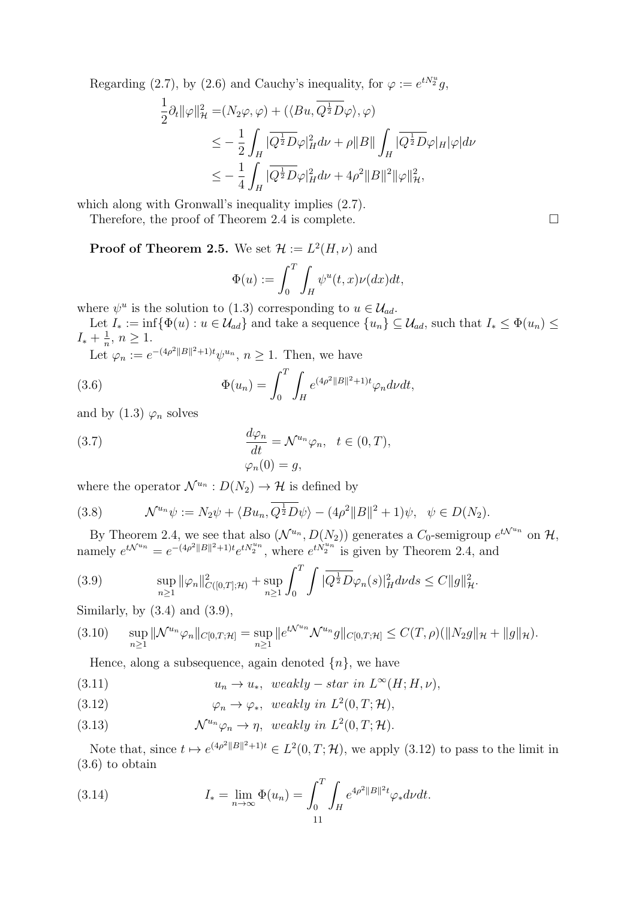Regarding (2.7), by (2.6) and Cauchy's inequality, for $\varphi := e^{tN_2^u}g$,

$$
\begin{aligned}
\frac{1}{2}\partial_t\|\varphi\|_{\mathcal{H}}^2 =&(N_2\varphi,\varphi) + (\langle Bu, \overline{Q^{\frac{1}{2}}D}\varphi\rangle, \varphi) \\
\leq& -\frac{1}{2}\int_H |\overline{Q^{\frac{1}{2}}D}\varphi|_H^2 d\nu + \rho\|B\| \int_H |\overline{Q^{\frac{1}{2}}D}\varphi|_H |\varphi| d\nu \\
\leq& -\frac{1}{4}\int_H |\overline{Q^{\frac{1}{2}}D}\varphi|_H^2 d\nu + 4\rho^2\|B\|^2\|\varphi\|_{\mathcal{H}}^2,
\end{aligned}
$$

which along with Gronwall's inequality implies (2.7).

Therefore, the proof of Theorem 2.4 is complete. □

**Proof of Theorem 2.5.** We set $\mathcal{H} := L^2(H,\nu)$ and

$$
\Phi(u) := \int_0^T \int_H \psi^u(t,x)\nu(dx)dt,
$$

where $\psi^u$ is the solution to (1.3) corresponding to $u \in \mathcal{U}_{ad}$.

Let $I_* := \inf\{\Phi(u) : u \in \mathcal{U}_{ad}\}$ and take a sequence $\{u_n\} \subseteq \mathcal{U}_{ad}$, such that $I_* \leq \Phi(u_n) \leq I_* + \frac{1}{n}$, $n \geq 1$.

Let $\varphi_n := e^{-(4\rho^2\|B\|^2+1)t}\psi^{u_n}$, $n \geq 1$. Then, we have

$$
\Phi(u_n) = \int_0^T \int_H e^{(4\rho^2\|B\|^2+1)t}\varphi_n d\nu dt, \tag{3.6}
$$

and by (1.3) $\varphi_n$ solves

$$
\begin{aligned}
&\frac{d\varphi_n}{dt} = \mathcal{N}^{u_n}\varphi_n, \quad t \in (0,T), \\
&\varphi_n(0) = g,
\end{aligned} \tag{3.7}
$$

where the operator $\mathcal{N}^{u_n} : D(N_2) \to \mathcal{H}$ is defined by

$$
\mathcal{N}^{u_n}\psi := N_2\psi + \langle Bu_n, \overline{Q^{\frac{1}{2}}D}\psi\rangle - (4\rho^2\|B\|^2+1)\psi, \quad \psi \in D(N_2). \tag{3.8}
$$

By Theorem 2.4, we see that also $(\mathcal{N}^{u_n}, D(N_2))$ generates a $C_0$-semigroup $e^{t\mathcal{N}^{u_n}}$ on $\mathcal{H}$, namely $e^{t\mathcal{N}^{u_n}} = e^{-(4\rho^2\|B\|^2+1)t}e^{tN_2^{u_n}}$, where $e^{tN_2^{u_n}}$ is given by Theorem 2.4, and

$$
\sup_{n\geq 1}\|\varphi_n\|_{C([0,T];\mathcal{H})}^2 + \sup_{n\geq 1}\int_0^T\int |\overline{Q^{\frac{1}{2}}D}\varphi_n(s)|_H^2 d\nu ds \leq C\|g\|_{\mathcal{H}}^2. \tag{3.9}
$$

Similarly, by (3.4) and (3.9),

$$
\sup_{n\geq 1}\|\mathcal{N}^{u_n}\varphi_n\|_{C[0,T;\mathcal{H}]} = \sup_{n\geq 1}\|e^{t\mathcal{N}^{u_n}}\mathcal{N}^{u_n}g\|_{C[0,T;\mathcal{H}]} \leq C(T,\rho)(\|N_2 g\|_{\mathcal{H}} + \|g\|_{\mathcal{H}}). \tag{3.10}
$$

Hence, along a subsequence, again denoted $\{n\}$, we have

$$
u_n \to u_*, \ \ weakly-star \ in \ L^\infty(H;H,\nu), \tag{3.11}
$$

$$
\varphi_n \to \varphi_*, \ \ weakly \ in \ L^2(0,T;\mathcal{H}), \tag{3.12}
$$

$$
\mathcal{N}^{u_n}\varphi_n \to \eta, \ \ weakly \ in \ L^2(0,T;\mathcal{H}). \tag{3.13}
$$

Note that, since $t \mapsto e^{(4\rho^2\|B\|^2+1)t} \in L^2(0,T;\mathcal{H})$, we apply (3.12) to pass to the limit in (3.6) to obtain

$$
I_* = \lim_{n\to\infty}\Phi(u_n) = \int_0^T\int_H e^{4\rho^2\|B\|^2 t}\varphi_* d\nu dt. \tag{3.14}
$$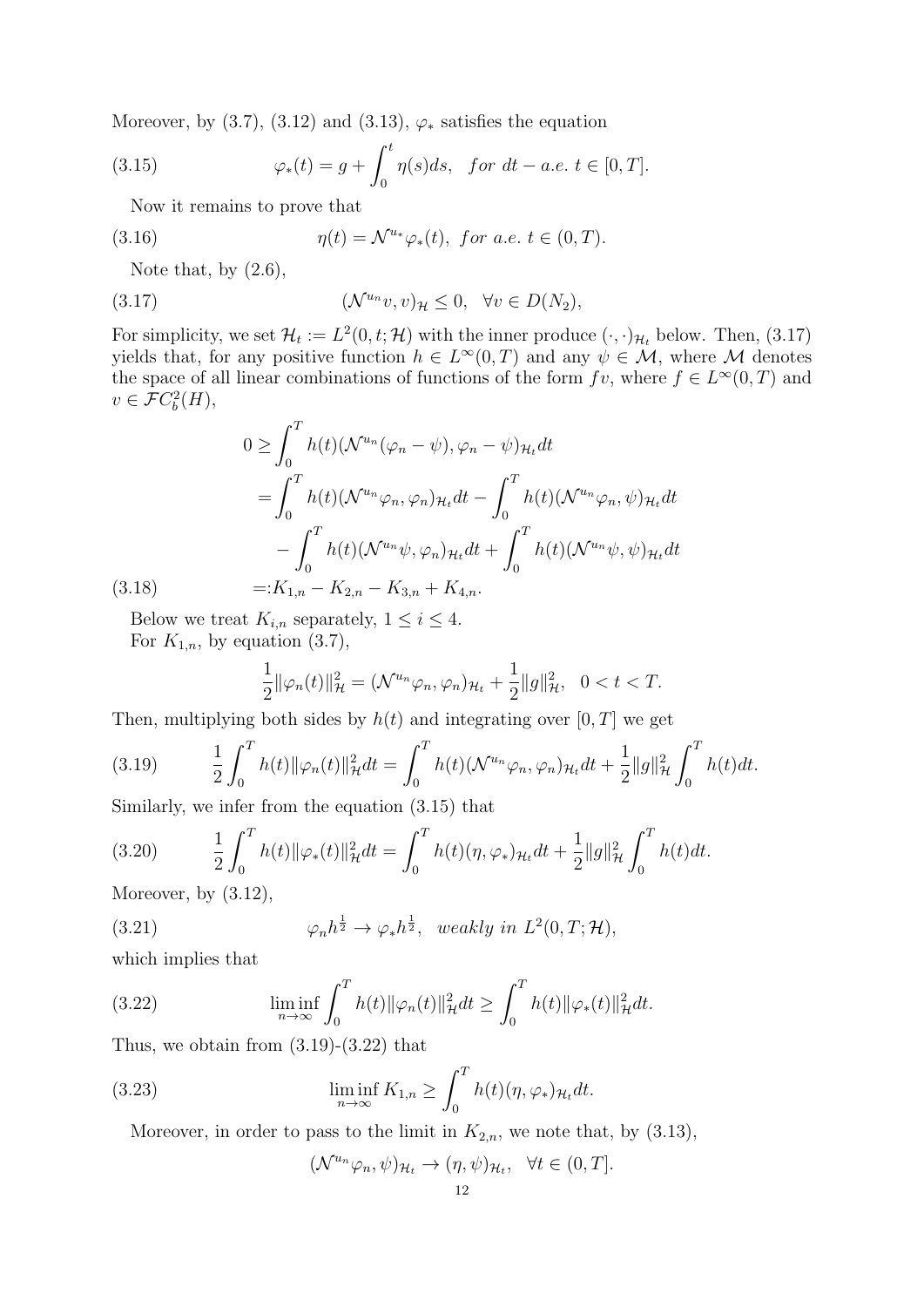Moreover, by (3.7), (3.12) and (3.13), $\varphi_*$ satisfies the equation

$$\varphi_*(t) = g + \int_0^t \eta(s)ds, \quad for\ dt-a.e.\ t \in [0,T]. \tag{3.15}$$

Now it remains to prove that

$$\eta(t) = \mathcal{N}^{u_*}\varphi_*(t), \quad for\ a.e.\ t \in (0,T). \tag{3.16}$$

Note that, by (2.6),

$$(\mathcal{N}^{u_n}v, v)_{\mathcal{H}} \leq 0, \quad \forall v \in D(N_2), \tag{3.17}$$

For simplicity, we set $\mathcal{H}_t := L^2(0,t;\mathcal{H})$ with the inner produce $(\cdot,\cdot)_{\mathcal{H}_t}$ below. Then, (3.17) yields that, for any positive function $h \in L^\infty(0,T)$ and any $\psi \in \mathcal{M}$, where $\mathcal{M}$ denotes the space of all linear combinations of functions of the form $fv$, where $f \in L^\infty(0,T)$ and $v \in \mathcal{F}C_b^2(H)$,

$$\begin{aligned}
0 &\geq \int_0^T h(t)(\mathcal{N}^{u_n}(\varphi_n - \psi), \varphi_n - \psi)_{\mathcal{H}_t}dt \\
&= \int_0^T h(t)(\mathcal{N}^{u_n}\varphi_n, \varphi_n)_{\mathcal{H}_t}dt - \int_0^T h(t)(\mathcal{N}^{u_n}\varphi_n, \psi)_{\mathcal{H}_t}dt \\
&\quad - \int_0^T h(t)(\mathcal{N}^{u_n}\psi, \varphi_n)_{\mathcal{H}_t}dt + \int_0^T h(t)(\mathcal{N}^{u_n}\psi, \psi)_{\mathcal{H}_t}dt \\
&=: K_{1,n} - K_{2,n} - K_{3,n} + K_{4,n}.
\end{aligned} \tag{3.18}$$

Below we treat $K_{i,n}$ separately, $1 \leq i \leq 4$.

For $K_{1,n}$, by equation (3.7),

$$\frac{1}{2}\|\varphi_n(t)\|^2_{\mathcal{H}} = (\mathcal{N}^{u_n}\varphi_n, \varphi_n)_{\mathcal{H}_t} + \frac{1}{2}\|g\|^2_{\mathcal{H}}, \quad 0 < t < T.$$

Then, multiplying both sides by $h(t)$ and integrating over $[0,T]$ we get

$$\frac{1}{2}\int_0^T h(t)\|\varphi_n(t)\|^2_{\mathcal{H}}dt = \int_0^T h(t)(\mathcal{N}^{u_n}\varphi_n, \varphi_n)_{\mathcal{H}_t}dt + \frac{1}{2}\|g\|^2_{\mathcal{H}}\int_0^T h(t)dt. \tag{3.19}$$

Similarly, we infer from the equation (3.15) that

$$\frac{1}{2}\int_0^T h(t)\|\varphi_*(t)\|^2_{\mathcal{H}}dt = \int_0^T h(t)(\eta, \varphi_*)_{\mathcal{H}_t}dt + \frac{1}{2}\|g\|^2_{\mathcal{H}}\int_0^T h(t)dt. \tag{3.20}$$

Moreover, by (3.12),

$$\varphi_n h^{\frac{1}{2}} \to \varphi_* h^{\frac{1}{2}}, \quad weakly\ in\ L^2(0,T;\mathcal{H}), \tag{3.21}$$

which implies that

$$\liminf_{n\to\infty} \int_0^T h(t)\|\varphi_n(t)\|^2_{\mathcal{H}}dt \geq \int_0^T h(t)\|\varphi_*(t)\|^2_{\mathcal{H}}dt. \tag{3.22}$$

Thus, we obtain from (3.19)-(3.22) that

$$\liminf_{n\to\infty} K_{1,n} \geq \int_0^T h(t)(\eta, \varphi_*)_{\mathcal{H}_t}dt. \tag{3.23}$$

Moreover, in order to pass to the limit in $K_{2,n}$, we note that, by (3.13),

$$(\mathcal{N}^{u_n}\varphi_n, \psi)_{\mathcal{H}_t} \to (\eta, \psi)_{\mathcal{H}_t}, \quad \forall t \in (0,T].$$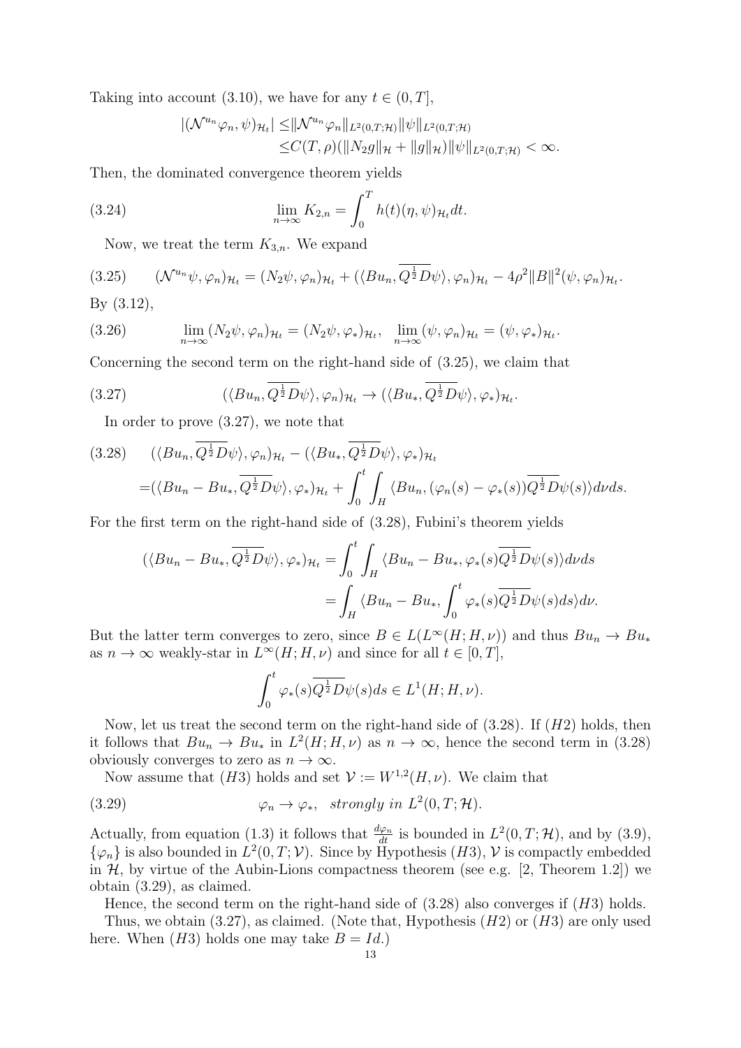Taking into account (3.10), we have for any $t \in (0,T]$,

$$
\begin{aligned}
|(\mathcal{N}^{u_n}\varphi_n, \psi)_{\mathcal{H}_t}| \leq & \|\mathcal{N}^{u_n}\varphi_n\|_{L^2(0,T;\mathcal{H})}\|\psi\|_{L^2(0,T;\mathcal{H})} \\
\leq & C(T,\rho)(\|N_2 g\|_{\mathcal{H}} + \|g\|_{\mathcal{H}})\|\psi\|_{L^2(0,T;\mathcal{H})} < \infty.
\end{aligned}
$$

Then, the dominated convergence theorem yields

$$
\lim_{n\to\infty} K_{2,n} = \int_0^T h(t)(\eta, \psi)_{\mathcal{H}_t} dt. \tag{3.24}
$$

Now, we treat the term $K_{3,n}$. We expand

$$
(\mathcal{N}^{u_n}\psi, \varphi_n)_{\mathcal{H}_t} = (N_2\psi, \varphi_n)_{\mathcal{H}_t} + (\langle Bu_n, \overline{Q^{\frac{1}{2}}D}\psi\rangle, \varphi_n)_{\mathcal{H}_t} - 4\rho^2\|B\|^2(\psi, \varphi_n)_{\mathcal{H}_t}. \tag{3.25}
$$

By (3.12),

$$
\lim_{n\to\infty}(N_2\psi, \varphi_n)_{\mathcal{H}_t} = (N_2\psi, \varphi_*)_{\mathcal{H}_t}, \quad \lim_{n\to\infty}(\psi, \varphi_n)_{\mathcal{H}_t} = (\psi, \varphi_*)_{\mathcal{H}_t}. \tag{3.26}
$$

Concerning the second term on the right-hand side of (3.25), we claim that

$$
(\langle Bu_n, \overline{Q^{\frac{1}{2}}D}\psi\rangle, \varphi_n)_{\mathcal{H}_t} \to (\langle Bu_*, \overline{Q^{\frac{1}{2}}D}\psi\rangle, \varphi_*)_{\mathcal{H}_t}. \tag{3.27}
$$

In order to prove (3.27), we note that

$$
\begin{aligned}
&(\langle Bu_n, \overline{Q^{\frac{1}{2}}D}\psi\rangle, \varphi_n)_{\mathcal{H}_t} - (\langle Bu_*, \overline{Q^{\frac{1}{2}}D}\psi\rangle, \varphi_*)_{\mathcal{H}_t} \\
=&(\langle Bu_n - Bu_*, \overline{Q^{\frac{1}{2}}D}\psi\rangle, \varphi_*)_{\mathcal{H}_t} + \int_0^t \int_H \langle Bu_n, (\varphi_n(s) - \varphi_*(s))\overline{Q^{\frac{1}{2}}D}\psi(s)\rangle d\nu ds.
\end{aligned} \tag{3.28}
$$

For the first term on the right-hand side of (3.28), Fubini's theorem yields

$$
\begin{aligned}
(\langle Bu_n - Bu_*, \overline{Q^{\frac{1}{2}}D}\psi\rangle, \varphi_*)_{\mathcal{H}_t} &= \int_0^t \int_H \langle Bu_n - Bu_*, \varphi_*(s)\overline{Q^{\frac{1}{2}}D}\psi(s)\rangle d\nu ds \\
&= \int_H \langle Bu_n - Bu_*, \int_0^t \varphi_*(s)\overline{Q^{\frac{1}{2}}D}\psi(s) ds\rangle d\nu.
\end{aligned}
$$

But the latter term converges to zero, since $B \in L(L^\infty(H;H,\nu))$ and thus $Bu_n \to Bu_*$ as $n \to \infty$ weakly-star in $L^\infty(H;H,\nu)$ and since for all $t \in [0,T]$,

$$
\int_0^t \varphi_*(s)\overline{Q^{\frac{1}{2}}D}\psi(s) ds \in L^1(H;H,\nu).
$$

Now, let us treat the second term on the right-hand side of (3.28). If $(H2)$ holds, then it follows that $Bu_n \to Bu_*$ in $L^2(H;H,\nu)$ as $n \to \infty$, hence the second term in (3.28) obviously converges to zero as $n \to \infty$.

Now assume that $(H3)$ holds and set $\mathcal{V} := W^{1,2}(H,\nu)$. We claim that

$$
\varphi_n \to \varphi_*, \quad \textit{strongly in } L^2(0,T;\mathcal{H}). \tag{3.29}
$$

Actually, from equation (1.3) it follows that $\frac{d\varphi_n}{dt}$ is bounded in $L^2(0,T;\mathcal{H})$, and by (3.9), $\{\varphi_n\}$ is also bounded in $L^2(0,T;\mathcal{V})$. Since by Hypothesis $(H3)$, $\mathcal{V}$ is compactly embedded in $\mathcal{H}$, by virtue of the Aubin-Lions compactness theorem (see e.g. [2, Theorem 1.2]) we obtain (3.29), as claimed.

Hence, the second term on the right-hand side of (3.28) also converges if $(H3)$ holds.

Thus, we obtain (3.27), as claimed. (Note that, Hypothesis $(H2)$ or $(H3)$ are only used here. When $(H3)$ holds one may take $B = Id$.)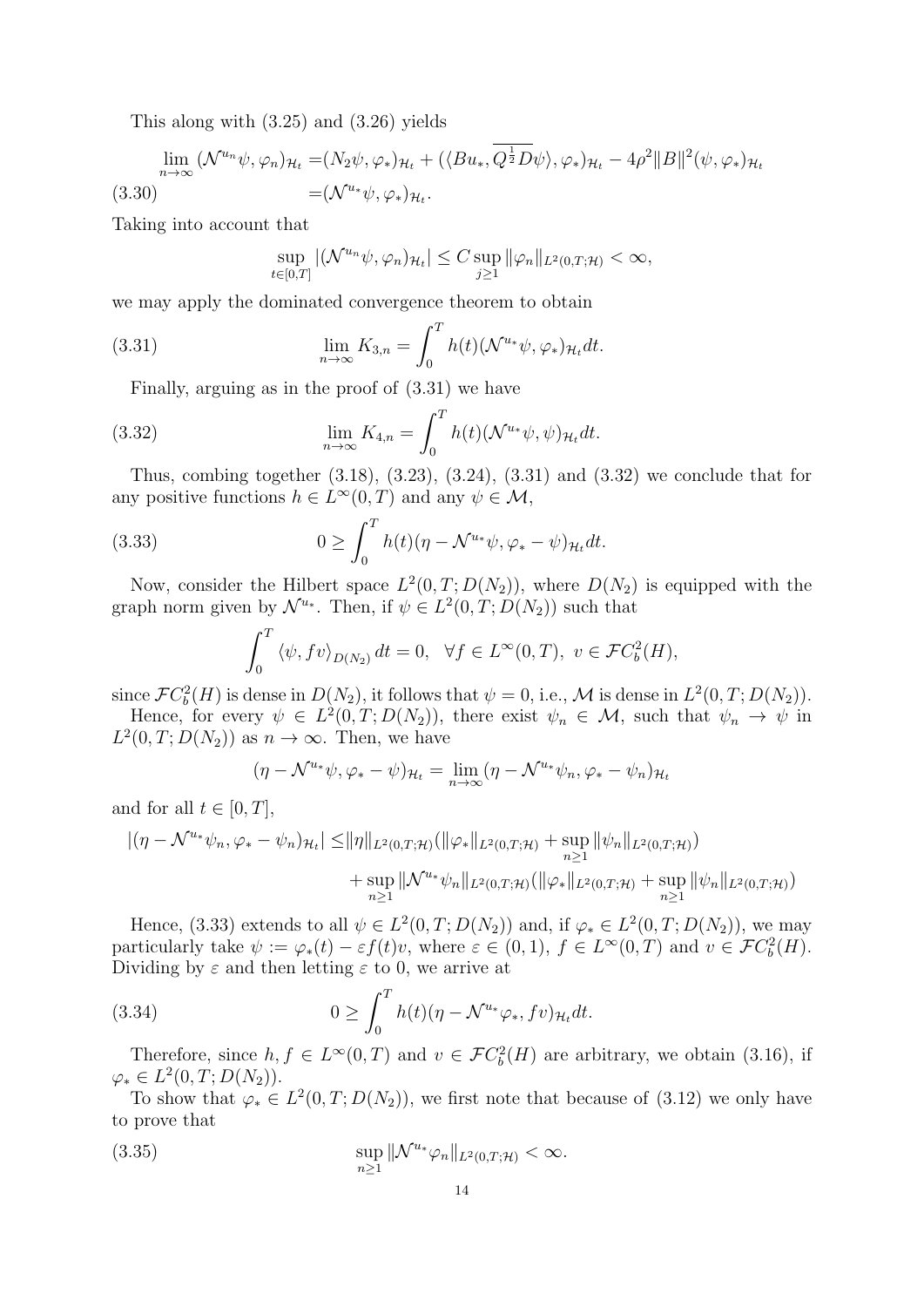This along with (3.25) and (3.26) yields

$$
\begin{aligned}
\lim_{n\to\infty} (\mathcal{N}^{u_n}\psi, \varphi_n)_{\mathcal{H}_t} &= (N_2\psi, \varphi_*)_{\mathcal{H}_t} + (\langle Bu_*, \overline{Q^{\frac{1}{2}}D\psi}\rangle, \varphi_*)_{\mathcal{H}_t} - 4\rho^2\|B\|^2(\psi, \varphi_*)_{\mathcal{H}_t} \\
&= (\mathcal{N}^{u_*}\psi, \varphi_*)_{\mathcal{H}_t}.
\end{aligned} \tag{3.30}
$$

Taking into account that

$$
\sup_{t\in[0,T]} |(\mathcal{N}^{u_n}\psi, \varphi_n)_{\mathcal{H}_t}| \leq C \sup_{j\geq 1} \|\varphi_n\|_{L^2(0,T;\mathcal{H})} < \infty,
$$

we may apply the dominated convergence theorem to obtain

$$
\lim_{n\to\infty} K_{3,n} = \int_0^T h(t)(\mathcal{N}^{u_*}\psi, \varphi_*)_{\mathcal{H}_t} dt. \tag{3.31}
$$

Finally, arguing as in the proof of (3.31) we have

$$
\lim_{n\to\infty} K_{4,n} = \int_0^T h(t)(\mathcal{N}^{u_*}\psi, \psi)_{\mathcal{H}_t} dt. \tag{3.32}
$$

Thus, combing together (3.18), (3.23), (3.24), (3.31) and (3.32) we conclude that for any positive functions $h \in L^\infty(0,T)$ and any $\psi \in \mathcal{M}$,

$$
0 \geq \int_0^T h(t)(\eta - \mathcal{N}^{u_*}\psi, \varphi_* - \psi)_{\mathcal{H}_t} dt. \tag{3.33}
$$

Now, consider the Hilbert space $L^2(0,T;D(N_2))$, where $D(N_2)$ is equipped with the graph norm given by $\mathcal{N}^{u_*}$. Then, if $\psi \in L^2(0,T;D(N_2))$ such that

$$
\int_0^T \langle \psi, fv\rangle_{D(N_2)}\, dt = 0, \quad \forall f \in L^\infty(0,T),\ v \in \mathcal{F}C_b^2(H),
$$

since $\mathcal{F}C_b^2(H)$ is dense in $D(N_2)$, it follows that $\psi = 0$, i.e., $\mathcal{M}$ is dense in $L^2(0,T;D(N_2))$.

Hence, for every $\psi \in L^2(0,T;D(N_2))$, there exist $\psi_n \in \mathcal{M}$, such that $\psi_n \to \psi$ in $L^2(0,T;D(N_2))$ as $n \to \infty$. Then, we have

$$
(\eta - \mathcal{N}^{u_*}\psi, \varphi_* - \psi)_{\mathcal{H}_t} = \lim_{n\to\infty} (\eta - \mathcal{N}^{u_*}\psi_n, \varphi_* - \psi_n)_{\mathcal{H}_t}
$$

and for all $t \in [0,T]$,

$$
\begin{aligned}
|(\eta - \mathcal{N}^{u_*}\psi_n, \varphi_* - \psi_n)_{\mathcal{H}_t}| \leq & \|\eta\|_{L^2(0,T;\mathcal{H})}(\|\varphi_*\|_{L^2(0,T;\mathcal{H})} + \sup_{n\geq 1}\|\psi_n\|_{L^2(0,T;\mathcal{H})}) \\
&+ \sup_{n\geq 1}\|\mathcal{N}^{u_*}\psi_n\|_{L^2(0,T;\mathcal{H})}(\|\varphi_*\|_{L^2(0,T;\mathcal{H})} + \sup_{n\geq 1}\|\psi_n\|_{L^2(0,T;\mathcal{H})})
\end{aligned}
$$

Hence, (3.33) extends to all $\psi \in L^2(0,T;D(N_2))$ and, if $\varphi_* \in L^2(0,T;D(N_2))$, we may particularly take $\psi := \varphi_*(t) - \varepsilon f(t)v$, where $\varepsilon \in (0,1)$, $f \in L^\infty(0,T)$ and $v \in \mathcal{F}C_b^2(H)$. Dividing by $\varepsilon$ and then letting $\varepsilon$ to 0, we arrive at

$$
0 \geq \int_0^T h(t)(\eta - \mathcal{N}^{u_*}\varphi_*, fv)_{\mathcal{H}_t} dt. \tag{3.34}
$$

Therefore, since $h, f \in L^\infty(0,T)$ and $v \in \mathcal{F}C_b^2(H)$ are arbitrary, we obtain (3.16), if $\varphi_* \in L^2(0,T;D(N_2))$.

To show that $\varphi_* \in L^2(0,T;D(N_2))$, we first note that because of (3.12) we only have to prove that

$$
\sup_{n\geq 1} \|\mathcal{N}^{u_*}\varphi_n\|_{L^2(0,T;\mathcal{H})} < \infty. \tag{3.35}
$$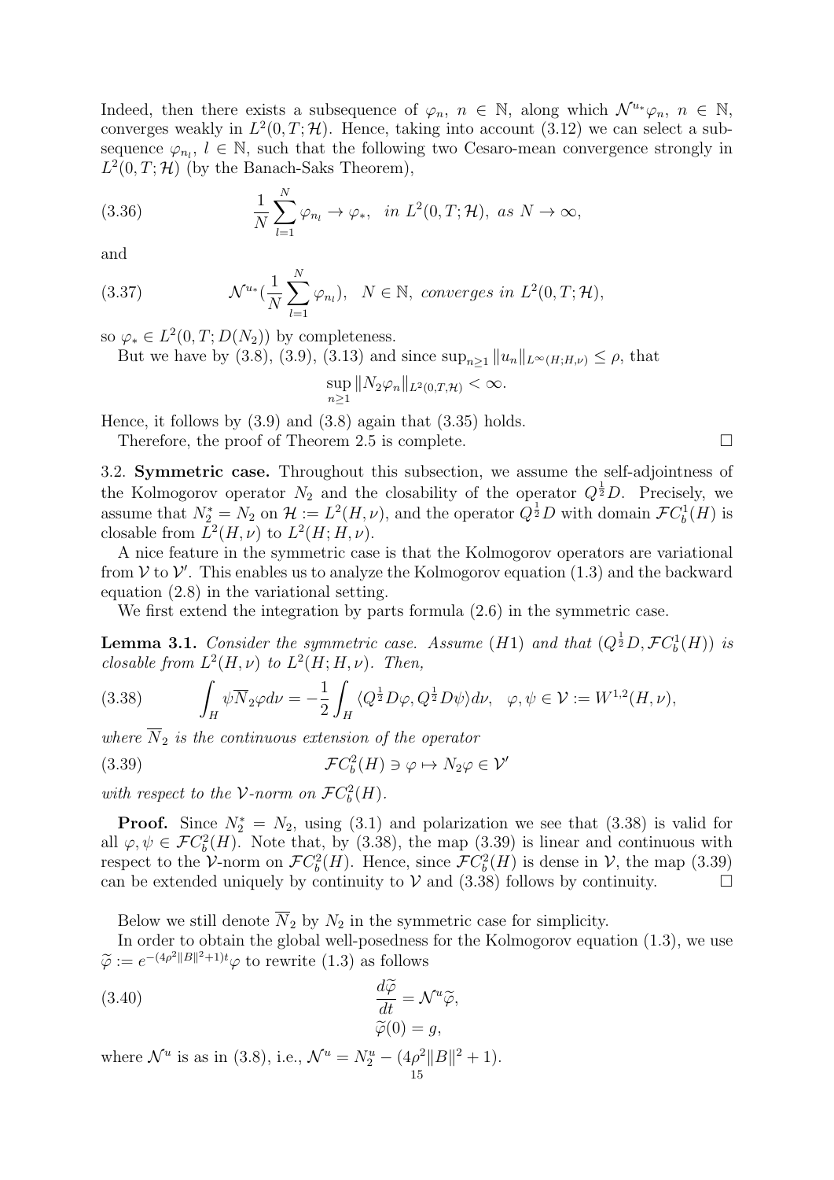Indeed, then there exists a subsequence of $\varphi_n$, $n \in \mathbb{N}$, along which $\mathcal{N}^{u_*}\varphi_n$, $n \in \mathbb{N}$, converges weakly in $L^2(0,T;\mathcal{H})$. Hence, taking into account (3.12) we can select a subsequence $\varphi_{n_l}$, $l \in \mathbb{N}$, such that the following two Cesaro-mean convergence strongly in $L^2(0,T;\mathcal{H})$ (by the Banach-Saks Theorem),

$$\frac{1}{N}\sum_{l=1}^{N} \varphi_{n_l} \to \varphi_*, \quad \textit{in } L^2(0,T;\mathcal{H}), \textit{ as } N \to \infty, \tag{3.36}$$

and

$$\mathcal{N}^{u_*}\Big(\frac{1}{N}\sum_{l=1}^{N} \varphi_{n_l}\Big), \quad N \in \mathbb{N}, \textit{ converges in } L^2(0,T;\mathcal{H}), \tag{3.37}$$

so $\varphi_* \in L^2(0,T;D(N_2))$ by completeness.

But we have by (3.8), (3.9), (3.13) and since $\sup_{n\geq 1}\|u_n\|_{L^\infty(H;H,\nu)} \leq \rho$, that

$$\sup_{n\geq 1}\|N_2\varphi_n\|_{L^2(0,T,\mathcal{H})} < \infty.$$

Hence, it follows by (3.9) and (3.8) again that (3.35) holds.

Therefore, the proof of Theorem 2.5 is complete. $\square$

3.2. **Symmetric case.** Throughout this subsection, we assume the self-adjointness of the Kolmogorov operator $N_2$ and the closability of the operator $Q^{\frac{1}{2}}D$. Precisely, we assume that $N_2^* = N_2$ on $\mathcal{H} := L^2(H,\nu)$, and the operator $Q^{\frac{1}{2}}D$ with domain $\mathcal{F}C_b^1(H)$ is closable from $L^2(H,\nu)$ to $L^2(H;H,\nu)$.

A nice feature in the symmetric case is that the Kolmogorov operators are variational from $\mathcal{V}$ to $\mathcal{V}'$. This enables us to analyze the Kolmogorov equation (1.3) and the backward equation (2.8) in the variational setting.

We first extend the integration by parts formula (2.6) in the symmetric case.

**Lemma 3.1.** *Consider the symmetric case. Assume $(H1)$ and that $(Q^{\frac{1}{2}}D, \mathcal{F}C_b^1(H))$ is closable from $L^2(H,\nu)$ to $L^2(H;H,\nu)$. Then,*

$$\int_H \psi \overline{N}_2\varphi d\nu = -\frac{1}{2}\int_H \langle Q^{\frac{1}{2}}D\varphi, Q^{\frac{1}{2}}D\psi\rangle d\nu, \quad \varphi,\psi \in \mathcal{V} := W^{1,2}(H,\nu), \tag{3.38}$$

*where $\overline{N}_2$ is the continuous extension of the operator*

$$\mathcal{F}C_b^2(H) \ni \varphi \mapsto N_2\varphi \in \mathcal{V}' \tag{3.39}$$

*with respect to the $\mathcal{V}$-norm on $\mathcal{F}C_b^2(H)$.*

**Proof.** Since $N_2^* = N_2$, using (3.1) and polarization we see that (3.38) is valid for all $\varphi,\psi \in \mathcal{F}C_b^2(H)$. Note that, by (3.38), the map (3.39) is linear and continuous with respect to the $\mathcal{V}$-norm on $\mathcal{F}C_b^2(H)$. Hence, since $\mathcal{F}C_b^2(H)$ is dense in $\mathcal{V}$, the map (3.39) can be extended uniquely by continuity to $\mathcal{V}$ and (3.38) follows by continuity. $\square$

Below we still denote $\overline{N}_2$ by $N_2$ in the symmetric case for simplicity.

In order to obtain the global well-posedness for the Kolmogorov equation (1.3), we use $\widetilde{\varphi} := e^{-(4\rho^2\|B\|^2+1)t}\varphi$ to rewrite (1.3) as follows

$$\frac{d\widetilde{\varphi}}{dt} = \mathcal{N}^u\widetilde{\varphi}, \qquad \widetilde{\varphi}(0) = g, \tag{3.40}$$

where $\mathcal{N}^u$ is as in (3.8), i.e., $\mathcal{N}^u = N_2^u - (4\rho^2\|B\|^2 + 1)$.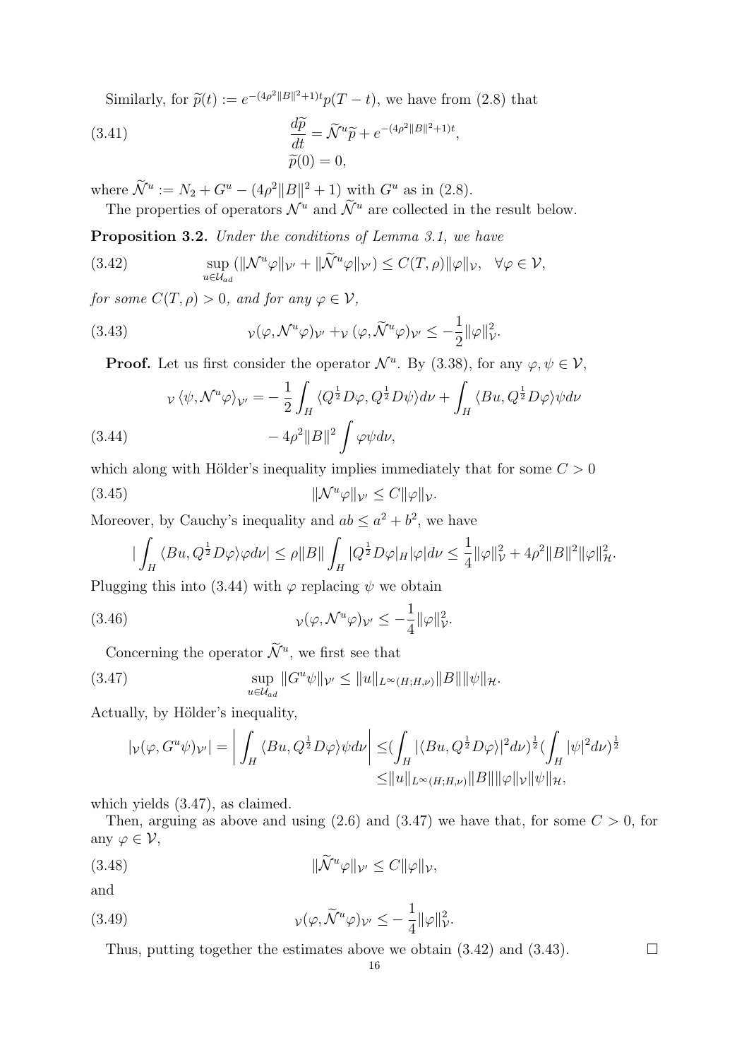Similarly, for $\widetilde{p}(t) := e^{-(4\rho^2\|B\|^2+1)t}p(T-t)$, we have from (2.8) that

$$
\begin{aligned}
&\frac{d\widetilde{p}}{dt} = \widetilde{\mathcal{N}}^u\widetilde{p} + e^{-(4\rho^2\|B\|^2+1)t}, \\
&\widetilde{p}(0) = 0,
\end{aligned}
\tag{3.41}
$$

where $\widetilde{\mathcal{N}}^u := N_2 + G^u - (4\rho^2\|B\|^2 + 1)$ with $G^u$ as in (2.8).

The properties of operators $\mathcal{N}^u$ and $\widetilde{\mathcal{N}}^u$ are collected in the result below.

**Proposition 3.2.** *Under the conditions of Lemma 3.1, we have*

$$
\sup_{u\in\mathcal{U}_{ad}} (\|\mathcal{N}^u\varphi\|_{\mathcal{V}'} + \|\widetilde{\mathcal{N}}^u\varphi\|_{\mathcal{V}'}) \leq C(T,\rho)\|\varphi\|_{\mathcal{V}}, \quad \forall \varphi \in \mathcal{V},
\tag{3.42}
$$

*for some $C(T,\rho) > 0$, and for any $\varphi \in \mathcal{V}$,*

$$
{}_{\mathcal{V}}(\varphi, \mathcal{N}^u\varphi)_{\mathcal{V}'} + {}_{\mathcal{V}}(\varphi, \widetilde{\mathcal{N}}^u\varphi)_{\mathcal{V}'} \leq -\frac{1}{2}\|\varphi\|_{\mathcal{V}}^2.
\tag{3.43}
$$

**Proof.** Let us first consider the operator $\mathcal{N}^u$. By (3.38), for any $\varphi, \psi \in \mathcal{V}$,

$$
\begin{aligned}
{}_{\mathcal{V}}\langle \psi, \mathcal{N}^u\varphi\rangle_{\mathcal{V}'} = &-\frac{1}{2}\int_H \langle Q^{\frac{1}{2}}D\varphi, Q^{\frac{1}{2}}D\psi\rangle d\nu + \int_H \langle Bu, Q^{\frac{1}{2}}D\varphi\rangle\psi d\nu \\
&- 4\rho^2\|B\|^2 \int \varphi\psi d\nu,
\end{aligned}
\tag{3.44}
$$

which along with Hölder's inequality implies immediately that for some $C > 0$

$$
\|\mathcal{N}^u\varphi\|_{\mathcal{V}'} \leq C\|\varphi\|_{\mathcal{V}}.
\tag{3.45}
$$

Moreover, by Cauchy's inequality and $ab \leq a^2 + b^2$, we have

$$
|\int_H \langle Bu, Q^{\frac{1}{2}}D\varphi\rangle\varphi d\nu| \leq \rho\|B\|\int_H |Q^{\frac{1}{2}}D\varphi|_H|\varphi|d\nu \leq \frac{1}{4}\|\varphi\|_{\mathcal{V}}^2 + 4\rho^2\|B\|^2\|\varphi\|_{\mathcal{H}}^2.
$$

Plugging this into (3.44) with $\varphi$ replacing $\psi$ we obtain

$$
{}_{\mathcal{V}}(\varphi, \mathcal{N}^u\varphi)_{\mathcal{V}'} \leq -\frac{1}{4}\|\varphi\|_{\mathcal{V}}^2.
\tag{3.46}
$$

Concerning the operator $\widetilde{\mathcal{N}}^u$, we first see that

$$
\sup_{u\in\mathcal{U}_{ad}} \|G^u\psi\|_{\mathcal{V}'} \leq \|u\|_{L^\infty(H;H,\nu)}\|B\|\|\psi\|_{\mathcal{H}}.
\tag{3.47}
$$

Actually, by Hölder's inequality,

$$
\begin{aligned}
|{}_{\mathcal{V}}(\varphi, G^u\psi)_{\mathcal{V}'}| = \left|\int_H \langle Bu, Q^{\frac{1}{2}}D\varphi\rangle\psi d\nu\right| \leq &(\int_H |\langle Bu, Q^{\frac{1}{2}}D\varphi\rangle|^2 d\nu)^{\frac{1}{2}}(\int_H |\psi|^2 d\nu)^{\frac{1}{2}} \\
\leq &\|u\|_{L^\infty(H;H,\nu)}\|B\|\|\varphi\|_{\mathcal{V}}\|\psi\|_{\mathcal{H}},
\end{aligned}
$$

which yields (3.47), as claimed.

Then, arguing as above and using (2.6) and (3.47) we have that, for some $C > 0$, for any $\varphi \in \mathcal{V}$,

$$
\|\widetilde{\mathcal{N}}^u\varphi\|_{\mathcal{V}'} \leq C\|\varphi\|_{\mathcal{V}},
\tag{3.48}
$$

and

$$
{}_{\mathcal{V}}(\varphi, \widetilde{\mathcal{N}}^u\varphi)_{\mathcal{V}'} \leq -\frac{1}{4}\|\varphi\|_{\mathcal{V}}^2.
\tag{3.49}
$$

Thus, putting together the estimates above we obtain (3.42) and (3.43). $\square$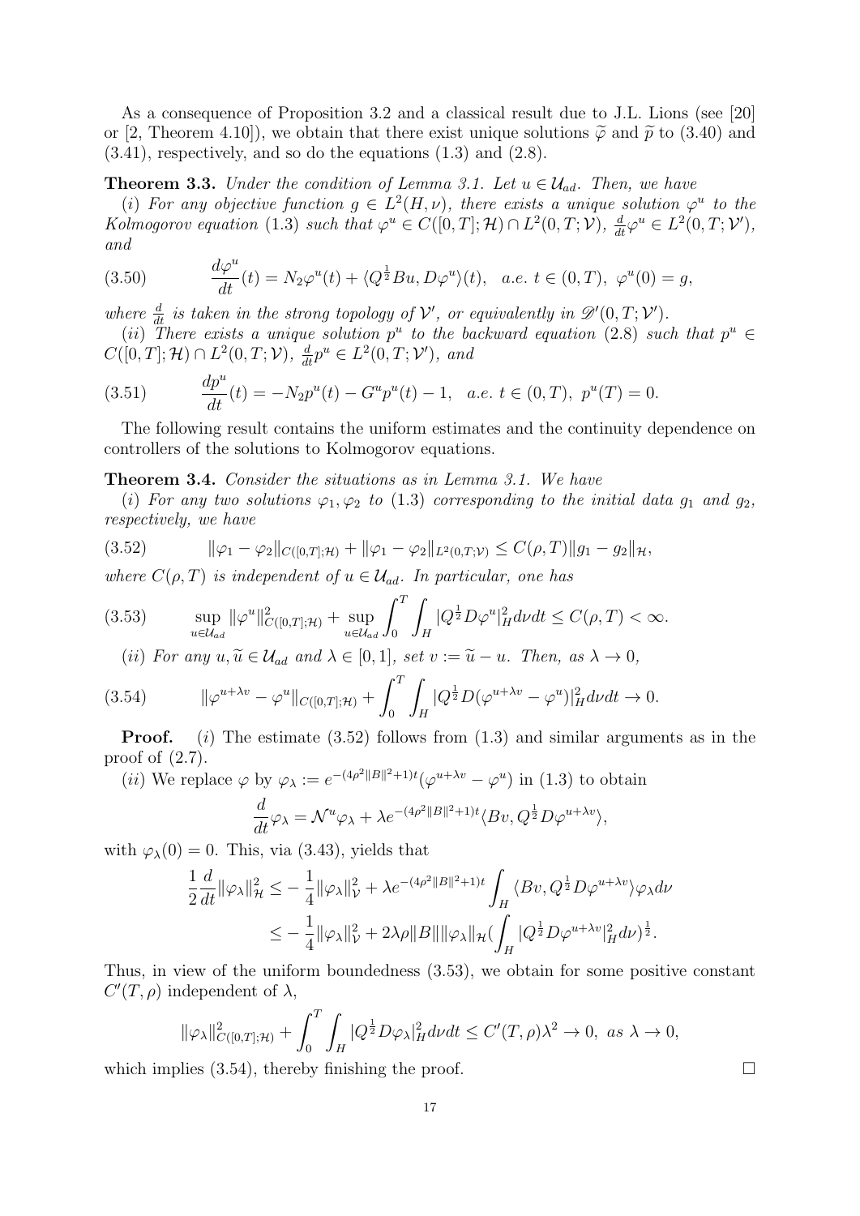As a consequence of Proposition 3.2 and a classical result due to J.L. Lions (see [20] or [2, Theorem 4.10]), we obtain that there exist unique solutions $\widetilde{\varphi}$ and $\widetilde{p}$ to (3.40) and (3.41), respectively, and so do the equations (1.3) and (2.8).

**Theorem 3.3.** *Under the condition of Lemma 3.1. Let $u \in \mathcal{U}_{ad}$. Then, we have*

($i$) *For any objective function $g \in L^2(H,\nu)$, there exists a unique solution $\varphi^u$ to the Kolmogorov equation (1.3) such that $\varphi^u \in C([0,T];\mathcal{H}) \cap L^2(0,T;\mathcal{V})$, $\frac{d}{dt}\varphi^u \in L^2(0,T;\mathcal{V}')$, and*

$$\frac{d\varphi^u}{dt}(t) = N_2\varphi^u(t) + \langle Q^{\frac{1}{2}}Bu, D\varphi^u\rangle(t), \quad a.e.\ t \in (0,T),\ \varphi^u(0) = g, \tag{3.50}$$

*where $\frac{d}{dt}$ is taken in the strong topology of $\mathcal{V}'$, or equivalently in $\mathscr{D}'(0,T;\mathcal{V}')$.*

($ii$) *There exists a unique solution $p^u$ to the backward equation (2.8) such that $p^u \in C([0,T];\mathcal{H}) \cap L^2(0,T;\mathcal{V})$, $\frac{d}{dt}p^u \in L^2(0,T;\mathcal{V}')$, and*

$$\frac{dp^u}{dt}(t) = -N_2p^u(t) - G^u p^u(t) - 1, \quad a.e.\ t \in (0,T),\ p^u(T) = 0. \tag{3.51}$$

The following result contains the uniform estimates and the continuity dependence on controllers of the solutions to Kolmogorov equations.

**Theorem 3.4.** *Consider the situations as in Lemma 3.1. We have*

($i$) *For any two solutions $\varphi_1, \varphi_2$ to (1.3) corresponding to the initial data $g_1$ and $g_2$, respectively, we have*

$$\|\varphi_1 - \varphi_2\|_{C([0,T];\mathcal{H})} + \|\varphi_1 - \varphi_2\|_{L^2(0,T;\mathcal{V})} \leq C(\rho,T)\|g_1 - g_2\|_{\mathcal{H}}, \tag{3.52}$$

*where $C(\rho,T)$ is independent of $u \in \mathcal{U}_{ad}$. In particular, one has*

$$\sup_{u\in\mathcal{U}_{ad}} \|\varphi^u\|^2_{C([0,T];\mathcal{H})} + \sup_{u\in\mathcal{U}_{ad}} \int_0^T \int_H |Q^{\frac{1}{2}}D\varphi^u|^2_H d\nu dt \leq C(\rho,T) < \infty. \tag{3.53}$$

($ii$) *For any $u, \widetilde{u} \in \mathcal{U}_{ad}$ and $\lambda \in [0,1]$, set $v := \widetilde{u} - u$. Then, as $\lambda \to 0$,*

$$\|\varphi^{u+\lambda v} - \varphi^u\|_{C([0,T];\mathcal{H})} + \int_0^T \int_H |Q^{\frac{1}{2}}D(\varphi^{u+\lambda v} - \varphi^u)|^2_H d\nu dt \to 0. \tag{3.54}$$

**Proof.** ($i$) The estimate (3.52) follows from (1.3) and similar arguments as in the proof of (2.7).

($ii$) We replace $\varphi$ by $\varphi_\lambda := e^{-(4\rho^2\|B\|^2+1)t}(\varphi^{u+\lambda v} - \varphi^u)$ in (1.3) to obtain

$$\frac{d}{dt}\varphi_\lambda = \mathcal{N}^u\varphi_\lambda + \lambda e^{-(4\rho^2\|B\|^2+1)t}\langle Bv, Q^{\frac{1}{2}}D\varphi^{u+\lambda v}\rangle,$$

with $\varphi_\lambda(0) = 0$. This, via (3.43), yields that

$$\begin{aligned}
\frac{1}{2}\frac{d}{dt}\|\varphi_\lambda\|^2_{\mathcal{H}} \leq& -\frac{1}{4}\|\varphi_\lambda\|^2_{\mathcal{V}} + \lambda e^{-(4\rho^2\|B\|^2+1)t}\int_H \langle Bv, Q^{\frac{1}{2}}D\varphi^{u+\lambda v}\rangle\varphi_\lambda d\nu \\
\leq& -\frac{1}{4}\|\varphi_\lambda\|^2_{\mathcal{V}} + 2\lambda\rho\|B\|\|\varphi_\lambda\|_{\mathcal{H}}(\int_H |Q^{\frac{1}{2}}D\varphi^{u+\lambda v}|^2_H d\nu)^{\frac{1}{2}}.
\end{aligned}$$

Thus, in view of the uniform boundedness (3.53), we obtain for some positive constant $C'(T,\rho)$ independent of $\lambda$,

$$\|\varphi_\lambda\|^2_{C([0,T];\mathcal{H})} + \int_0^T \int_H |Q^{\frac{1}{2}}D\varphi_\lambda|^2_H d\nu dt \leq C'(T,\rho)\lambda^2 \to 0,\ as\ \lambda \to 0,$$

which implies (3.54), thereby finishing the proof. $\square$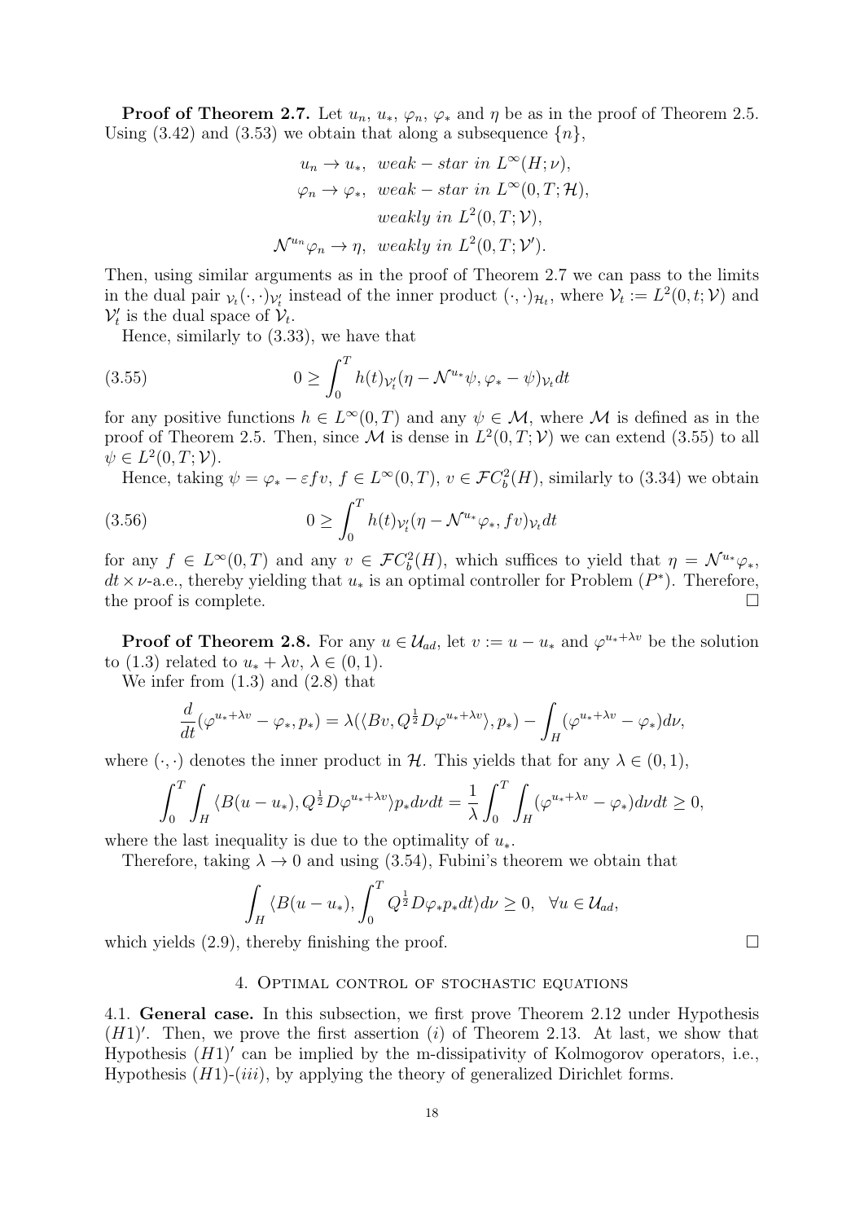**Proof of Theorem 2.7.** Let $u_n$, $u_*$, $\varphi_n$, $\varphi_*$ and $\eta$ be as in the proof of Theorem 2.5. Using (3.42) and (3.53) we obtain that along a subsequence $\{n\}$,

$$
\begin{aligned}
u_n &\to u_*, \ \ weak-star \ in \ L^\infty(H;\nu), \\
\varphi_n &\to \varphi_*, \ \ weak-star \ in \ L^\infty(0,T;\mathcal{H}), \\
& \qquad\quad weakly \ in \ L^2(0,T;\mathcal{V}), \\
\mathcal{N}^{u_n}\varphi_n &\to \eta, \ \ weakly \ in \ L^2(0,T;\mathcal{V}').
\end{aligned}
$$

Then, using similar arguments as in the proof of Theorem 2.7 we can pass to the limits in the dual pair ${}_{\mathcal{V}_t}(\cdot,\cdot)_{\mathcal{V}_t'}$ instead of the inner product $(\cdot,\cdot)_{\mathcal{H}_t}$, where $\mathcal{V}_t := L^2(0,t;\mathcal{V})$ and $\mathcal{V}_t'$ is the dual space of $\mathcal{V}_t$.

Hence, similarly to (3.33), we have that

$$
0 \geq \int_0^T h(t)_{\mathcal{V}_t'}(\eta - \mathcal{N}^{u_*}\psi, \varphi_* - \psi)_{\mathcal{V}_t} dt \tag{3.55}
$$

for any positive functions $h \in L^\infty(0,T)$ and any $\psi \in \mathcal{M}$, where $\mathcal{M}$ is defined as in the proof of Theorem 2.5. Then, since $\mathcal{M}$ is dense in $L^2(0,T;\mathcal{V})$ we can extend (3.55) to all $\psi \in L^2(0,T;\mathcal{V})$.

Hence, taking $\psi = \varphi_* - \varepsilon f v$, $f \in L^\infty(0,T)$, $v \in \mathcal{F}C_b^2(H)$, similarly to (3.34) we obtain

$$
0 \geq \int_0^T h(t)_{\mathcal{V}_t'}(\eta - \mathcal{N}^{u_*}\varphi_*, fv)_{\mathcal{V}_t} dt \tag{3.56}
$$

for any $f \in L^\infty(0,T)$ and any $v \in \mathcal{F}C_b^2(H)$, which suffices to yield that $\eta = \mathcal{N}^{u_*}\varphi_*$, $dt \times \nu$-a.e., thereby yielding that $u_*$ is an optimal controller for Problem $(P^*)$. Therefore, the proof is complete. $\square$

**Proof of Theorem 2.8.** For any $u \in \mathcal{U}_{ad}$, let $v := u - u_*$ and $\varphi^{u_*+\lambda v}$ be the solution to (1.3) related to $u_* + \lambda v$, $\lambda \in (0,1)$.

We infer from (1.3) and (2.8) that

$$
\frac{d}{dt}(\varphi^{u_*+\lambda v} - \varphi_*, p_*) = \lambda(\langle Bv, Q^{\frac{1}{2}}D\varphi^{u_*+\lambda v}\rangle, p_*) - \int_H (\varphi^{u_*+\lambda v} - \varphi_*) d\nu,
$$

where $(\cdot,\cdot)$ denotes the inner product in $\mathcal{H}$. This yields that for any $\lambda \in (0,1)$,

$$
\int_0^T \int_H \langle B(u-u_*), Q^{\frac{1}{2}}D\varphi^{u_*+\lambda v}\rangle p_* d\nu dt = \frac{1}{\lambda}\int_0^T \int_H (\varphi^{u_*+\lambda v} - \varphi_*) d\nu dt \geq 0,
$$

where the last inequality is due to the optimality of $u_*$.

Therefore, taking $\lambda \to 0$ and using (3.54), Fubini's theorem we obtain that

$$
\int_H \langle B(u-u_*), \int_0^T Q^{\frac{1}{2}}D\varphi_* p_* dt\rangle d\nu \geq 0, \quad \forall u \in \mathcal{U}_{ad},
$$

which yields (2.9), thereby finishing the proof. $\square$

## 4. Optimal control of stochastic equations

4.1. **General case.** In this subsection, we first prove Theorem 2.12 under Hypothesis $(H1)'$. Then, we prove the first assertion $(i)$ of Theorem 2.13. At last, we show that Hypothesis $(H1)'$ can be implied by the m-dissipativity of Kolmogorov operators, i.e., Hypothesis $(H1)$-$(iii)$, by applying the theory of generalized Dirichlet forms.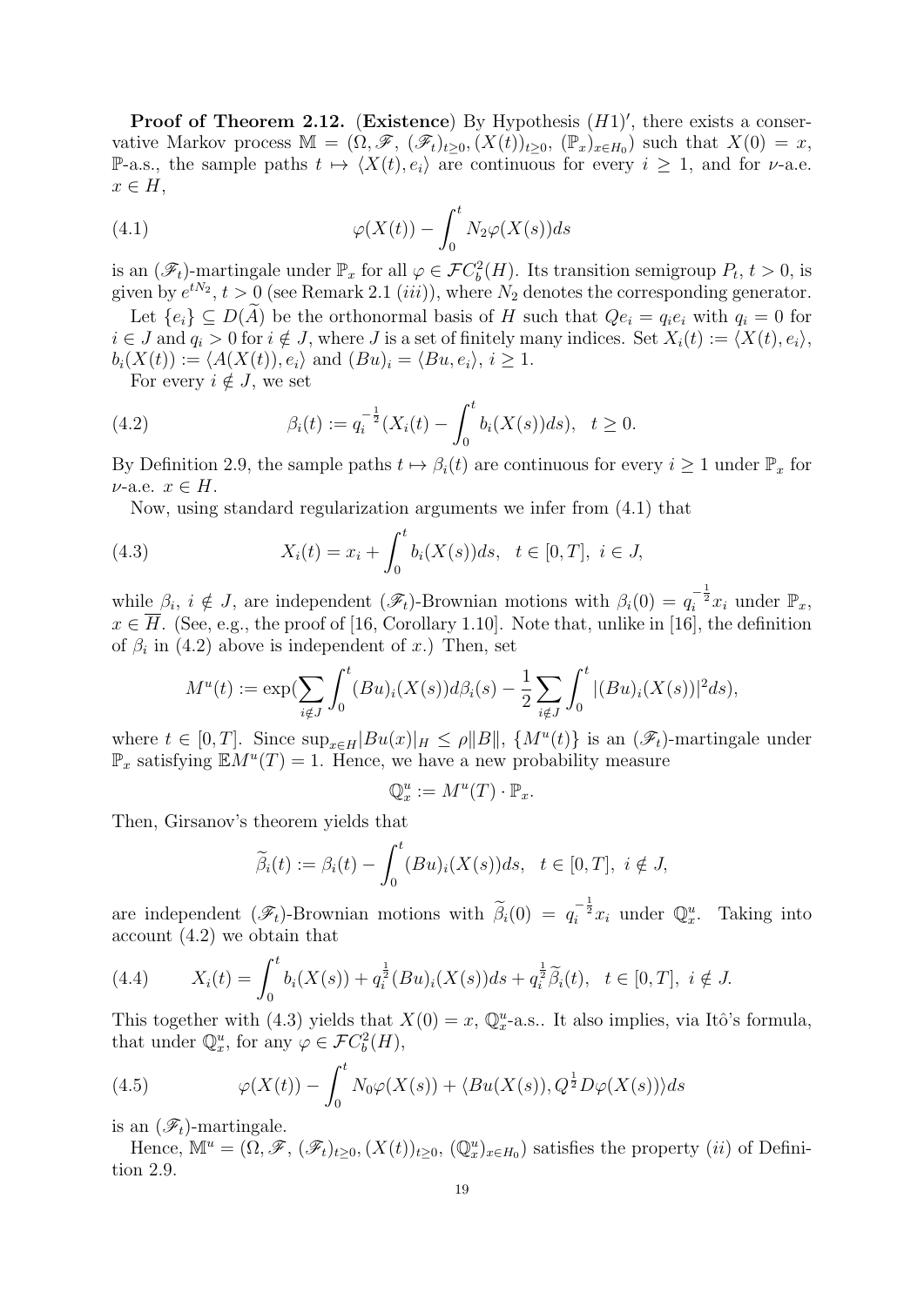**Proof of Theorem 2.12.** (**Existence**) By Hypothesis $(H1)'$, there exists a conservative Markov process $\mathbb{M} = (\Omega, \mathscr{F}, (\mathscr{F}_t)_{t\geq 0}, (X(t))_{t\geq 0}, (\mathbb{P}_x)_{x\in H_0})$ such that $X(0) = x$, $\mathbb{P}$-a.s., the sample paths $t \mapsto \langle X(t), e_i\rangle$ are continuous for every $i \geq 1$, and for $\nu$-a.e. $x \in H$,

$$\varphi(X(t)) - \int_0^t N_2\varphi(X(s))ds \tag{4.1}$$

is an $(\mathscr{F}_t)$-martingale under $\mathbb{P}_x$ for all $\varphi \in \mathcal{F}C_b^2(H)$. Its transition semigroup $P_t$, $t > 0$, is given by $e^{tN_2}$, $t > 0$ (see Remark 2.1 $(iii)$), where $N_2$ denotes the corresponding generator.

Let $\{e_i\} \subseteq D(\widetilde{A})$ be the orthonormal basis of $H$ such that $Qe_i = q_i e_i$ with $q_i = 0$ for $i \in J$ and $q_i > 0$ for $i \notin J$, where $J$ is a set of finitely many indices. Set $X_i(t) := \langle X(t), e_i\rangle$, $b_i(X(t)) := \langle A(X(t)), e_i\rangle$ and $(Bu)_i = \langle Bu, e_i\rangle$, $i \geq 1$.

For every $i \notin J$, we set

$$\beta_i(t) := q_i^{-\frac{1}{2}}(X_i(t) - \int_0^t b_i(X(s))ds), \quad t \geq 0. \tag{4.2}$$

By Definition 2.9, the sample paths $t \mapsto \beta_i(t)$ are continuous for every $i \geq 1$ under $\mathbb{P}_x$ for $\nu$-a.e. $x \in H$.

Now, using standard regularization arguments we infer from (4.1) that

$$X_i(t) = x_i + \int_0^t b_i(X(s))ds, \quad t \in [0, T], \ i \in J, \tag{4.3}$$

while $\beta_i$, $i \notin J$, are independent $(\mathscr{F}_t)$-Brownian motions with $\beta_i(0) = q_i^{-\frac{1}{2}} x_i$ under $\mathbb{P}_x$, $x \in \overline{H}$. (See, e.g., the proof of [16, Corollary 1.10]. Note that, unlike in [16], the definition of $\beta_i$ in (4.2) above is independent of $x$.) Then, set

$$M^u(t) := \exp(\sum_{i\notin J} \int_0^t (Bu)_i(X(s))d\beta_i(s) - \frac{1}{2}\sum_{i\notin J}\int_0^t |(Bu)_i(X(s))|^2 ds),$$

where $t \in [0, T]$. Since $\sup_{x\in H} |Bu(x)|_H \leq \rho\|B\|$, $\{M^u(t)\}$ is an $(\mathscr{F}_t)$-martingale under $\mathbb{P}_x$ satisfying $\mathbb{E}M^u(T) = 1$. Hence, we have a new probability measure

$$\mathbb{Q}_x^u := M^u(T)\cdot \mathbb{P}_x.$$

Then, Girsanov's theorem yields that

$$\widetilde{\beta}_i(t) := \beta_i(t) - \int_0^t (Bu)_i(X(s))ds, \quad t \in [0, T], \ i \notin J,$$

are independent $(\mathscr{F}_t)$-Brownian motions with $\widetilde{\beta}_i(0) = q_i^{-\frac{1}{2}} x_i$ under $\mathbb{Q}_x^u$. Taking into account (4.2) we obtain that

$$X_i(t) = \int_0^t b_i(X(s)) + q_i^{\frac{1}{2}}(Bu)_i(X(s))ds + q_i^{\frac{1}{2}}\widetilde{\beta}_i(t), \quad t \in [0, T], \ i \notin J. \tag{4.4}$$

This together with (4.3) yields that $X(0) = x$, $\mathbb{Q}_x^u$-a.s.. It also implies, via Itô's formula, that under $\mathbb{Q}_x^u$, for any $\varphi \in \mathcal{F}C_b^2(H)$,

$$\varphi(X(t)) - \int_0^t N_0\varphi(X(s)) + \langle Bu(X(s)), Q^{\frac{1}{2}}D\varphi(X(s))\rangle ds \tag{4.5}$$

is an $(\mathscr{F}_t)$-martingale.

Hence, $\mathbb{M}^u = (\Omega, \mathscr{F}, (\mathscr{F}_t)_{t\geq 0}, (X(t))_{t\geq 0}, (\mathbb{Q}_x^u)_{x\in H_0})$ satisfies the property $(ii)$ of Definition 2.9.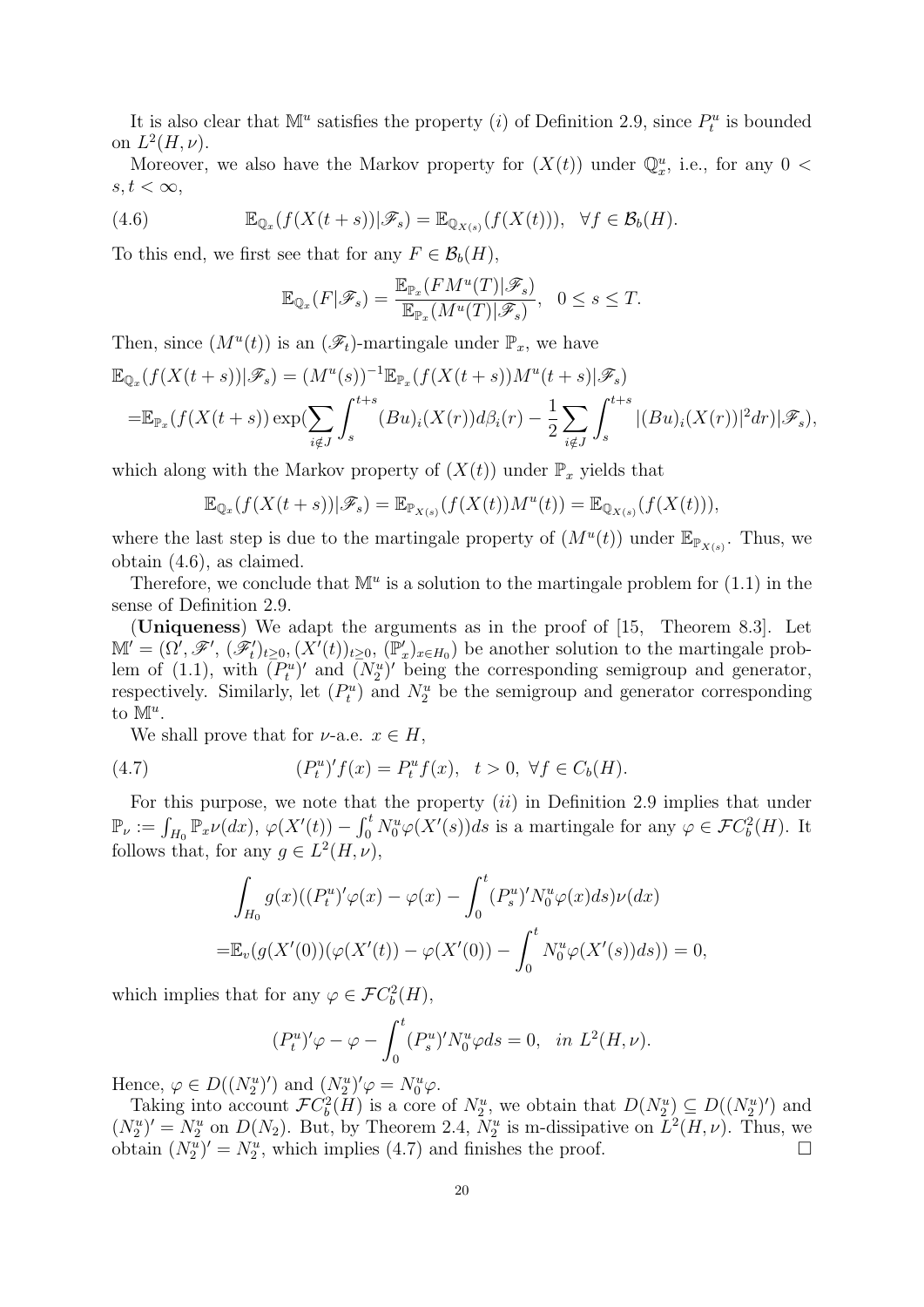It is also clear that $\mathbb{M}^u$ satisfies the property $(i)$ of Definition 2.9, since $P^u_t$ is bounded on $L^2(H,\nu)$.

Moreover, we also have the Markov property for $(X(t))$ under $\mathbb{Q}^u_x$, i.e., for any $0 < s,t < \infty$,

$$
\mathbb{E}_{\mathbb{Q}_x}(f(X(t+s))|\mathscr{F}_s) = \mathbb{E}_{\mathbb{Q}_{X(s)}}(f(X(t))), \quad \forall f \in \mathcal{B}_b(H). \tag{4.6}
$$

To this end, we first see that for any $F \in \mathcal{B}_b(H)$,

$$
\mathbb{E}_{\mathbb{Q}_x}(F|\mathscr{F}_s) = \frac{\mathbb{E}_{\mathbb{P}_x}(FM^u(T)|\mathscr{F}_s)}{\mathbb{E}_{\mathbb{P}_x}(M^u(T)|\mathscr{F}_s)}, \quad 0 \le s \le T.
$$

Then, since $(M^u(t))$ is an $(\mathscr{F}_t)$-martingale under $\mathbb{P}_x$, we have

$$
\begin{aligned}
&\mathbb{E}_{\mathbb{Q}_x}(f(X(t+s))|\mathscr{F}_s) = (M^u(s))^{-1}\mathbb{E}_{\mathbb{P}_x}(f(X(t+s))M^u(t+s)|\mathscr{F}_s)\\
=&\mathbb{E}_{\mathbb{P}_x}(f(X(t+s))\exp(\sum_{i\notin J}\int_s^{t+s}(Bu)_i(X(r))d\beta_i(r) - \frac{1}{2}\sum_{i\notin J}\int_s^{t+s}|(Bu)_i(X(r))|^2dr)|\mathscr{F}_s),
\end{aligned}
$$

which along with the Markov property of $(X(t))$ under $\mathbb{P}_x$ yields that

$$
\mathbb{E}_{\mathbb{Q}_x}(f(X(t+s))|\mathscr{F}_s) = \mathbb{E}_{\mathbb{P}_{X(s)}}(f(X(t))M^u(t)) = \mathbb{E}_{\mathbb{Q}_{X(s)}}(f(X(t))),
$$

where the last step is due to the martingale property of $(M^u(t))$ under $\mathbb{E}_{\mathbb{P}_{X(s)}}$. Thus, we obtain (4.6), as claimed.

Therefore, we conclude that $\mathbb{M}^u$ is a solution to the martingale problem for (1.1) in the sense of Definition 2.9.

(**Uniqueness**) We adapt the arguments as in the proof of [15, Theorem 8.3]. Let $\mathbb{M}' = (\Omega', \mathscr{F}', (\mathscr{F}'_t)_{t\ge 0}, (X'(t))_{t\ge 0}, (\mathbb{P}'_x)_{x\in H_0})$ be another solution to the martingale problem of (1.1), with $(P^u_t)'$ and $(N^u_2)'$ being the corresponding semigroup and generator, respectively. Similarly, let $(P^u_t)$ and $N^u_2$ be the semigroup and generator corresponding to $\mathbb{M}^u$.

We shall prove that for $\nu$-a.e. $x \in H$,

$$
(P^u_t)'f(x) = P^u_t f(x), \quad t > 0, \ \forall f \in C_b(H). \tag{4.7}
$$

For this purpose, we note that the property $(ii)$ in Definition 2.9 implies that under $\mathbb{P}_\nu := \int_{H_0}\mathbb{P}_x\nu(dx)$, $\varphi(X'(t)) - \int_0^t N^u_0\varphi(X'(s))ds$ is a martingale for any $\varphi \in \mathcal{F}C^2_b(H)$. It follows that, for any $g \in L^2(H,\nu)$,

$$
\begin{aligned}
&\int_{H_0} g(x)((P^u_t)'\varphi(x) - \varphi(x) - \int_0^t (P^u_s)'N^u_0\varphi(x)ds)\nu(dx)\\
=&\mathbb{E}_v(g(X'(0))(\varphi(X'(t)) - \varphi(X'(0)) - \int_0^t N^u_0\varphi(X'(s))ds)) = 0,
\end{aligned}
$$

which implies that for any $\varphi \in \mathcal{F}C^2_b(H)$,

$$
(P^u_t)'\varphi - \varphi - \int_0^t (P^u_s)'N^u_0\varphi ds = 0, \quad in\ L^2(H,\nu).
$$

Hence, $\varphi \in D((N^u_2)')$ and $(N^u_2)'\varphi = N^u_0\varphi$.

Taking into account $\mathcal{F}C^2_b(H)$ is a core of $N^u_2$, we obtain that $D(N^u_2) \subseteq D((N^u_2)')$ and $(N^u_2)' = N^u_2$ on $D(N_2)$. But, by Theorem 2.4, $N^u_2$ is m-dissipative on $L^2(H,\nu)$. Thus, we obtain $(N^u_2)' = N^u_2$, which implies (4.7) and finishes the proof. □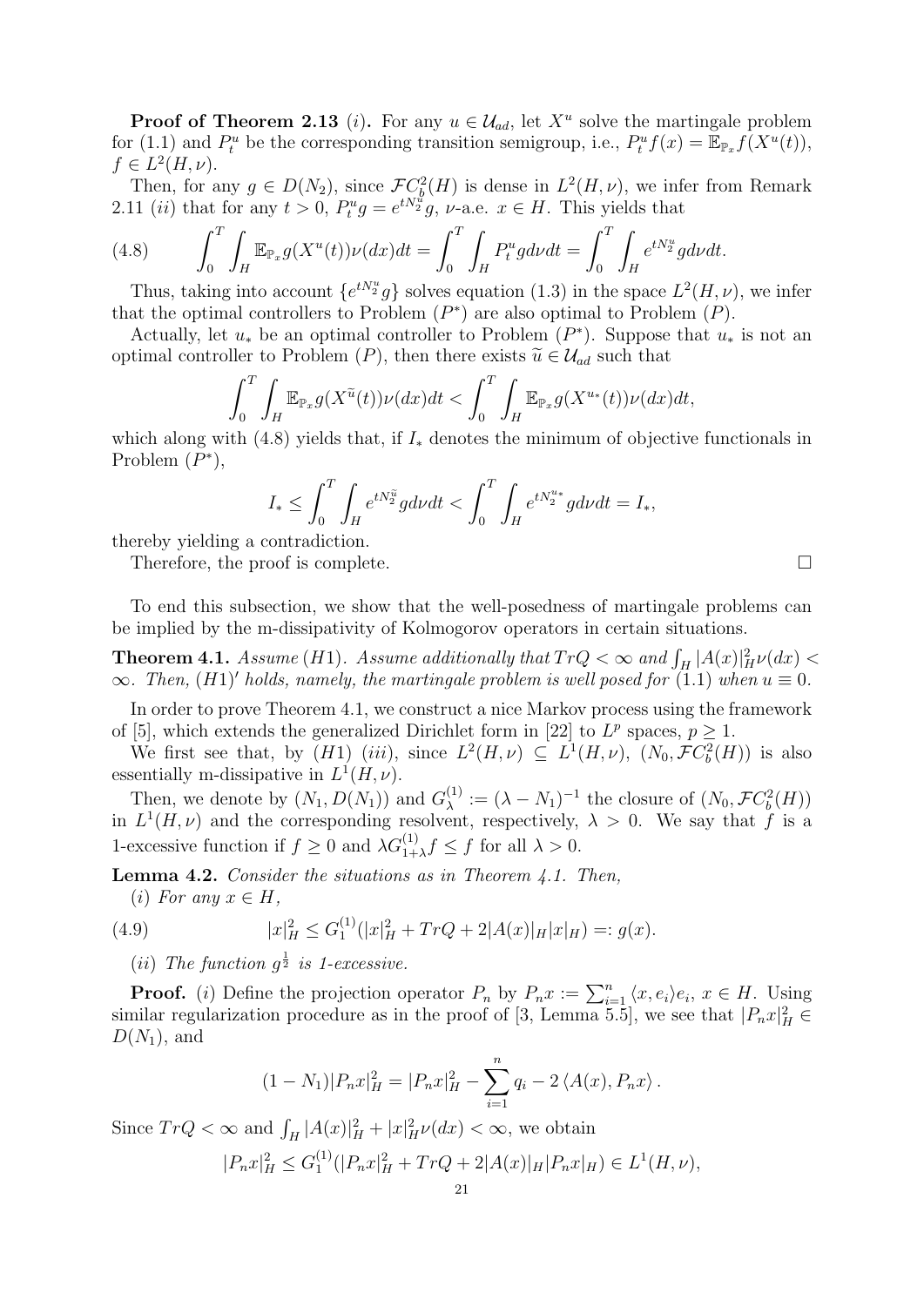**Proof of Theorem 2.13** $(i)$**.** For any $u \in \mathcal{U}_{ad}$, let $X^u$ solve the martingale problem for (1.1) and $P_t^u$ be the corresponding transition semigroup, i.e., $P_t^u f(x) = \mathbb{E}_{\mathbb{P}_x} f(X^u(t))$, $f \in L^2(H,\nu)$.

Then, for any $g \in D(N_2)$, since $\mathcal{F}C_b^2(H)$ is dense in $L^2(H,\nu)$, we infer from Remark 2.11 $(ii)$ that for any $t>0$, $P_t^u g = e^{tN_2^u} g$, $\nu$-a.e. $x \in H$. This yields that

$$
\int_0^T \int_H \mathbb{E}_{\mathbb{P}_x} g(X^u(t))\nu(dx)dt = \int_0^T \int_H P_t^u g d\nu dt = \int_0^T \int_H e^{tN_2^u} g d\nu dt. \tag{4.8}
$$

Thus, taking into account $\{e^{tN_2^u} g\}$ solves equation (1.3) in the space $L^2(H,\nu)$, we infer that the optimal controllers to Problem $(P^*)$ are also optimal to Problem $(P)$.

Actually, let $u_*$ be an optimal controller to Problem $(P^*)$. Suppose that $u_*$ is not an optimal controller to Problem $(P)$, then there exists $\widetilde{u} \in \mathcal{U}_{ad}$ such that

$$
\int_0^T \int_H \mathbb{E}_{\mathbb{P}_x} g(X^{\widetilde{u}}(t))\nu(dx)dt < \int_0^T \int_H \mathbb{E}_{\mathbb{P}_x} g(X^{u_*}(t))\nu(dx)dt,
$$

which along with (4.8) yields that, if $I_*$ denotes the minimum of objective functionals in Problem $(P^*)$,

$$
I_* \le \int_0^T \int_H e^{tN_2^{\widetilde{u}}} g d\nu dt < \int_0^T \int_H e^{tN_2^{u_*}} g d\nu dt = I_*,
$$

thereby yielding a contradiction.

Therefore, the proof is complete. $\square$

To end this subsection, we show that the well-posedness of martingale problems can be implied by the m-dissipativity of Kolmogorov operators in certain situations.

**Theorem 4.1.** *Assume* $(H1)$*. Assume additionally that* $TrQ < \infty$ *and* $\int_H |A(x)|_H^2 \nu(dx) < \infty$*. Then,* $(H1)'$ *holds, namely, the martingale problem is well posed for* (1.1) *when* $u \equiv 0$*.*

In order to prove Theorem 4.1, we construct a nice Markov process using the framework of [5], which extends the generalized Dirichlet form in [22] to $L^p$ spaces, $p \ge 1$.

We first see that, by $(H1)$ $(iii)$, since $L^2(H,\nu) \subseteq L^1(H,\nu)$, $(N_0, \mathcal{F}C_b^2(H))$ is also essentially m-dissipative in $L^1(H,\nu)$.

Then, we denote by $(N_1, D(N_1))$ and $G_\lambda^{(1)} := (\lambda - N_1)^{-1}$ the closure of $(N_0, \mathcal{F}C_b^2(H))$ in $L^1(H,\nu)$ and the corresponding resolvent, respectively, $\lambda > 0$. We say that $f$ is a 1-excessive function if $f \ge 0$ and $\lambda G_{1+\lambda}^{(1)} f \le f$ for all $\lambda > 0$.

**Lemma 4.2.** *Consider the situations as in Theorem 4.1. Then,*

$(i)$ *For any* $x \in H$,

$$
|x|_H^2 \le G_1^{(1)}(|x|_H^2 + TrQ + 2|A(x)|_H |x|_H) =: g(x). \tag{4.9}
$$

$(ii)$ *The function* $g^{\frac{1}{2}}$ *is 1-excessive.*

**Proof.** $(i)$ Define the projection operator $P_n$ by $P_n x := \sum_{i=1}^n \langle x, e_i \rangle e_i$, $x \in H$. Using similar regularization procedure as in the proof of [3, Lemma 5.5], we see that $|P_n x|_H^2 \in D(N_1)$, and

$$
(1 - N_1)|P_n x|_H^2 = |P_n x|_H^2 - \sum_{i=1}^n q_i - 2\langle A(x), P_n x \rangle.
$$

Since $TrQ < \infty$ and $\int_H |A(x)|_H^2 + |x|_H^2 \nu(dx) < \infty$, we obtain

$$
|P_n x|_H^2 \le G_1^{(1)}(|P_n x|_H^2 + TrQ + 2|A(x)|_H |P_n x|_H) \in L^1(H,\nu),
$$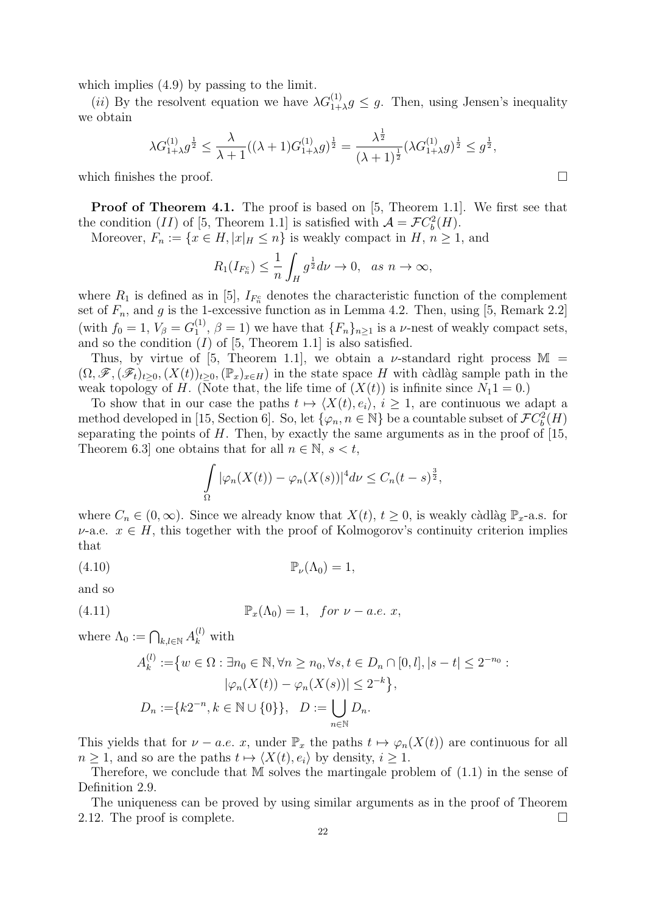which implies (4.9) by passing to the limit.

$(ii)$ By the resolvent equation we have $\lambda G^{(1)}_{1+\lambda} g \le g$. Then, using Jensen's inequality we obtain

$$\lambda G^{(1)}_{1+\lambda} g^{\frac{1}{2}} \le \frac{\lambda}{\lambda+1}((\lambda+1)G^{(1)}_{1+\lambda} g)^{\frac{1}{2}} = \frac{\lambda^{\frac{1}{2}}}{(\lambda+1)^{\frac{1}{2}}}(\lambda G^{(1)}_{1+\lambda} g)^{\frac{1}{2}} \le g^{\frac{1}{2}},$$

which finishes the proof. $\square$

**Proof of Theorem 4.1.** The proof is based on [5, Theorem 1.1]. We first see that the condition $(II)$ of [5, Theorem 1.1] is satisfied with $\mathcal{A} = \mathcal{F}C^2_b(H)$.

Moreover, $F_n := \{x \in H, |x|_H \le n\}$ is weakly compact in $H$, $n \ge 1$, and

$$R_1(I_{F_n^c}) \le \frac{1}{n}\int_H g^{\frac{1}{2}} d\nu \to 0, \quad as\ n \to \infty,$$

where $R_1$ is defined as in [5], $I_{F_n^c}$ denotes the characteristic function of the complement set of $F_n$, and $g$ is the 1-excessive function as in Lemma 4.2. Then, using [5, Remark 2.2] (with $f_0 = 1$, $V_\beta = G^{(1)}_1$, $\beta = 1$) we have that $\{F_n\}_{n\ge 1}$ is a $\nu$-nest of weakly compact sets, and so the condition $(I)$ of [5, Theorem 1.1] is also satisfied.

Thus, by virtue of [5, Theorem 1.1], we obtain a $\nu$-standard right process $\mathbb{M} = (\Omega, \mathscr{F}, (\mathscr{F}_t)_{t\ge 0}, (X(t))_{t\ge 0}, (\mathbb{P}_x)_{x\in H})$ in the state space $H$ with càdlàg sample path in the weak topology of $H$. (Note that, the life time of $(X(t))$ is infinite since $N_1 1 = 0$.)

To show that in our case the paths $t \mapsto \langle X(t), e_i\rangle$, $i \ge 1$, are continuous we adapt a method developed in [15, Section 6]. So, let $\{\varphi_n, n \in \mathbb{N}\}$ be a countable subset of $\mathcal{F}C^2_b(H)$ separating the points of $H$. Then, by exactly the same arguments as in the proof of [15, Theorem 6.3] one obtains that for all $n \in \mathbb{N}$, $s < t$,

$$\int_\Omega |\varphi_n(X(t)) - \varphi_n(X(s))|^4 d\nu \le C_n (t-s)^{\frac{3}{2}},$$

where $C_n \in (0,\infty)$. Since we already know that $X(t)$, $t \ge 0$, is weakly càdlàg $\mathbb{P}_x$-a.s. for $\nu$-a.e. $x \in H$, this together with the proof of Kolmogorov's continuity criterion implies that

$$\mathbb{P}_\nu(\Lambda_0) = 1, \tag{4.10}$$

and so

$$\mathbb{P}_x(\Lambda_0) = 1, \quad for\ \nu - a.e.\ x, \tag{4.11}$$

where $\Lambda_0 := \bigcap_{k,l\in\mathbb{N}} A^{(l)}_k$ with

$$\begin{aligned} A^{(l)}_k :=& \big\{w \in \Omega : \exists n_0 \in \mathbb{N}, \forall n \ge n_0, \forall s,t \in D_n \cap [0,l], |s-t| \le 2^{-n_0} : \\ & \quad |\varphi_n(X(t)) - \varphi_n(X(s))| \le 2^{-k}\big\}, \\ D_n :=& \{k2^{-n}, k \in \mathbb{N}\cup\{0\}\}, \quad D := \bigcup_{n\in\mathbb{N}} D_n. \end{aligned}$$

This yields that for $\nu - a.e.\ x$, under $\mathbb{P}_x$ the paths $t \mapsto \varphi_n(X(t))$ are continuous for all $n \ge 1$, and so are the paths $t \mapsto \langle X(t), e_i\rangle$ by density, $i \ge 1$.

Therefore, we conclude that $\mathbb{M}$ solves the martingale problem of (1.1) in the sense of Definition 2.9.

The uniqueness can be proved by using similar arguments as in the proof of Theorem 2.12. The proof is complete. $\square$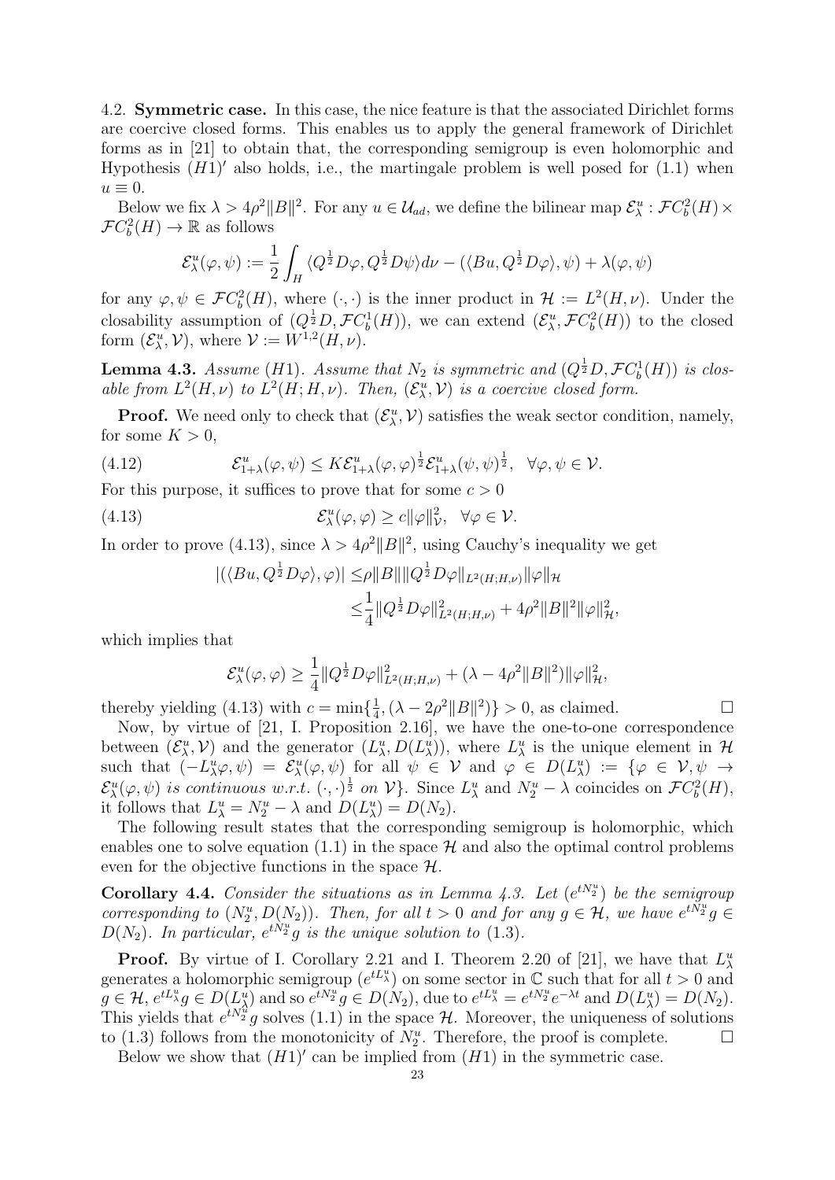4.2. **Symmetric case.** In this case, the nice feature is that the associated Dirichlet forms are coercive closed forms. This enables us to apply the general framework of Dirichlet forms as in [21] to obtain that, the corresponding semigroup is even holomorphic and Hypothesis $(H1)'$ also holds, i.e., the martingale problem is well posed for (1.1) when $u \equiv 0$.

Below we fix $\lambda > 4\rho^2\|B\|^2$. For any $u \in \mathcal{U}_{ad}$, we define the bilinear map $\mathcal{E}^u_\lambda : \mathcal{F}C^2_b(H) \times \mathcal{F}C^2_b(H) \to \mathbb{R}$ as follows

$$
\mathcal{E}^u_\lambda(\varphi, \psi) := \frac{1}{2}\int_H \langle Q^{\frac{1}{2}} D\varphi, Q^{\frac{1}{2}} D\psi\rangle d\nu - (\langle Bu, Q^{\frac{1}{2}} D\varphi\rangle, \psi) + \lambda(\varphi, \psi)
$$

for any $\varphi, \psi \in \mathcal{F}C^2_b(H)$, where $(\cdot, \cdot)$ is the inner product in $\mathcal{H} := L^2(H, \nu)$. Under the closability assumption of $(Q^{\frac{1}{2}} D, \mathcal{F}C^1_b(H))$, we can extend $(\mathcal{E}^u_\lambda, \mathcal{F}C^2_b(H))$ to the closed form $(\mathcal{E}^u_\lambda, \mathcal{V})$, where $\mathcal{V} := W^{1,2}(H, \nu)$.

**Lemma 4.3.** *Assume $(H1)$. Assume that $N_2$ is symmetric and $(Q^{\frac{1}{2}} D, \mathcal{F}C^1_b(H))$ is closable from $L^2(H, \nu)$ to $L^2(H; H, \nu)$. Then, $(\mathcal{E}^u_\lambda, \mathcal{V})$ is a coercive closed form.*

**Proof.** We need only to check that $(\mathcal{E}^u_\lambda, \mathcal{V})$ satisfies the weak sector condition, namely, for some $K > 0$,

$$
\mathcal{E}^u_{1+\lambda}(\varphi, \psi) \le K \mathcal{E}^u_{1+\lambda}(\varphi, \varphi)^{\frac{1}{2}} \mathcal{E}^u_{1+\lambda}(\psi, \psi)^{\frac{1}{2}}, \quad \forall \varphi, \psi \in \mathcal{V}. \tag{4.12}
$$

For this purpose, it suffices to prove that for some $c > 0$

$$
\mathcal{E}^u_\lambda(\varphi, \varphi) \ge c\|\varphi\|^2_{\mathcal{V}}, \quad \forall \varphi \in \mathcal{V}. \tag{4.13}
$$

In order to prove (4.13), since $\lambda > 4\rho^2\|B\|^2$, using Cauchy's inequality we get

$$
\begin{aligned}
|(\langle Bu, Q^{\frac{1}{2}} D\varphi\rangle, \varphi)| \le& \rho\|B\|\|Q^{\frac{1}{2}} D\varphi\|_{L^2(H;H,\nu)}\|\varphi\|_{\mathcal{H}} \\
\le& \frac{1}{4}\|Q^{\frac{1}{2}} D\varphi\|^2_{L^2(H;H,\nu)} + 4\rho^2\|B\|^2\|\varphi\|^2_{\mathcal{H}},
\end{aligned}
$$

which implies that

$$
\mathcal{E}^u_\lambda(\varphi, \varphi) \ge \frac{1}{4}\|Q^{\frac{1}{2}} D\varphi\|^2_{L^2(H;H,\nu)} + (\lambda - 4\rho^2\|B\|^2)\|\varphi\|^2_{\mathcal{H}},
$$

thereby yielding (4.13) with $c = \min\{\frac{1}{4}, (\lambda - 2\rho^2\|B\|^2)\} > 0$, as claimed. □

Now, by virtue of [21, I. Proposition 2.16], we have the one-to-one correspondence between $(\mathcal{E}^u_\lambda, \mathcal{V})$ and the generator $(L^u_\lambda, D(L^u_\lambda))$, where $L^u_\lambda$ is the unique element in $\mathcal{H}$ such that $(-L^u_\lambda\varphi, \psi) = \mathcal{E}^u_\lambda(\varphi, \psi)$ for all $\psi \in \mathcal{V}$ and $\varphi \in D(L^u_\lambda) := \{\varphi \in \mathcal{V}, \psi \to \mathcal{E}^u_\lambda(\varphi, \psi)$ *is continuous w.r.t.* $(\cdot, \cdot)^{\frac{1}{2}}$ *on* $\mathcal{V}\}$. Since $L^u_\lambda$ and $N^u_2 - \lambda$ coincides on $\mathcal{F}C^2_b(H)$, it follows that $L^u_\lambda = N^u_2 - \lambda$ and $D(L^u_\lambda) = D(N_2)$.

The following result states that the corresponding semigroup is holomorphic, which enables one to solve equation (1.1) in the space $\mathcal{H}$ and also the optimal control problems even for the objective functions in the space $\mathcal{H}$.

**Corollary 4.4.** *Consider the situations as in Lemma 4.3. Let $(e^{tN^u_2})$ be the semigroup corresponding to $(N^u_2, D(N_2))$. Then, for all $t > 0$ and for any $g \in \mathcal{H}$, we have $e^{tN^u_2} g \in D(N_2)$. In particular, $e^{tN^u_2} g$ is the unique solution to* (1.3).

**Proof.** By virtue of I. Corollary 2.21 and I. Theorem 2.20 of [21], we have that $L^u_\lambda$ generates a holomorphic semigroup $(e^{tL^u_\lambda})$ on some sector in $\mathbb{C}$ such that for all $t > 0$ and $g \in \mathcal{H}$, $e^{tL^u_\lambda} g \in D(L^u_\lambda)$ and so $e^{tN^u_2} g \in D(N_2)$, due to $e^{tL^u_\lambda} = e^{tN^u_2} e^{-\lambda t}$ and $D(L^u_\lambda) = D(N_2)$. This yields that $e^{tN^u_2} g$ solves (1.1) in the space $\mathcal{H}$. Moreover, the uniqueness of solutions to (1.3) follows from the monotonicity of $N^u_2$. Therefore, the proof is complete. □

Below we show that $(H1)'$ can be implied from $(H1)$ in the symmetric case.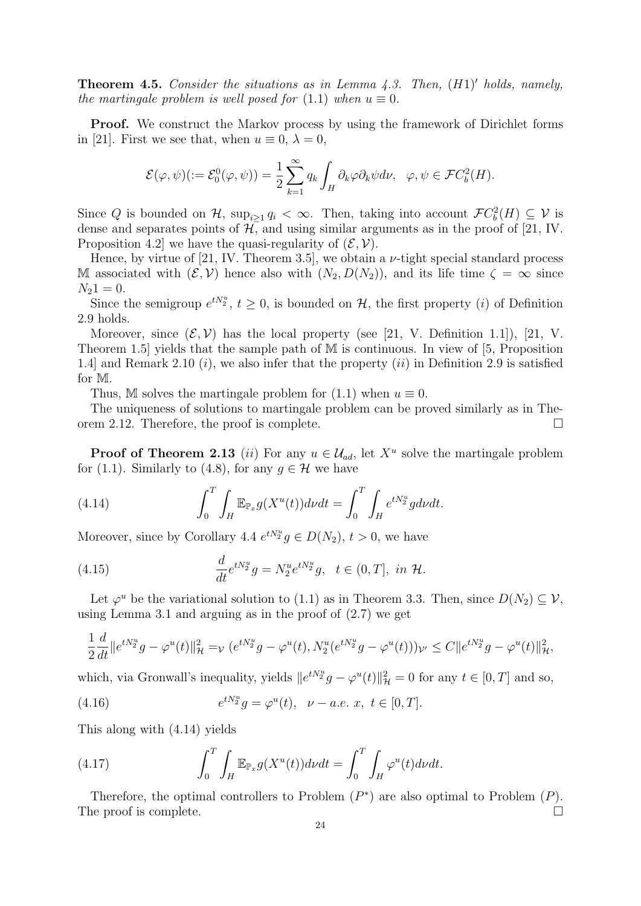**Theorem 4.5.** *Consider the situations as in Lemma 4.3. Then, $(H1)'$ holds, namely, the martingale problem is well posed for (1.1) when $u \equiv 0$.*

**Proof.** We construct the Markov process by using the framework of Dirichlet forms in [21]. First we see that, when $u \equiv 0$, $\lambda = 0$,

$$\mathcal{E}(\varphi, \psi)(:= \mathcal{E}^0_0(\varphi, \psi)) = \frac{1}{2} \sum_{k=1}^{\infty} q_k \int_H \partial_k \varphi \partial_k \psi d\nu, \quad \varphi, \psi \in \mathcal{F}C^2_b(H).$$

Since $Q$ is bounded on $\mathcal{H}$, $\sup_{i \geq 1} q_i < \infty$. Then, taking into account $\mathcal{F}C^2_b(H) \subseteq \mathcal{V}$ is dense and separates points of $\mathcal{H}$, and using similar arguments as in the proof of [21, IV. Proposition 4.2] we have the quasi-regularity of $(\mathcal{E}, \mathcal{V})$.

Hence, by virtue of [21, IV. Theorem 3.5], we obtain a $\nu$-tight special standard process $\mathbb{M}$ associated with $(\mathcal{E}, \mathcal{V})$ hence also with $(N_2, D(N_2))$, and its life time $\zeta = \infty$ since $N_2 1 = 0$.

Since the semigroup $e^{tN^u_2}$, $t \geq 0$, is bounded on $\mathcal{H}$, the first property $(i)$ of Definition 2.9 holds.

Moreover, since $(\mathcal{E}, \mathcal{V})$ has the local property (see [21, V. Definition 1.1]), [21, V. Theorem 1.5] yields that the sample path of $\mathbb{M}$ is continuous. In view of [5, Proposition 1.4] and Remark 2.10 $(i)$, we also infer that the property $(ii)$ in Definition 2.9 is satisfied for $\mathbb{M}$.

Thus, $\mathbb{M}$ solves the martingale problem for (1.1) when $u \equiv 0$.

The uniqueness of solutions to martingale problem can be proved similarly as in Theorem 2.12. Therefore, the proof is complete. $\square$

**Proof of Theorem 2.13** $(ii)$ For any $u \in \mathcal{U}_{ad}$, let $X^u$ solve the martingale problem for (1.1). Similarly to (4.8), for any $g \in \mathcal{H}$ we have

$$\int_0^T \int_H \mathbb{E}_{\mathbb{P}_x} g(X^u(t)) d\nu dt = \int_0^T \int_H e^{tN^u_2} g d\nu dt. \tag{4.14}$$

Moreover, since by Corollary 4.4 $e^{tN^u_2} g \in D(N_2)$, $t > 0$, we have

$$\frac{d}{dt} e^{tN^u_2} g = N^u_2 e^{tN^u_2} g, \quad t \in (0, T], \ \textit{in } \mathcal{H}. \tag{4.15}$$

Let $\varphi^u$ be the variational solution to (1.1) as in Theorem 3.3. Then, since $D(N_2) \subseteq \mathcal{V}$, using Lemma 3.1 and arguing as in the proof of (2.7) we get

$$\frac{1}{2} \frac{d}{dt} \| e^{tN^u_2} g - \varphi^u(t) \|^2_{\mathcal{H}} = {}_{\mathcal{V}} (e^{tN^u_2} g - \varphi^u(t), N^u_2(e^{tN^u_2} g - \varphi^u(t)))_{\mathcal{V}'} \leq C \| e^{tN^u_2} g - \varphi^u(t) \|^2_{\mathcal{H}},$$

which, via Gronwall's inequality, yields $\| e^{tN^u_2} g - \varphi^u(t) \|^2_{\mathcal{H}} = 0$ for any $t \in [0, T]$ and so,

$$e^{tN^u_2} g = \varphi^u(t), \quad \nu - a.e. \ x, \ t \in [0, T]. \tag{4.16}$$

This along with (4.14) yields

$$\int_0^T \int_H \mathbb{E}_{\mathbb{P}_x} g(X^u(t)) d\nu dt = \int_0^T \int_H \varphi^u(t) d\nu dt. \tag{4.17}$$

Therefore, the optimal controllers to Problem $(P^*)$ are also optimal to Problem $(P)$. The proof is complete. $\square$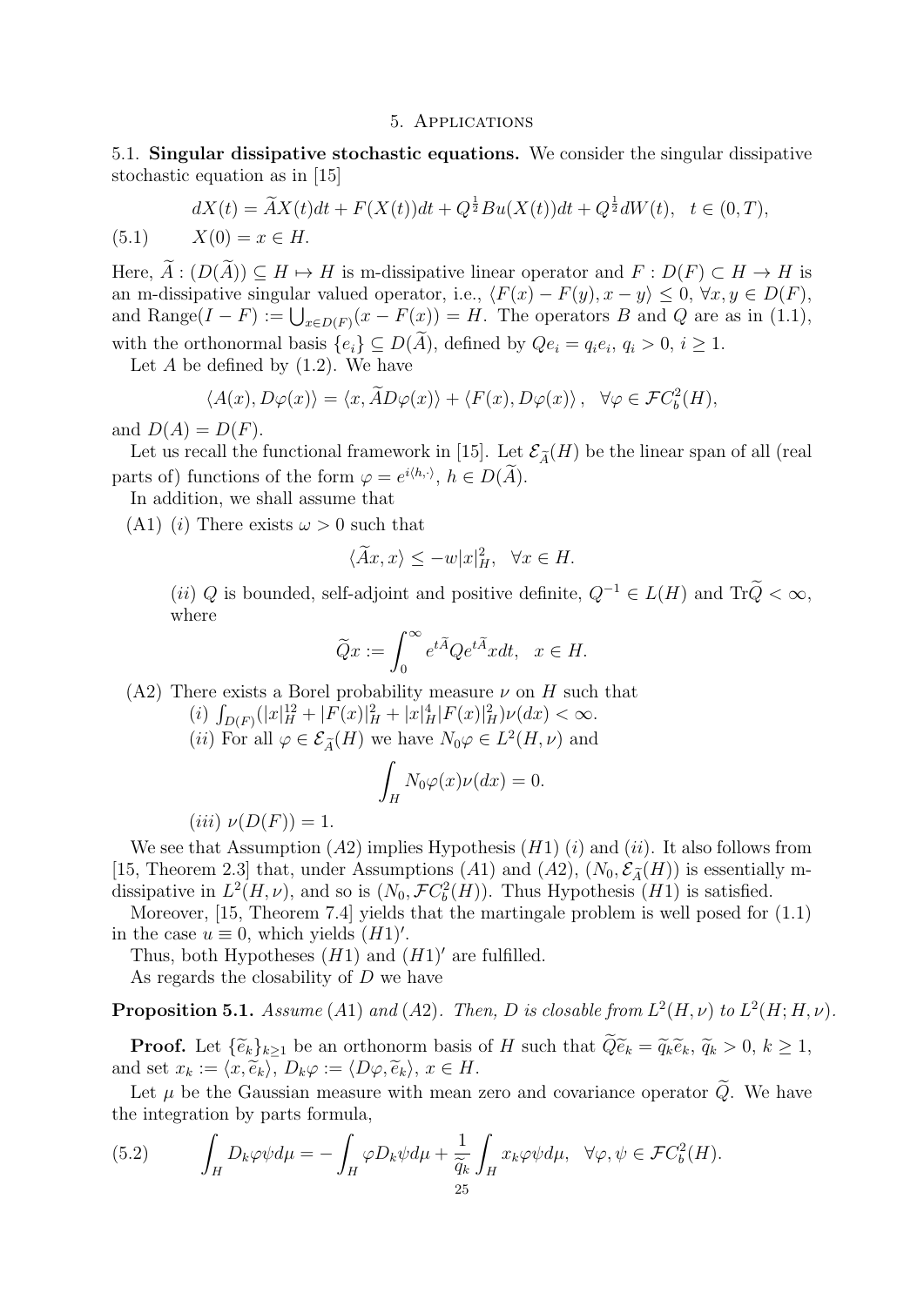## 5. Applications

**5.1. Singular dissipative stochastic equations.** We consider the singular dissipative stochastic equation as in [15]

$$
\begin{aligned}
&dX(t) = \widetilde{A}X(t)dt + F(X(t))dt + Q^{\frac{1}{2}}Bu(X(t))dt + Q^{\frac{1}{2}}dW(t), \quad t \in (0,T), \\
(5.1) \qquad &X(0) = x \in H.
\end{aligned}
$$

Here, $\widetilde{A} : (D(\widetilde{A})) \subseteq H \mapsto H$ is m-dissipative linear operator and $F : D(F) \subset H \to H$ is an m-dissipative singular valued operator, i.e., $\langle F(x) - F(y), x - y\rangle \le 0$, $\forall x, y \in D(F)$, and $\text{Range}(I - F) := \bigcup_{x \in D(F)}(x - F(x)) = H$. The operators $B$ and $Q$ are as in (1.1), with the orthonormal basis $\{e_i\} \subseteq D(\widetilde{A})$, defined by $Qe_i = q_i e_i$, $q_i > 0$, $i \ge 1$.

Let $A$ be defined by (1.2). We have

$$
\langle A(x), D\varphi(x)\rangle = \langle x, \widetilde{A}D\varphi(x)\rangle + \langle F(x), D\varphi(x)\rangle, \quad \forall \varphi \in \mathcal{F}C_b^2(H),
$$

and $D(A) = D(F)$.

Let us recall the functional framework in [15]. Let $\mathcal{E}_{\widetilde{A}}(H)$ be the linear span of all (real parts of) functions of the form $\varphi = e^{i\langle h, \cdot\rangle}$, $h \in D(\widetilde{A})$.

In addition, we shall assume that

(A1) (*i*) There exists $\omega > 0$ such that

$$
\langle \widetilde{A}x, x\rangle \le -w|x|_H^2, \quad \forall x \in H.
$$

(*ii*) $Q$ is bounded, self-adjoint and positive definite, $Q^{-1} \in L(H)$ and $\text{Tr}\widetilde{Q} < \infty$, where

$$
\widetilde{Q}x := \int_0^\infty e^{t\widetilde{A}}Qe^{t\widetilde{A}}x dt, \quad x \in H.
$$

(A2) There exists a Borel probability measure $\nu$ on $H$ such that

(*i*) $\int_{D(F)}(|x|_H^{12} + |F(x)|_H^2 + |x|_H^4|F(x)|_H^2)\nu(dx) < \infty$.

(*ii*) For all $\varphi \in \mathcal{E}_{\widetilde{A}}(H)$ we have $N_0\varphi \in L^2(H, \nu)$ and

$$
\int_H N_0\varphi(x)\nu(dx) = 0.
$$

(*iii*) $\nu(D(F)) = 1$.

We see that Assumption $(A2)$ implies Hypothesis $(H1)$ $(i)$ and $(ii)$. It also follows from [15, Theorem 2.3] that, under Assumptions $(A1)$ and $(A2)$, $(N_0, \mathcal{E}_{\widetilde{A}}(H))$ is essentially m-dissipative in $L^2(H, \nu)$, and so is $(N_0, \mathcal{F}C_b^2(H))$. Thus Hypothesis $(H1)$ is satisfied.

Moreover, [15, Theorem 7.4] yields that the martingale problem is well posed for (1.1) in the case $u \equiv 0$, which yields $(H1)'$.

Thus, both Hypotheses $(H1)$ and $(H1)'$ are fulfilled.

As regards the closability of $D$ we have

**Proposition 5.1.** *Assume $(A1)$ and $(A2)$. Then, $D$ is closable from $L^2(H, \nu)$ to $L^2(H; H, \nu)$.*

**Proof.** Let $\{\widetilde{e}_k\}_{k \ge 1}$ be an orthonorm basis of $H$ such that $\widetilde{Q}\widetilde{e}_k = \widetilde{q}_k\widetilde{e}_k$, $\widetilde{q}_k > 0$, $k \ge 1$, and set $x_k := \langle x, \widetilde{e}_k\rangle$, $D_k\varphi := \langle D\varphi, \widetilde{e}_k\rangle$, $x \in H$.

Let $\mu$ be the Gaussian measure with mean zero and covariance operator $\widetilde{Q}$. We have the integration by parts formula,

$$
(5.2) \qquad \int_H D_k\varphi\psi d\mu = -\int_H \varphi D_k\psi d\mu + \frac{1}{\widetilde{q}_k}\int_H x_k\varphi\psi d\mu, \quad \forall \varphi, \psi \in \mathcal{F}C_b^2(H).
$$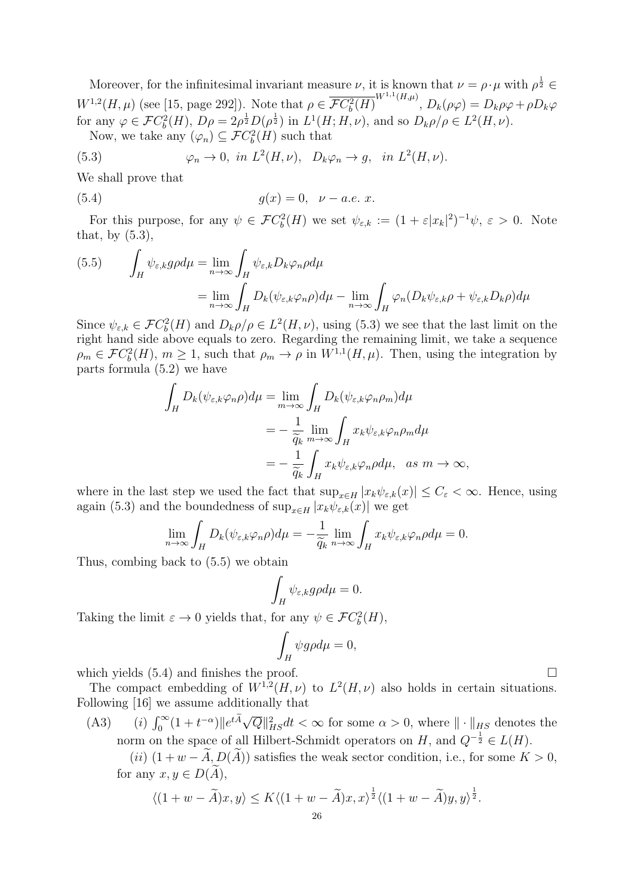Moreover, for the infinitesimal invariant measure $\nu$, it is known that $\nu = \rho \cdot \mu$ with $\rho^{\frac{1}{2}} \in W^{1,2}(H,\mu)$ (see [15, page 292]). Note that $\rho \in \overline{\mathcal{F}C_b^2(H)}^{W^{1,1}(H,\mu)}$, $D_k(\rho\varphi) = D_k\rho\varphi + \rho D_k\varphi$ for any $\varphi \in \mathcal{F}C_b^2(H)$, $D\rho = 2\rho^{\frac{1}{2}}D(\rho^{\frac{1}{2}})$ in $L^1(H; H, \nu)$, and so $D_k\rho/\rho \in L^2(H,\nu)$.

Now, we take any $(\varphi_n) \subseteq \mathcal{F}C_b^2(H)$ such that

$$\varphi_n \to 0, \ \ in\ L^2(H,\nu), \quad D_k\varphi_n \to g, \ \ in\ L^2(H,\nu). \tag{5.3}$$

We shall prove that

$$g(x) = 0, \quad \nu - a.e.\ x. \tag{5.4}$$

For this purpose, for any $\psi \in \mathcal{F}C_b^2(H)$ we set $\psi_{\varepsilon,k} := (1+\varepsilon|x_k|^2)^{-1}\psi$, $\varepsilon > 0$. Note that, by (5.3),

$$\begin{aligned}\int_H \psi_{\varepsilon,k} g\rho d\mu &= \lim_{n\to\infty}\int_H \psi_{\varepsilon,k} D_k\varphi_n \rho d\mu \\ &= \lim_{n\to\infty}\int_H D_k(\psi_{\varepsilon,k}\varphi_n\rho)d\mu - \lim_{n\to\infty}\int_H \varphi_n(D_k\psi_{\varepsilon,k}\rho + \psi_{\varepsilon,k}D_k\rho)d\mu\end{aligned} \tag{5.5}$$

Since $\psi_{\varepsilon,k} \in \mathcal{F}C_b^2(H)$ and $D_k\rho/\rho \in L^2(H,\nu)$, using (5.3) we see that the last limit on the right hand side above equals to zero. Regarding the remaining limit, we take a sequence $\rho_m \in \mathcal{F}C_b^2(H)$, $m \geq 1$, such that $\rho_m \to \rho$ in $W^{1,1}(H,\mu)$. Then, using the integration by parts formula (5.2) we have

$$\begin{aligned}\int_H D_k(\psi_{\varepsilon,k}\varphi_n\rho)d\mu &= \lim_{m\to\infty}\int_H D_k(\psi_{\varepsilon,k}\varphi_n\rho_m)d\mu \\ &= -\frac{1}{\widetilde{q}_k}\lim_{m\to\infty}\int_H x_k\psi_{\varepsilon,k}\varphi_n\rho_m d\mu \\ &= -\frac{1}{\widetilde{q}_k}\int_H x_k\psi_{\varepsilon,k}\varphi_n\rho d\mu, \quad as\ m\to\infty,\end{aligned}$$

where in the last step we used the fact that $\sup_{x\in H}|x_k\psi_{\varepsilon,k}(x)| \leq C_\varepsilon < \infty$. Hence, using again (5.3) and the boundedness of $\sup_{x\in H}|x_k\psi_{\varepsilon,k}(x)|$ we get

$$\lim_{n\to\infty}\int_H D_k(\psi_{\varepsilon,k}\varphi_n\rho)d\mu = -\frac{1}{\widetilde{q}_k}\lim_{n\to\infty}\int_H x_k\psi_{\varepsilon,k}\varphi_n\rho d\mu = 0.$$

Thus, combing back to (5.5) we obtain

$$\int_H \psi_{\varepsilon,k} g\rho d\mu = 0.$$

Taking the limit $\varepsilon \to 0$ yields that, for any $\psi \in \mathcal{F}C_b^2(H)$,

$$\int_H \psi g\rho d\mu = 0,$$

which yields (5.4) and finishes the proof. $\square$

The compact embedding of $W^{1,2}(H,\nu)$ to $L^2(H,\nu)$ also holds in certain situations. Following [16] we assume additionally that

(A3) $\quad$ (i) $\int_0^\infty (1+t^{-\alpha})\|e^{t\widetilde{A}}\sqrt{Q}\|_{HS}^2 dt < \infty$ for some $\alpha > 0$, where $\|\cdot\|_{HS}$ denotes the norm on the space of all Hilbert-Schmidt operators on $H$, and $Q^{-\frac{1}{2}} \in L(H)$.

(ii) $(1+w-\widetilde{A}, D(\widetilde{A}))$ satisfies the weak sector condition, i.e., for some $K > 0$, for any $x, y \in D(\widetilde{A})$,

$$\langle(1+w-\widetilde{A})x, y\rangle \leq K\langle(1+w-\widetilde{A})x, x\rangle^{\frac{1}{2}}\langle(1+w-\widetilde{A})y, y\rangle^{\frac{1}{2}}.$$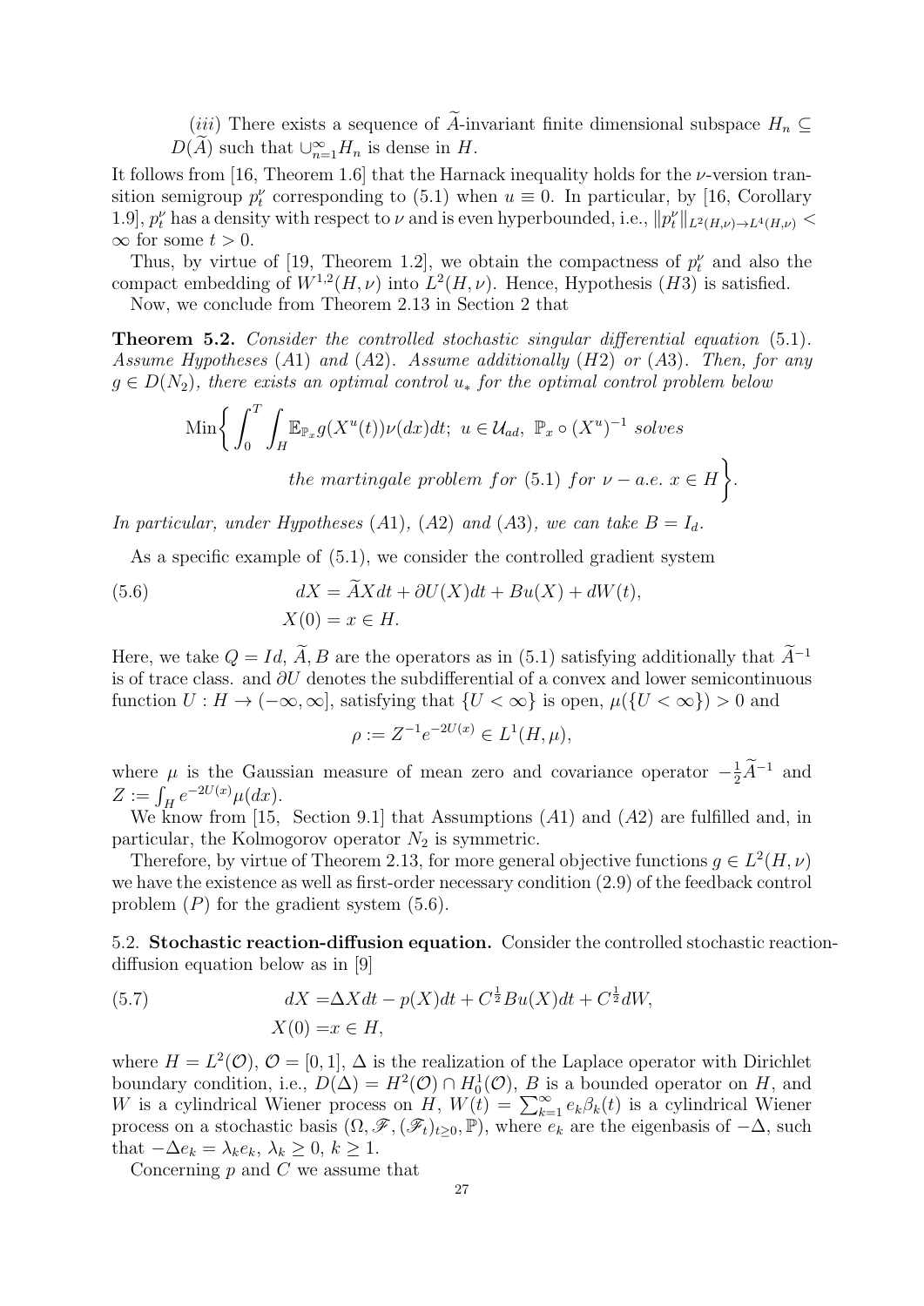(*iii*) There exists a sequence of $\widetilde{A}$-invariant finite dimensional subspace $H_n \subseteq D(\widetilde{A})$ such that $\cup_{n=1}^{\infty} H_n$ is dense in $H$.

It follows from [16, Theorem 1.6] that the Harnack inequality holds for the $\nu$-version transition semigroup $p_t^\nu$ corresponding to (5.1) when $u \equiv 0$. In particular, by [16, Corollary 1.9], $p_t^\nu$ has a density with respect to $\nu$ and is even hyperbounded, i.e., $\|p_t^\nu\|_{L^2(H,\nu)\to L^4(H,\nu)} < \infty$ for some $t > 0$.

Thus, by virtue of [19, Theorem 1.2], we obtain the compactness of $p_t^\nu$ and also the compact embedding of $W^{1,2}(H,\nu)$ into $L^2(H,\nu)$. Hence, Hypothesis $(H3)$ is satisfied.

Now, we conclude from Theorem 2.13 in Section 2 that

**Theorem 5.2.** *Consider the controlled stochastic singular differential equation* (5.1). *Assume Hypotheses* $(A1)$ *and* $(A2)$. *Assume additionally* $(H2)$ *or* $(A3)$. *Then, for any* $g \in D(N_2)$, *there exists an optimal control* $u_*$ *for the optimal control problem below*

$$\mathrm{Min}\bigg\{ \int_0^T \int_H \mathbb{E}_{\mathbb{P}_x} g(X^u(t))\nu(dx)dt;\ u \in \mathcal{U}_{ad},\ \mathbb{P}_x \circ (X^u)^{-1} \textit{ solves the martingale problem for } (5.1) \textit{ for } \nu-a.e.\ x \in H \bigg\}.$$

*In particular, under Hypotheses* $(A1)$, $(A2)$ *and* $(A3)$, *we can take* $B = I_d$.

As a specific example of (5.1), we consider the controlled gradient system

$$\begin{aligned} dX &= \widetilde{A}Xdt + \partial U(X)dt + Bu(X) + dW(t), \\ X(0) &= x \in H. \end{aligned} \tag{5.6}$$

Here, we take $Q = Id$, $\widetilde{A}, B$ are the operators as in (5.1) satisfying additionally that $\widetilde{A}^{-1}$ is of trace class. and $\partial U$ denotes the subdifferential of a convex and lower semicontinuous function $U : H \to (-\infty, \infty]$, satisfying that $\{U < \infty\}$ is open, $\mu(\{U < \infty\}) > 0$ and

$$\rho := Z^{-1} e^{-2U(x)} \in L^1(H,\mu),$$

where $\mu$ is the Gaussian measure of mean zero and covariance operator $-\frac{1}{2}\widetilde{A}^{-1}$ and $Z := \int_H e^{-2U(x)}\mu(dx)$.

We know from [15, Section 9.1] that Assumptions $(A1)$ and $(A2)$ are fulfilled and, in particular, the Kolmogorov operator $N_2$ is symmetric.

Therefore, by virtue of Theorem 2.13, for more general objective functions $g \in L^2(H,\nu)$ we have the existence as well as first-order necessary condition (2.9) of the feedback control problem $(P)$ for the gradient system (5.6).

## 5.2. Stochastic reaction-diffusion equation.

Consider the controlled stochastic reaction-diffusion equation below as in [9]

$$\begin{aligned} dX &= \Delta X dt - p(X)dt + C^{\frac{1}{2}}Bu(X)dt + C^{\frac{1}{2}}dW, \\ X(0) &= x \in H, \end{aligned} \tag{5.7}$$

where $H = L^2(\mathcal{O})$, $\mathcal{O} = [0,1]$, $\Delta$ is the realization of the Laplace operator with Dirichlet boundary condition, i.e., $D(\Delta) = H^2(\mathcal{O}) \cap H_0^1(\mathcal{O})$, $B$ is a bounded operator on $H$, and $W$ is a cylindrical Wiener process on $H$, $W(t) = \sum_{k=1}^\infty e_k \beta_k(t)$ is a cylindrical Wiener process on a stochastic basis $(\Omega, \mathscr{F}, (\mathscr{F}_t)_{t\geq 0}, \mathbb{P})$, where $e_k$ are the eigenbasis of $-\Delta$, such that $-\Delta e_k = \lambda_k e_k$, $\lambda_k \geq 0$, $k \geq 1$.

Concerning $p$ and $C$ we assume that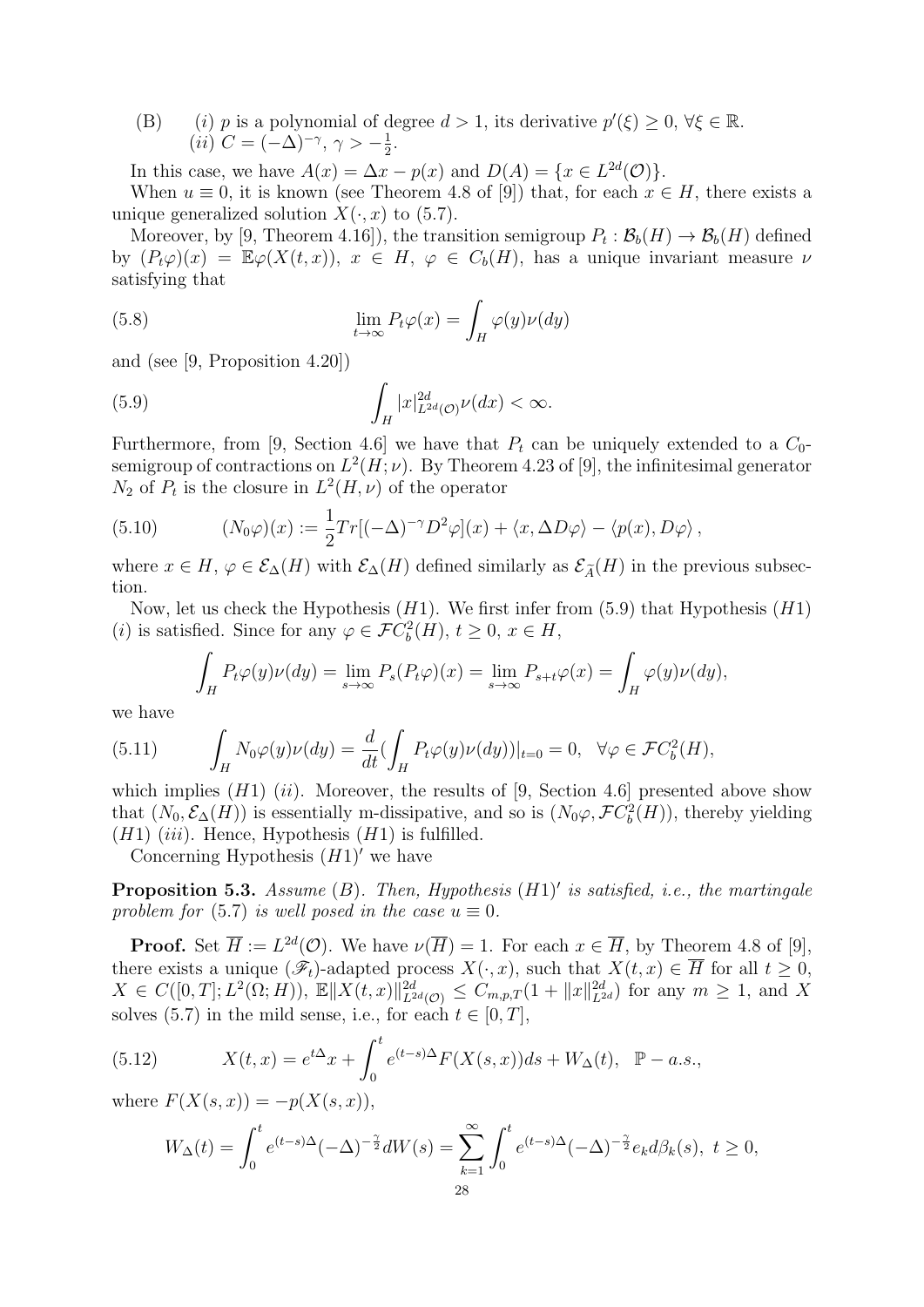(B) (i) $p$ is a polynomial of degree $d > 1$, its derivative $p'(\xi) \geq 0$, $\forall \xi \in \mathbb{R}$.
(ii) $C = (-\Delta)^{-\gamma}$, $\gamma > -\frac{1}{2}$.

In this case, we have $A(x) = \Delta x - p(x)$ and $D(A) = \{x \in L^{2d}(\mathcal{O})\}$.

When $u \equiv 0$, it is known (see Theorem 4.8 of [9]) that, for each $x \in H$, there exists a unique generalized solution $X(\cdot, x)$ to (5.7).

Moreover, by [9, Theorem 4.16]), the transition semigroup $P_t : \mathcal{B}_b(H) \to \mathcal{B}_b(H)$ defined by $(P_t\varphi)(x) = \mathbb{E}\varphi(X(t,x))$, $x \in H$, $\varphi \in C_b(H)$, has a unique invariant measure $\nu$ satisfying that

$$\lim_{t\to\infty} P_t\varphi(x) = \int_H \varphi(y)\nu(dy) \tag{5.8}$$

and (see [9, Proposition 4.20])

$$\int_H |x|^{2d}_{L^{2d}(\mathcal{O})}\nu(dx) < \infty. \tag{5.9}$$

Furthermore, from [9, Section 4.6] we have that $P_t$ can be uniquely extended to a $C_0$-semigroup of contractions on $L^2(H;\nu)$. By Theorem 4.23 of [9], the infinitesimal generator $N_2$ of $P_t$ is the closure in $L^2(H,\nu)$ of the operator

$$(N_0\varphi)(x) := \frac{1}{2}Tr[(-\Delta)^{-\gamma}D^2\varphi](x) + \langle x, \Delta D\varphi\rangle - \langle p(x), D\varphi\rangle, \tag{5.10}$$

where $x \in H$, $\varphi \in \mathcal{E}_\Delta(H)$ with $\mathcal{E}_\Delta(H)$ defined similarly as $\mathcal{E}_{\widehat{A}}(H)$ in the previous subsection.

Now, let us check the Hypothesis $(H1)$. We first infer from (5.9) that Hypothesis $(H1)$ $(i)$ is satisfied. Since for any $\varphi \in \mathcal{F}C^2_b(H)$, $t \geq 0$, $x \in H$,

$$\int_H P_t\varphi(y)\nu(dy) = \lim_{s\to\infty} P_s(P_t\varphi)(x) = \lim_{s\to\infty} P_{s+t}\varphi(x) = \int_H \varphi(y)\nu(dy),$$

we have

$$\int_H N_0\varphi(y)\nu(dy) = \frac{d}{dt}\left(\int_H P_t\varphi(y)\nu(dy)\right)\Big|_{t=0} = 0, \quad \forall \varphi \in \mathcal{F}C^2_b(H), \tag{5.11}$$

which implies $(H1)$ $(ii)$. Moreover, the results of [9, Section 4.6] presented above show that $(N_0, \mathcal{E}_\Delta(H))$ is essentially m-dissipative, and so is $(N_0\varphi, \mathcal{F}C^2_b(H))$, thereby yielding $(H1)$ $(iii)$. Hence, Hypothesis $(H1)$ is fulfilled.

Concerning Hypothesis $(H1)'$ we have

**Proposition 5.3.** *Assume $(B)$. Then, Hypothesis $(H1)'$ is satisfied, i.e., the martingale problem for* (5.7) *is well posed in the case $u \equiv 0$.*

**Proof.** Set $\overline{H} := L^{2d}(\mathcal{O})$. We have $\nu(\overline{H}) = 1$. For each $x \in \overline{H}$, by Theorem 4.8 of [9], there exists a unique $(\mathscr{F}_t)$-adapted process $X(\cdot, x)$, such that $X(t,x) \in \overline{H}$ for all $t \geq 0$, $X \in C([0,T]; L^2(\Omega; H))$, $\mathbb{E}\|X(t,x)\|^{2d}_{L^{2d}(\mathcal{O})} \leq C_{m,p,T}(1 + \|x\|^{2d}_{L^{2d}})$ for any $m \geq 1$, and $X$ solves (5.7) in the mild sense, i.e., for each $t \in [0,T]$,

$$X(t,x) = e^{t\Delta}x + \int_0^t e^{(t-s)\Delta}F(X(s,x))ds + W_\Delta(t), \quad \mathbb{P}-a.s., \tag{5.12}$$

where $F(X(s,x)) = -p(X(s,x))$,

$$W_\Delta(t) = \int_0^t e^{(t-s)\Delta}(-\Delta)^{-\frac{\gamma}{2}}dW(s) = \sum_{k=1}^\infty \int_0^t e^{(t-s)\Delta}(-\Delta)^{-\frac{\gamma}{2}}e_k d\beta_k(s), \ t \geq 0,$$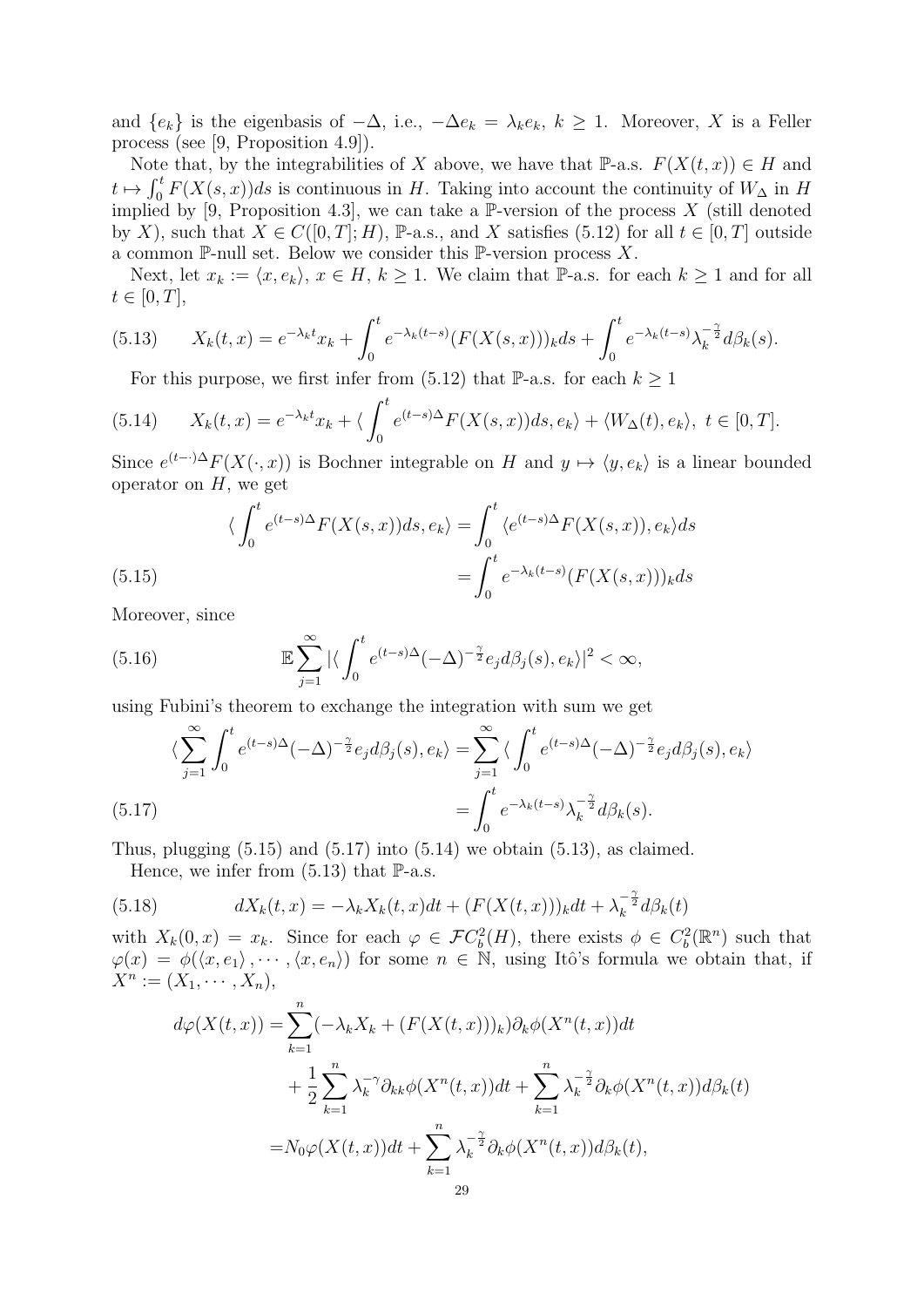and $\{e_k\}$ is the eigenbasis of $-\Delta$, i.e., $-\Delta e_k = \lambda_k e_k$, $k \geq 1$. Moreover, $X$ is a Feller process (see [9, Proposition 4.9]).

Note that, by the integrabilities of $X$ above, we have that $\mathbb{P}$-a.s. $F(X(t,x)) \in H$ and $t \mapsto \int_0^t F(X(s,x))ds$ is continuous in $H$. Taking into account the continuity of $W_\Delta$ in $H$ implied by [9, Proposition 4.3], we can take a $\mathbb{P}$-version of the process $X$ (still denoted by $X$), such that $X \in C([0,T];H)$, $\mathbb{P}$-a.s., and $X$ satisfies (5.12) for all $t \in [0,T]$ outside a common $\mathbb{P}$-null set. Below we consider this $\mathbb{P}$-version process $X$.

Next, let $x_k := \langle x, e_k \rangle$, $x \in H$, $k \geq 1$. We claim that $\mathbb{P}$-a.s. for each $k \geq 1$ and for all $t \in [0,T]$,

$$X_k(t,x) = e^{-\lambda_k t} x_k + \int_0^t e^{-\lambda_k (t-s)} (F(X(s,x)))_k ds + \int_0^t e^{-\lambda_k (t-s)} \lambda_k^{-\frac{\gamma}{2}} d\beta_k(s). \tag{5.13}$$

For this purpose, we first infer from (5.12) that $\mathbb{P}$-a.s. for each $k \geq 1$

$$X_k(t,x) = e^{-\lambda_k t} x_k + \langle \int_0^t e^{(t-s)\Delta} F(X(s,x))ds, e_k \rangle + \langle W_\Delta(t), e_k \rangle, \ t \in [0,T]. \tag{5.14}$$

Since $e^{(t-\cdot)\Delta} F(X(\cdot,x))$ is Bochner integrable on $H$ and $y \mapsto \langle y, e_k \rangle$ is a linear bounded operator on $H$, we get

$$\begin{aligned}
\langle \int_0^t e^{(t-s)\Delta} F(X(s,x))ds, e_k \rangle &= \int_0^t \langle e^{(t-s)\Delta} F(X(s,x)), e_k \rangle ds \\
&= \int_0^t e^{-\lambda_k (t-s)} (F(X(s,x)))_k ds
\end{aligned} \tag{5.15}$$

Moreover, since

$$\mathbb{E} \sum_{j=1}^\infty |\langle \int_0^t e^{(t-s)\Delta} (-\Delta)^{-\frac{\gamma}{2}} e_j d\beta_j(s), e_k \rangle|^2 < \infty, \tag{5.16}$$

using Fubini's theorem to exchange the integration with sum we get

$$\begin{aligned}
\langle \sum_{j=1}^\infty \int_0^t e^{(t-s)\Delta} (-\Delta)^{-\frac{\gamma}{2}} e_j d\beta_j(s), e_k \rangle &= \sum_{j=1}^\infty \langle \int_0^t e^{(t-s)\Delta} (-\Delta)^{-\frac{\gamma}{2}} e_j d\beta_j(s), e_k \rangle \\
&= \int_0^t e^{-\lambda_k (t-s)} \lambda_k^{-\frac{\gamma}{2}} d\beta_k(s).
\end{aligned} \tag{5.17}$$

Thus, plugging (5.15) and (5.17) into (5.14) we obtain (5.13), as claimed.

Hence, we infer from (5.13) that $\mathbb{P}$-a.s.

$$dX_k(t,x) = -\lambda_k X_k(t,x)dt + (F(X(t,x)))_k dt + \lambda_k^{-\frac{\gamma}{2}} d\beta_k(t) \tag{5.18}$$

with $X_k(0,x) = x_k$. Since for each $\varphi \in \mathcal{F}C_b^2(H)$, there exists $\phi \in C_b^2(\mathbb{R}^n)$ such that $\varphi(x) = \phi(\langle x, e_1 \rangle, \cdots, \langle x, e_n \rangle)$ for some $n \in \mathbb{N}$, using Itô's formula we obtain that, if $X^n := (X_1, \cdots, X_n)$,

$$\begin{aligned}
d\varphi(X(t,x)) =& \sum_{k=1}^n (-\lambda_k X_k + (F(X(t,x)))_k) \partial_k \phi(X^n(t,x))dt \\
&+ \frac{1}{2} \sum_{k=1}^n \lambda_k^{-\gamma} \partial_{kk} \phi(X^n(t,x))dt + \sum_{k=1}^n \lambda_k^{-\frac{\gamma}{2}} \partial_k \phi(X^n(t,x)) d\beta_k(t) \\
=& N_0 \varphi(X(t,x))dt + \sum_{k=1}^n \lambda_k^{-\frac{\gamma}{2}} \partial_k \phi(X^n(t,x)) d\beta_k(t),
\end{aligned}$$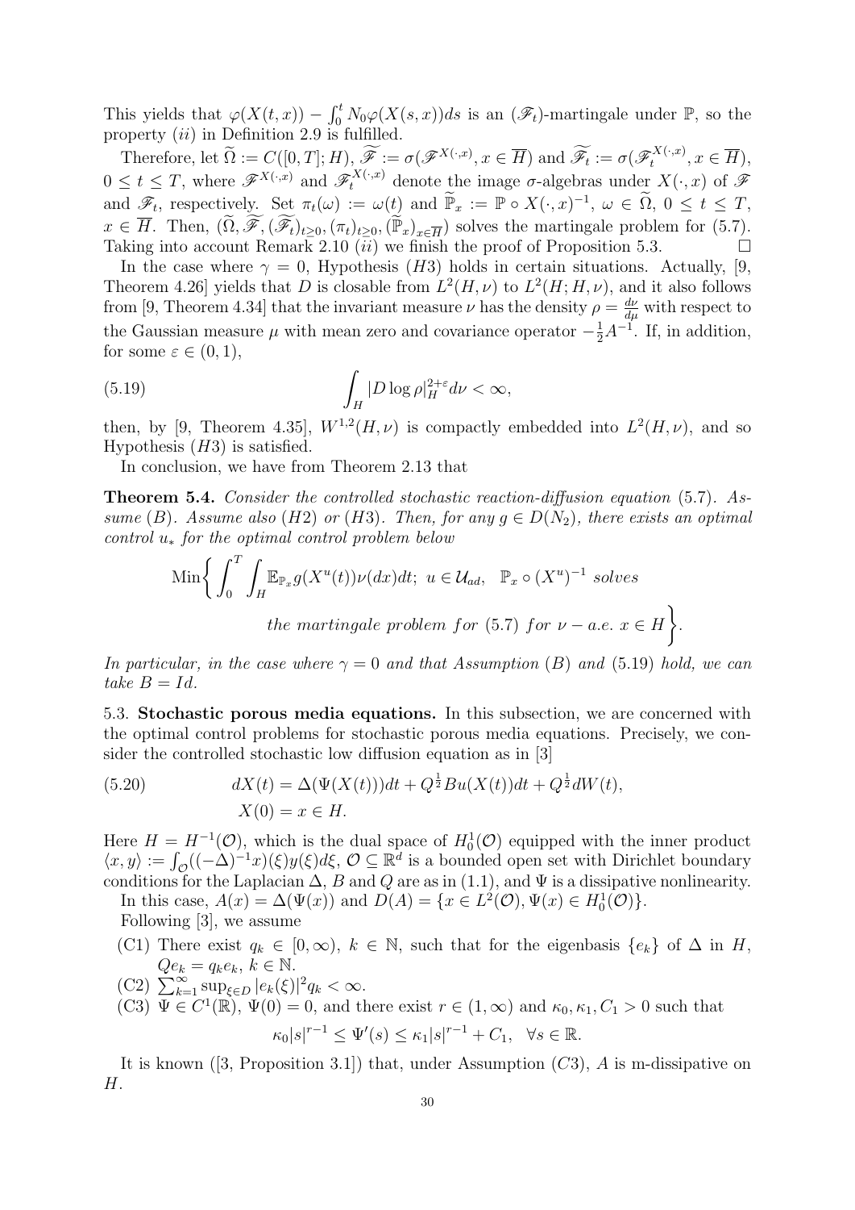This yields that $\varphi(X(t,x)) - \int_0^t N_0\varphi(X(s,x))ds$ is an $(\mathscr{F}_t)$-martingale under $\mathbb{P}$, so the property $(ii)$ in Definition 2.9 is fulfilled.

Therefore, let $\widetilde{\Omega} := C([0,T];H)$, $\widetilde{\mathscr{F}} := \sigma(\mathscr{F}^{X(\cdot,x)}, x \in \overline{H})$ and $\widetilde{\mathscr{F}_t} := \sigma(\mathscr{F}_t^{X(\cdot,x)}, x \in \overline{H})$, $0 \le t \le T$, where $\mathscr{F}^{X(\cdot,x)}$ and $\mathscr{F}_t^{X(\cdot,x)}$ denote the image $\sigma$-algebras under $X(\cdot,x)$ of $\mathscr{F}$ and $\mathscr{F}_t$, respectively. Set $\pi_t(\omega) := \omega(t)$ and $\widetilde{\mathbb{P}}_x := \mathbb{P} \circ X(\cdot,x)^{-1}$, $\omega \in \widetilde{\Omega}$, $0 \le t \le T$, $x \in \overline{H}$. Then, $(\widetilde{\Omega}, \widetilde{\mathscr{F}}, (\widetilde{\mathscr{F}_t})_{t\ge 0}, (\pi_t)_{t \ge 0}, (\widetilde{\mathbb{P}}_x)_{x \in \overline{H}})$ solves the martingale problem for (5.7). Taking into account Remark 2.10 $(ii)$ we finish the proof of Proposition 5.3. $\square$

In the case where $\gamma = 0$, Hypothesis $(H3)$ holds in certain situations. Actually, [9, Theorem 4.26] yields that $D$ is closable from $L^2(H,\nu)$ to $L^2(H;H,\nu)$, and it also follows from [9, Theorem 4.34] that the invariant measure $\nu$ has the density $\rho = \frac{d\nu}{d\mu}$ with respect to the Gaussian measure $\mu$ with mean zero and covariance operator $-\frac{1}{2}A^{-1}$. If, in addition, for some $\varepsilon \in (0,1)$,

$$\int_H |D\log\rho|_H^{2+\varepsilon} d\nu < \infty, \tag{5.19}$$

then, by [9, Theorem 4.35], $W^{1,2}(H,\nu)$ is compactly embedded into $L^2(H,\nu)$, and so Hypothesis $(H3)$ is satisfied.

In conclusion, we have from Theorem 2.13 that

**Theorem 5.4.** *Consider the controlled stochastic reaction-diffusion equation* (5.7)*. Assume* $(B)$*. Assume also* $(H2)$ *or* $(H3)$*. Then, for any* $g \in D(N_2)$*, there exists an optimal control* $u_*$ *for the optimal control problem below*

$$\mathrm{Min}\bigg\{ \int_0^T \int_H \mathbb{E}_{\mathbb{P}_x} g(X^u(t))\nu(dx)dt;\ u \in \mathcal{U}_{ad},\ \ \mathbb{P}_x \circ (X^u)^{-1} \ solves$$
$$the\ martingale\ problem\ for\ (5.7)\ for\ \nu-a.e.\ x \in H \bigg\}.$$

*In particular, in the case where* $\gamma = 0$ *and that Assumption* $(B)$ *and* (5.19) *hold, we can take* $B = Id$.

5.3. **Stochastic porous media equations.** In this subsection, we are concerned with the optimal control problems for stochastic porous media equations. Precisely, we consider the controlled stochastic low diffusion equation as in [3]

$$\begin{aligned} dX(t) &= \Delta(\Psi(X(t)))dt + Q^{\frac{1}{2}}Bu(X(t))dt + Q^{\frac{1}{2}}dW(t), \\ X(0) &= x \in H. \end{aligned} \tag{5.20}$$

Here $H = H^{-1}(\mathcal{O})$, which is the dual space of $H_0^1(\mathcal{O})$ equipped with the inner product $\langle x, y\rangle := \int_{\mathcal{O}}((-\Delta)^{-1}x)(\xi)y(\xi)d\xi$, $\mathcal{O} \subseteq \mathbb{R}^d$ is a bounded open set with Dirichlet boundary conditions for the Laplacian $\Delta$, $B$ and $Q$ are as in (1.1), and $\Psi$ is a dissipative nonlinearity.

In this case, $A(x) = \Delta(\Psi(x))$ and $D(A) = \{x \in L^2(\mathcal{O}), \Psi(x) \in H_0^1(\mathcal{O})\}$.

Following [3], we assume

- (C1) There exist $q_k \in [0,\infty)$, $k \in \mathbb{N}$, such that for the eigenbasis $\{e_k\}$ of $\Delta$ in $H$, $Qe_k = q_k e_k$, $k \in \mathbb{N}$.
- (C2) $\sum_{k=1}^\infty \sup_{\xi \in D} |e_k(\xi)|^2 q_k < \infty$.
- (C3) $\Psi \in C^1(\mathbb{R})$, $\Psi(0) = 0$, and there exist $r \in (1,\infty)$ and $\kappa_0, \kappa_1, C_1 > 0$ such that
$$\kappa_0 |s|^{r-1} \le \Psi'(s) \le \kappa_1 |s|^{r-1} + C_1, \quad \forall s \in \mathbb{R}.$$

It is known ([3, Proposition 3.1]) that, under Assumption $(C3)$, $A$ is m-dissipative on $H$.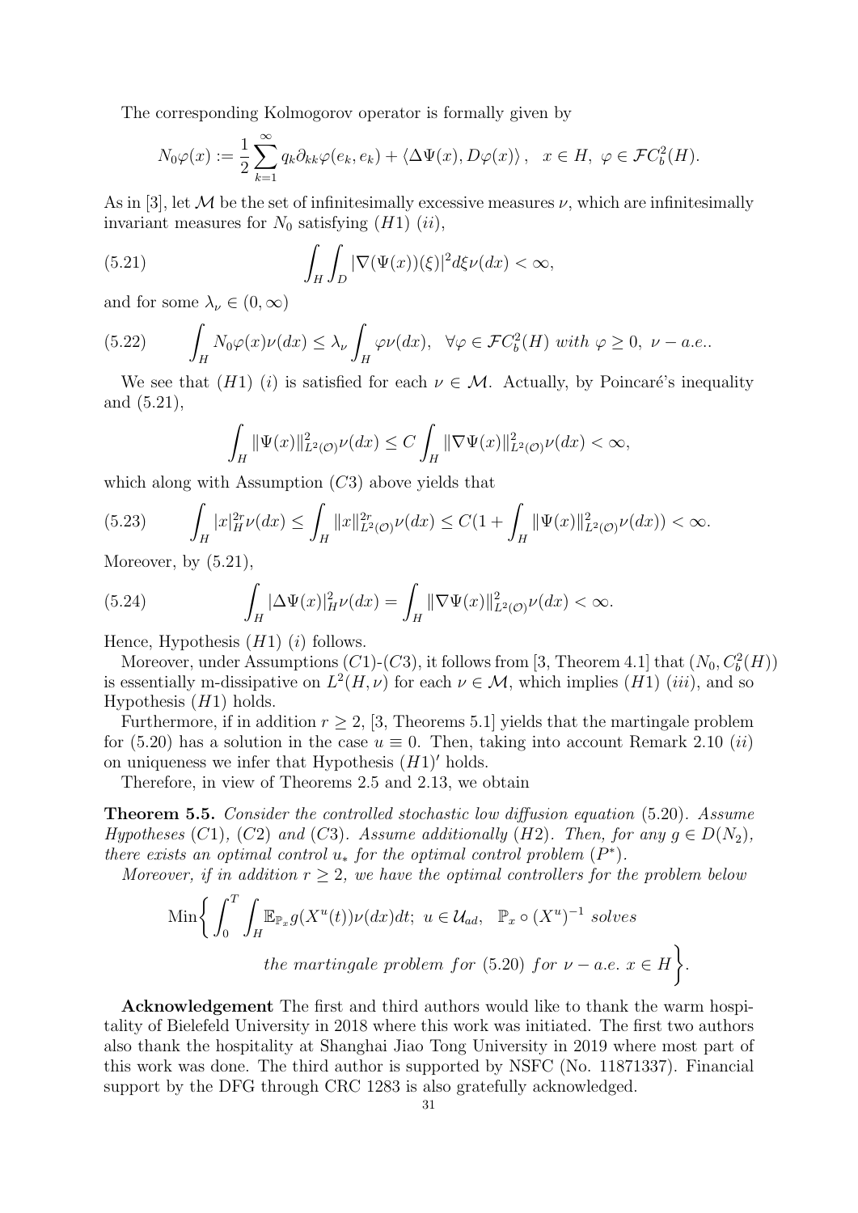The corresponding Kolmogorov operator is formally given by

$$N_0\varphi(x) := \frac{1}{2}\sum_{k=1}^{\infty} q_k \partial_{kk}\varphi(e_k, e_k) + \langle \Delta\Psi(x), D\varphi(x)\rangle, \quad x \in H, \ \varphi \in \mathcal{F}C_b^2(H).$$

As in [3], let $\mathcal{M}$ be the set of infinitesimally excessive measures $\nu$, which are infinitesimally invariant measures for $N_0$ satisfying $(H1)$ $(ii)$,

$$\int_H \int_D |\nabla(\Psi(x))(\xi)|^2 d\xi \nu(dx) < \infty, \tag{5.21}$$

and for some $\lambda_\nu \in (0, \infty)$

$$\int_H N_0\varphi(x)\nu(dx) \le \lambda_\nu \int_H \varphi\nu(dx), \quad \forall \varphi \in \mathcal{F}C_b^2(H) \ with \ \varphi \ge 0, \ \nu - a.e.. \tag{5.22}$$

We see that $(H1)$ $(i)$ is satisfied for each $\nu \in \mathcal{M}$. Actually, by Poincaré's inequality and (5.21),

$$\int_H \|\Psi(x)\|^2_{L^2(\mathcal{O})}\nu(dx) \le C\int_H \|\nabla\Psi(x)\|^2_{L^2(\mathcal{O})}\nu(dx) < \infty,$$

which along with Assumption $(C3)$ above yields that

$$\int_H |x|_H^{2r}\nu(dx) \le \int_H \|x\|^{2r}_{L^2(\mathcal{O})}\nu(dx) \le C(1 + \int_H \|\Psi(x)\|^2_{L^2(\mathcal{O})}\nu(dx)) < \infty. \tag{5.23}$$

Moreover, by (5.21),

$$\int_H |\Delta\Psi(x)|_H^2\nu(dx) = \int_H \|\nabla\Psi(x)\|^2_{L^2(\mathcal{O})}\nu(dx) < \infty. \tag{5.24}$$

Hence, Hypothesis $(H1)$ $(i)$ follows.

Moreover, under Assumptions $(C1)$-$(C3)$, it follows from [3, Theorem 4.1] that $(N_0, C_b^2(H))$ is essentially m-dissipative on $L^2(H,\nu)$ for each $\nu \in \mathcal{M}$, which implies $(H1)$ $(iii)$, and so Hypothesis $(H1)$ holds.

Furthermore, if in addition $r \ge 2$, [3, Theorems 5.1] yields that the martingale problem for (5.20) has a solution in the case $u \equiv 0$. Then, taking into account Remark 2.10 $(ii)$ on uniqueness we infer that Hypothesis $(H1)'$ holds.

Therefore, in view of Theorems 2.5 and 2.13, we obtain

**Theorem 5.5.** *Consider the controlled stochastic low diffusion equation* (5.20). *Assume Hypotheses* $(C1)$, $(C2)$ *and* $(C3)$. *Assume additionally* $(H2)$. *Then, for any* $g \in D(N_2)$, *there exists an optimal control* $u_*$ *for the optimal control problem* $(P^*)$.

*Moreover, if in addition* $r \ge 2$, *we have the optimal controllers for the problem below*

$$\text{Min}\bigg\{ \int_0^T \int_H \mathbb{E}_{\mathbb{P}_x} g(X^u(t))\nu(dx)dt; \ u \in \mathcal{U}_{ad}, \ \ \mathbb{P}_x \circ (X^u)^{-1} \ solves \\ the \ martingale \ problem \ for \ (5.20) \ for \ \nu - a.e. \ x \in H \bigg\}.$$

**Acknowledgement** The first and third authors would like to thank the warm hospitality of Bielefeld University in 2018 where this work was initiated. The first two authors also thank the hospitality at Shanghai Jiao Tong University in 2019 where most part of this work was done. The third author is supported by NSFC (No. 11871337). Financial support by the DFG through CRC 1283 is also gratefully acknowledged.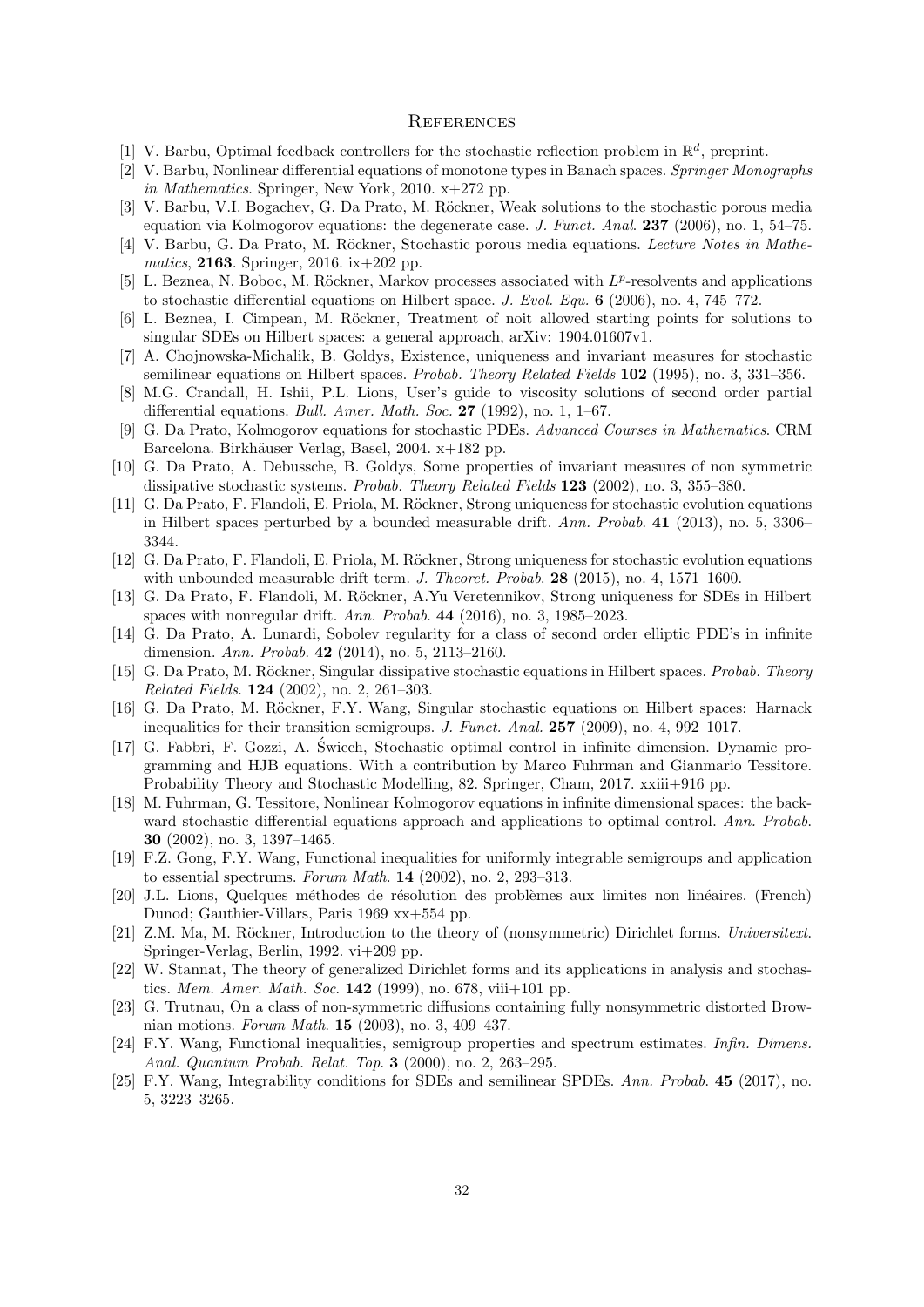## References

[1] V. Barbu, Optimal feedback controllers for the stochastic reflection problem in $\mathbb{R}^d$, preprint.

[2] V. Barbu, Nonlinear differential equations of monotone types in Banach spaces. *Springer Monographs in Mathematics*. Springer, New York, 2010. x+272 pp.

[3] V. Barbu, V.I. Bogachev, G. Da Prato, M. Röckner, Weak solutions to the stochastic porous media equation via Kolmogorov equations: the degenerate case. *J. Funct. Anal.* **237** (2006), no. 1, 54–75.

[4] V. Barbu, G. Da Prato, M. Röckner, Stochastic porous media equations. *Lecture Notes in Mathematics*, **2163**. Springer, 2016. ix+202 pp.

[5] L. Beznea, N. Boboc, M. Röckner, Markov processes associated with $L^p$-resolvents and applications to stochastic differential equations on Hilbert space. *J. Evol. Equ.* **6** (2006), no. 4, 745–772.

[6] L. Beznea, I. Cimpean, M. Röckner, Treatment of noit allowed starting points for solutions to singular SDEs on Hilbert spaces: a general approach, arXiv: 1904.01607v1.

[7] A. Chojnowska-Michalik, B. Goldys, Existence, uniqueness and invariant measures for stochastic semilinear equations on Hilbert spaces. *Probab. Theory Related Fields* **102** (1995), no. 3, 331–356.

[8] M.G. Crandall, H. Ishii, P.L. Lions, User's guide to viscosity solutions of second order partial differential equations. *Bull. Amer. Math. Soc.* **27** (1992), no. 1, 1–67.

[9] G. Da Prato, Kolmogorov equations for stochastic PDEs. *Advanced Courses in Mathematics*. CRM Barcelona. Birkhäuser Verlag, Basel, 2004. x+182 pp.

[10] G. Da Prato, A. Debussche, B. Goldys, Some properties of invariant measures of non symmetric dissipative stochastic systems. *Probab. Theory Related Fields* **123** (2002), no. 3, 355–380.

[11] G. Da Prato, F. Flandoli, E. Priola, M. Röckner, Strong uniqueness for stochastic evolution equations in Hilbert spaces perturbed by a bounded measurable drift. *Ann. Probab.* **41** (2013), no. 5, 3306–3344.

[12] G. Da Prato, F. Flandoli, E. Priola, M. Röckner, Strong uniqueness for stochastic evolution equations with unbounded measurable drift term. *J. Theoret. Probab.* **28** (2015), no. 4, 1571–1600.

[13] G. Da Prato, F. Flandoli, M. Röckner, A.Yu Veretennikov, Strong uniqueness for SDEs in Hilbert spaces with nonregular drift. *Ann. Probab.* **44** (2016), no. 3, 1985–2023.

[14] G. Da Prato, A. Lunardi, Sobolev regularity for a class of second order elliptic PDE's in infinite dimension. *Ann. Probab.* **42** (2014), no. 5, 2113–2160.

[15] G. Da Prato, M. Röckner, Singular dissipative stochastic equations in Hilbert spaces. *Probab. Theory Related Fields.* **124** (2002), no. 2, 261–303.

[16] G. Da Prato, M. Röckner, F.Y. Wang, Singular stochastic equations on Hilbert spaces: Harnack inequalities for their transition semigroups. *J. Funct. Anal.* **257** (2009), no. 4, 992–1017.

[17] G. Fabbri, F. Gozzi, A. Świech, Stochastic optimal control in infinite dimension. Dynamic programming and HJB equations. With a contribution by Marco Fuhrman and Gianmario Tessitore. Probability Theory and Stochastic Modelling, 82. Springer, Cham, 2017. xxiii+916 pp.

[18] M. Fuhrman, G. Tessitore, Nonlinear Kolmogorov equations in infinite dimensional spaces: the backward stochastic differential equations approach and applications to optimal control. *Ann. Probab.* **30** (2002), no. 3, 1397–1465.

[19] F.Z. Gong, F.Y. Wang, Functional inequalities for uniformly integrable semigroups and application to essential spectrums. *Forum Math.* **14** (2002), no. 2, 293–313.

[20] J.L. Lions, Quelques méthodes de résolution des problèmes aux limites non linéaires. (French) Dunod; Gauthier-Villars, Paris 1969 xx+554 pp.

[21] Z.M. Ma, M. Röckner, Introduction to the theory of (nonsymmetric) Dirichlet forms. *Universitext*. Springer-Verlag, Berlin, 1992. vi+209 pp.

[22] W. Stannat, The theory of generalized Dirichlet forms and its applications in analysis and stochastics. *Mem. Amer. Math. Soc.* **142** (1999), no. 678, viii+101 pp.

[23] G. Trutnau, On a class of non-symmetric diffusions containing fully nonsymmetric distorted Brownian motions. *Forum Math.* **15** (2003), no. 3, 409–437.

[24] F.Y. Wang, Functional inequalities, semigroup properties and spectrum estimates. *Infin. Dimens. Anal. Quantum Probab. Relat. Top.* **3** (2000), no. 2, 263–295.

[25] F.Y. Wang, Integrability conditions for SDEs and semilinear SPDEs. *Ann. Probab.* **45** (2017), no. 5, 3223–3265.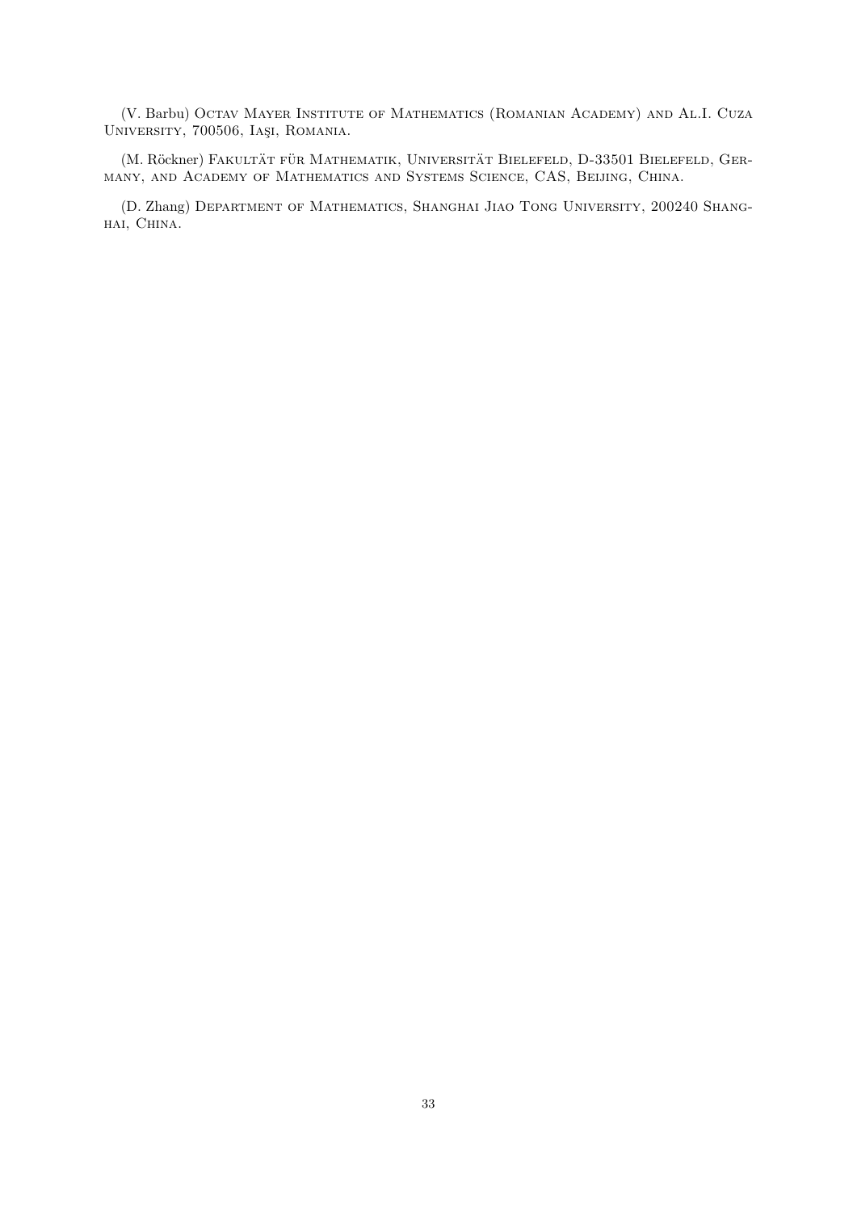(V. Barbu) Octav Mayer Institute of Mathematics (Romanian Academy) and Al.I. Cuza University, 700506, Iaşi, Romania.

(M. Röckner) Fakultät für Mathematik, Universität Bielefeld, D-33501 Bielefeld, Germany, and Academy of Mathematics and Systems Science, CAS, Beijing, China.

(D. Zhang) Department of Mathematics, Shanghai Jiao Tong University, 200240 Shanghai, China.